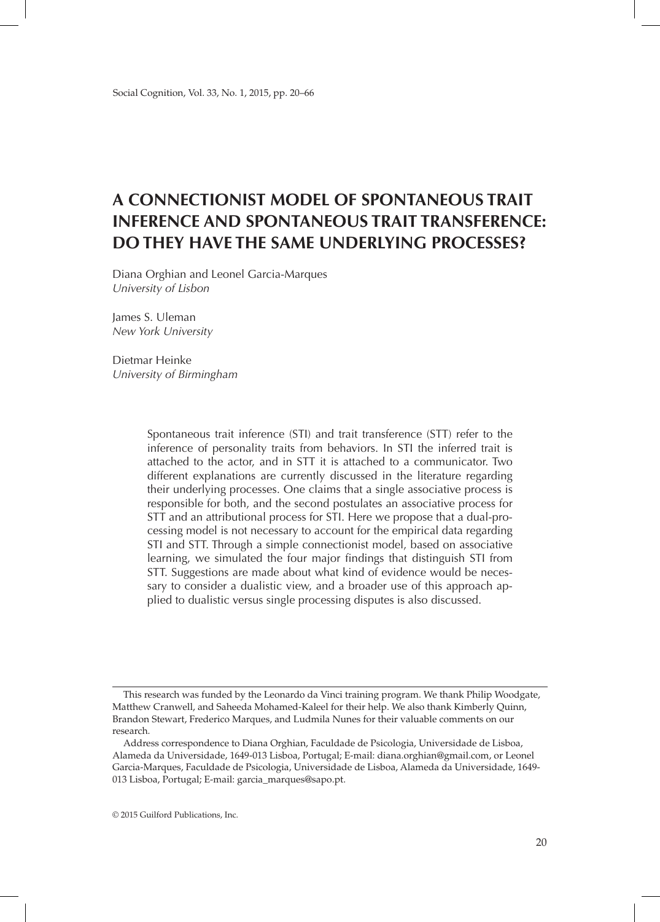# A CONNECTIONIST MODEL OF SPONTANEOUS TRAIT INFERENCE AND SPONTANEOUS TRAIT TRANSFERENCE: DO THEY HAVE THE SAME UNDERLYING PROCESSES?

Diana Orghian and Leonel Garcia-Marques
*University of Lisbon*

James S. Uleman
*New York University*

Dietmar Heinke
*University of Birmingham*

> Spontaneous trait inference (STI) and trait transference (STT) refer to the inference of personality traits from behaviors. In STI the inferred trait is attached to the actor, and in STT it is attached to a communicator. Two different explanations are currently discussed in the literature regarding their underlying processes. One claims that a single associative process is responsible for both, and the second postulates an associative process for STT and an attributional process for STI. Here we propose that a dual-processing model is not necessary to account for the empirical data regarding STI and STT. Through a simple connectionist model, based on associative learning, we simulated the four major findings that distinguish STI from STT. Suggestions are made about what kind of evidence would be necessary to consider a dualistic view, and a broader use of this approach applied to dualistic versus single processing disputes is also discussed.

---

This research was funded by the Leonardo da Vinci training program. We thank Philip Woodgate, Matthew Cranwell, and Saheeda Mohamed-Kaleel for their help. We also thank Kimberly Quinn, Brandon Stewart, Frederico Marques, and Ludmila Nunes for their valuable comments on our research.

Address correspondence to Diana Orghian, Faculdade de Psicologia, Universidade de Lisboa, Alameda da Universidade, 1649-013 Lisboa, Portugal; E-mail: diana.orghian@gmail.com, or Leonel Garcia-Marques, Faculdade de Psicologia, Universidade de Lisboa, Alameda da Universidade, 1649-013 Lisboa, Portugal; E-mail: garcia_marques@sapo.pt.

© 2015 Guilford Publications, Inc.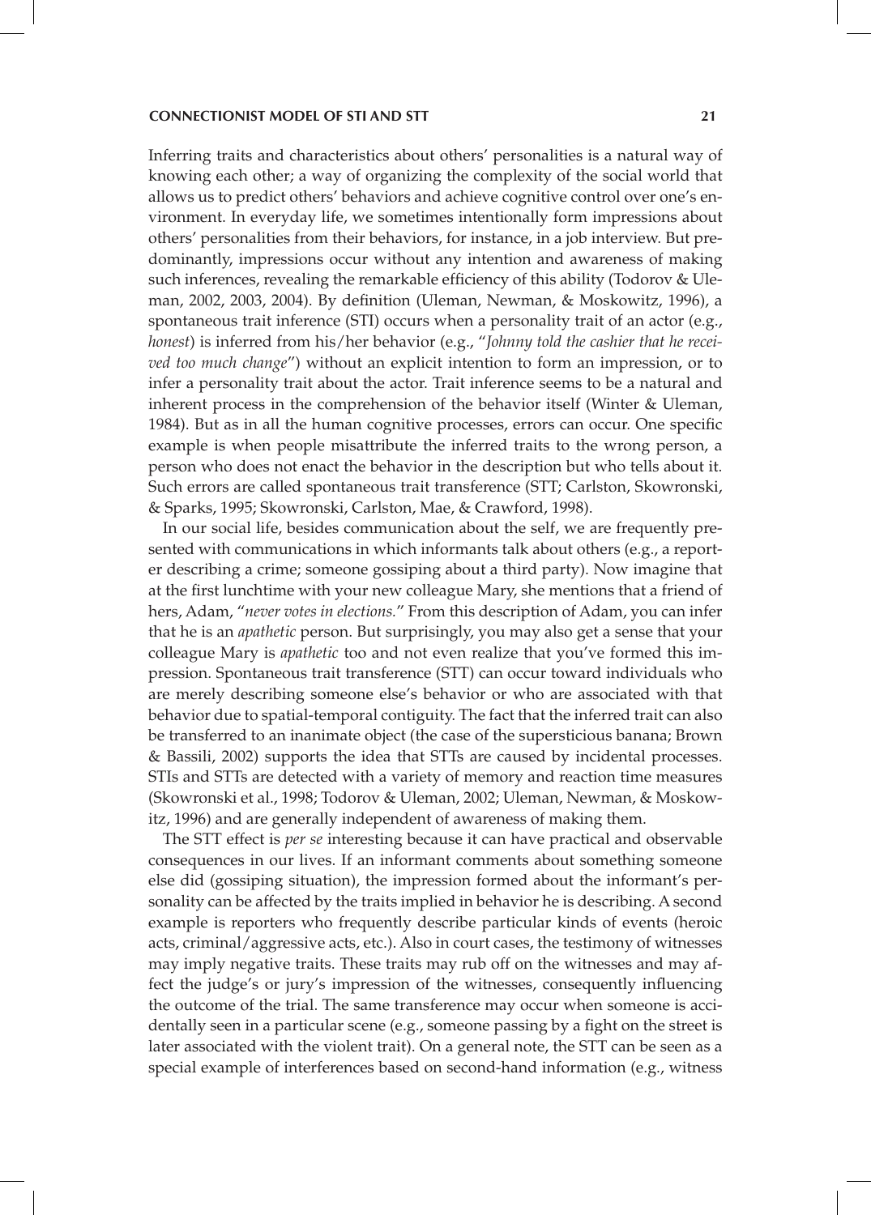Inferring traits and characteristics about others' personalities is a natural way of knowing each other; a way of organizing the complexity of the social world that allows us to predict others' behaviors and achieve cognitive control over one's environment. In everyday life, we sometimes intentionally form impressions about others' personalities from their behaviors, for instance, in a job interview. But predominantly, impressions occur without any intention and awareness of making such inferences, revealing the remarkable efficiency of this ability (Todorov & Uleman, 2002, 2003, 2004). By definition (Uleman, Newman, & Moskowitz, 1996), a spontaneous trait inference (STI) occurs when a personality trait of an actor (e.g., *honest*) is inferred from his/her behavior (e.g., "*Johnny told the cashier that he received too much change*") without an explicit intention to form an impression, or to infer a personality trait about the actor. Trait inference seems to be a natural and inherent process in the comprehension of the behavior itself (Winter & Uleman, 1984). But as in all the human cognitive processes, errors can occur. One specific example is when people misattribute the inferred traits to the wrong person, a person who does not enact the behavior in the description but who tells about it. Such errors are called spontaneous trait transference (STT; Carlston, Skowronski, & Sparks, 1995; Skowronski, Carlston, Mae, & Crawford, 1998).

In our social life, besides communication about the self, we are frequently presented with communications in which informants talk about others (e.g., a reporter describing a crime; someone gossiping about a third party). Now imagine that at the first lunchtime with your new colleague Mary, she mentions that a friend of hers, Adam, "*never votes in elections.*" From this description of Adam, you can infer that he is an *apathetic* person. But surprisingly, you may also get a sense that your colleague Mary is *apathetic* too and not even realize that you've formed this impression. Spontaneous trait transference (STT) can occur toward individuals who are merely describing someone else's behavior or who are associated with that behavior due to spatial-temporal contiguity. The fact that the inferred trait can also be transferred to an inanimate object (the case of the supersticious banana; Brown & Bassili, 2002) supports the idea that STTs are caused by incidental processes. STIs and STTs are detected with a variety of memory and reaction time measures (Skowronski et al., 1998; Todorov & Uleman, 2002; Uleman, Newman, & Moskowitz, 1996) and are generally independent of awareness of making them.

The STT effect is *per se* interesting because it can have practical and observable consequences in our lives. If an informant comments about something someone else did (gossiping situation), the impression formed about the informant's personality can be affected by the traits implied in behavior he is describing. A second example is reporters who frequently describe particular kinds of events (heroic acts, criminal/aggressive acts, etc.). Also in court cases, the testimony of witnesses may imply negative traits. These traits may rub off on the witnesses and may affect the judge's or jury's impression of the witnesses, consequently influencing the outcome of the trial. The same transference may occur when someone is accidentally seen in a particular scene (e.g., someone passing by a fight on the street is later associated with the violent trait). On a general note, the STT can be seen as a special example of interferences based on second-hand information (e.g., witness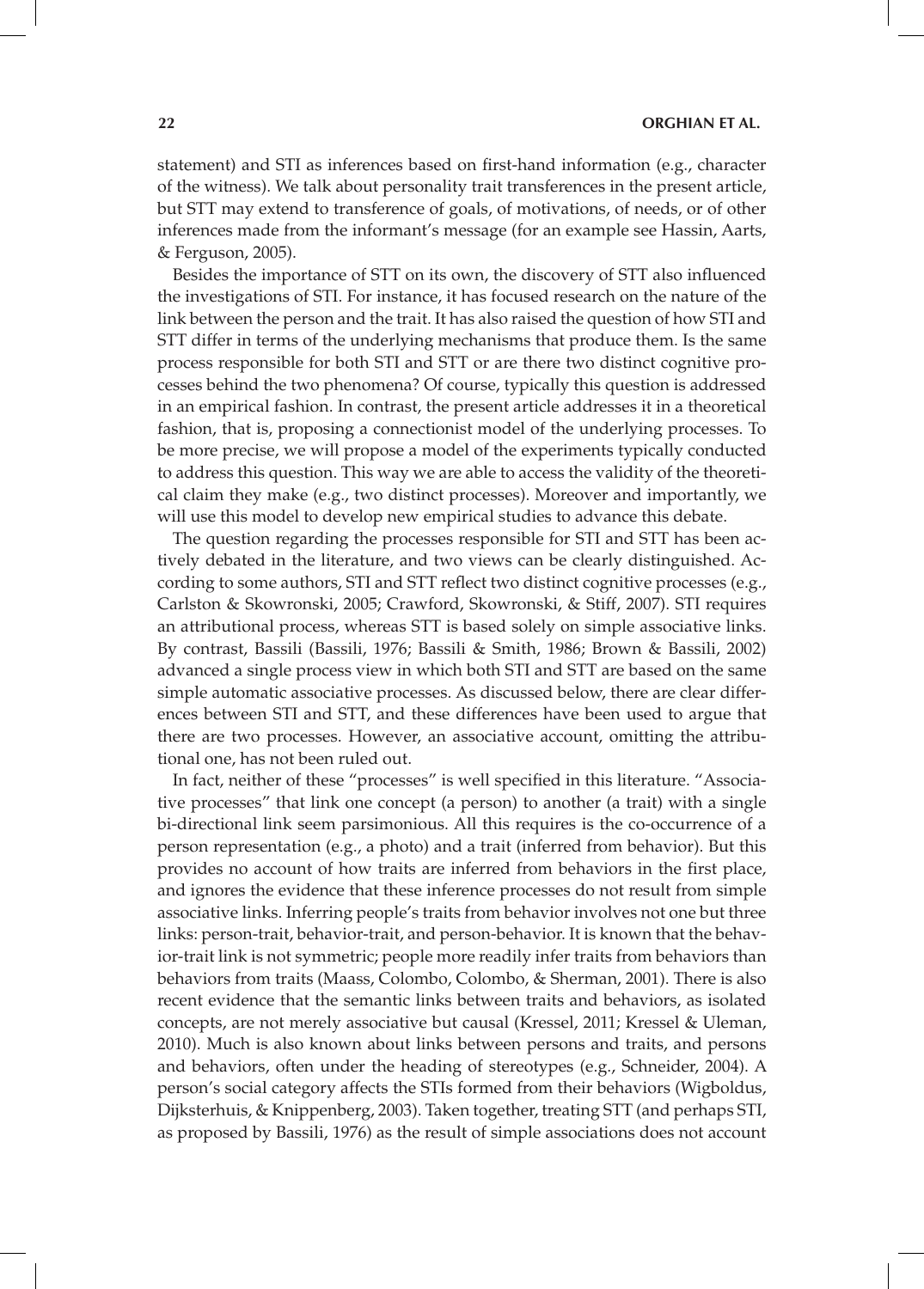statement) and STI as inferences based on first-hand information (e.g., character of the witness). We talk about personality trait transferences in the present article, but STT may extend to transference of goals, of motivations, of needs, or of other inferences made from the informant's message (for an example see Hassin, Aarts, & Ferguson, 2005).

Besides the importance of STT on its own, the discovery of STT also influenced the investigations of STI. For instance, it has focused research on the nature of the link between the person and the trait. It has also raised the question of how STI and STT differ in terms of the underlying mechanisms that produce them. Is the same process responsible for both STI and STT or are there two distinct cognitive processes behind the two phenomena? Of course, typically this question is addressed in an empirical fashion. In contrast, the present article addresses it in a theoretical fashion, that is, proposing a connectionist model of the underlying processes. To be more precise, we will propose a model of the experiments typically conducted to address this question. This way we are able to access the validity of the theoretical claim they make (e.g., two distinct processes). Moreover and importantly, we will use this model to develop new empirical studies to advance this debate.

The question regarding the processes responsible for STI and STT has been actively debated in the literature, and two views can be clearly distinguished. According to some authors, STI and STT reflect two distinct cognitive processes (e.g., Carlston & Skowronski, 2005; Crawford, Skowronski, & Stiff, 2007). STI requires an attributional process, whereas STT is based solely on simple associative links. By contrast, Bassili (Bassili, 1976; Bassili & Smith, 1986; Brown & Bassili, 2002) advanced a single process view in which both STI and STT are based on the same simple automatic associative processes. As discussed below, there are clear differences between STI and STT, and these differences have been used to argue that there are two processes. However, an associative account, omitting the attributional one, has not been ruled out.

In fact, neither of these "processes" is well specified in this literature. "Associative processes" that link one concept (a person) to another (a trait) with a single bi-directional link seem parsimonious. All this requires is the co-occurrence of a person representation (e.g., a photo) and a trait (inferred from behavior). But this provides no account of how traits are inferred from behaviors in the first place, and ignores the evidence that these inference processes do not result from simple associative links. Inferring people's traits from behavior involves not one but three links: person-trait, behavior-trait, and person-behavior. It is known that the behavior-trait link is not symmetric; people more readily infer traits from behaviors than behaviors from traits (Maass, Colombo, Colombo, & Sherman, 2001). There is also recent evidence that the semantic links between traits and behaviors, as isolated concepts, are not merely associative but causal (Kressel, 2011; Kressel & Uleman, 2010). Much is also known about links between persons and traits, and persons and behaviors, often under the heading of stereotypes (e.g., Schneider, 2004). A person's social category affects the STIs formed from their behaviors (Wigboldus, Dijksterhuis, & Knippenberg, 2003). Taken together, treating STT (and perhaps STI, as proposed by Bassili, 1976) as the result of simple associations does not account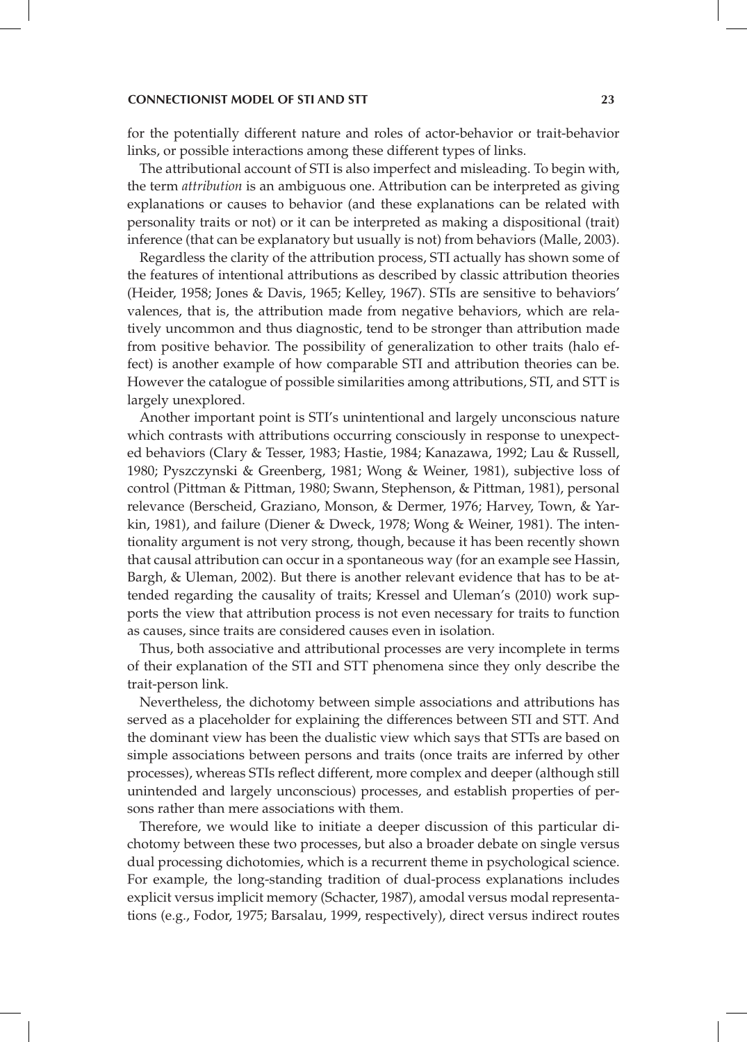for the potentially different nature and roles of actor-behavior or trait-behavior links, or possible interactions among these different types of links.

The attributional account of STI is also imperfect and misleading. To begin with, the term *attribution* is an ambiguous one. Attribution can be interpreted as giving explanations or causes to behavior (and these explanations can be related with personality traits or not) or it can be interpreted as making a dispositional (trait) inference (that can be explanatory but usually is not) from behaviors (Malle, 2003).

Regardless the clarity of the attribution process, STI actually has shown some of the features of intentional attributions as described by classic attribution theories (Heider, 1958; Jones & Davis, 1965; Kelley, 1967). STIs are sensitive to behaviors' valences, that is, the attribution made from negative behaviors, which are relatively uncommon and thus diagnostic, tend to be stronger than attribution made from positive behavior. The possibility of generalization to other traits (halo effect) is another example of how comparable STI and attribution theories can be. However the catalogue of possible similarities among attributions, STI, and STT is largely unexplored.

Another important point is STI's unintentional and largely unconscious nature which contrasts with attributions occurring consciously in response to unexpected behaviors (Clary & Tesser, 1983; Hastie, 1984; Kanazawa, 1992; Lau & Russell, 1980; Pyszczynski & Greenberg, 1981; Wong & Weiner, 1981), subjective loss of control (Pittman & Pittman, 1980; Swann, Stephenson, & Pittman, 1981), personal relevance (Berscheid, Graziano, Monson, & Dermer, 1976; Harvey, Town, & Yarkin, 1981), and failure (Diener & Dweck, 1978; Wong & Weiner, 1981). The intentionality argument is not very strong, though, because it has been recently shown that causal attribution can occur in a spontaneous way (for an example see Hassin, Bargh, & Uleman, 2002). But there is another relevant evidence that has to be attended regarding the causality of traits; Kressel and Uleman's (2010) work supports the view that attribution process is not even necessary for traits to function as causes, since traits are considered causes even in isolation.

Thus, both associative and attributional processes are very incomplete in terms of their explanation of the STI and STT phenomena since they only describe the trait-person link.

Nevertheless, the dichotomy between simple associations and attributions has served as a placeholder for explaining the differences between STI and STT. And the dominant view has been the dualistic view which says that STTs are based on simple associations between persons and traits (once traits are inferred by other processes), whereas STIs reflect different, more complex and deeper (although still unintended and largely unconscious) processes, and establish properties of persons rather than mere associations with them.

Therefore, we would like to initiate a deeper discussion of this particular dichotomy between these two processes, but also a broader debate on single versus dual processing dichotomies, which is a recurrent theme in psychological science. For example, the long-standing tradition of dual-process explanations includes explicit versus implicit memory (Schacter, 1987), amodal versus modal representations (e.g., Fodor, 1975; Barsalau, 1999, respectively), direct versus indirect routes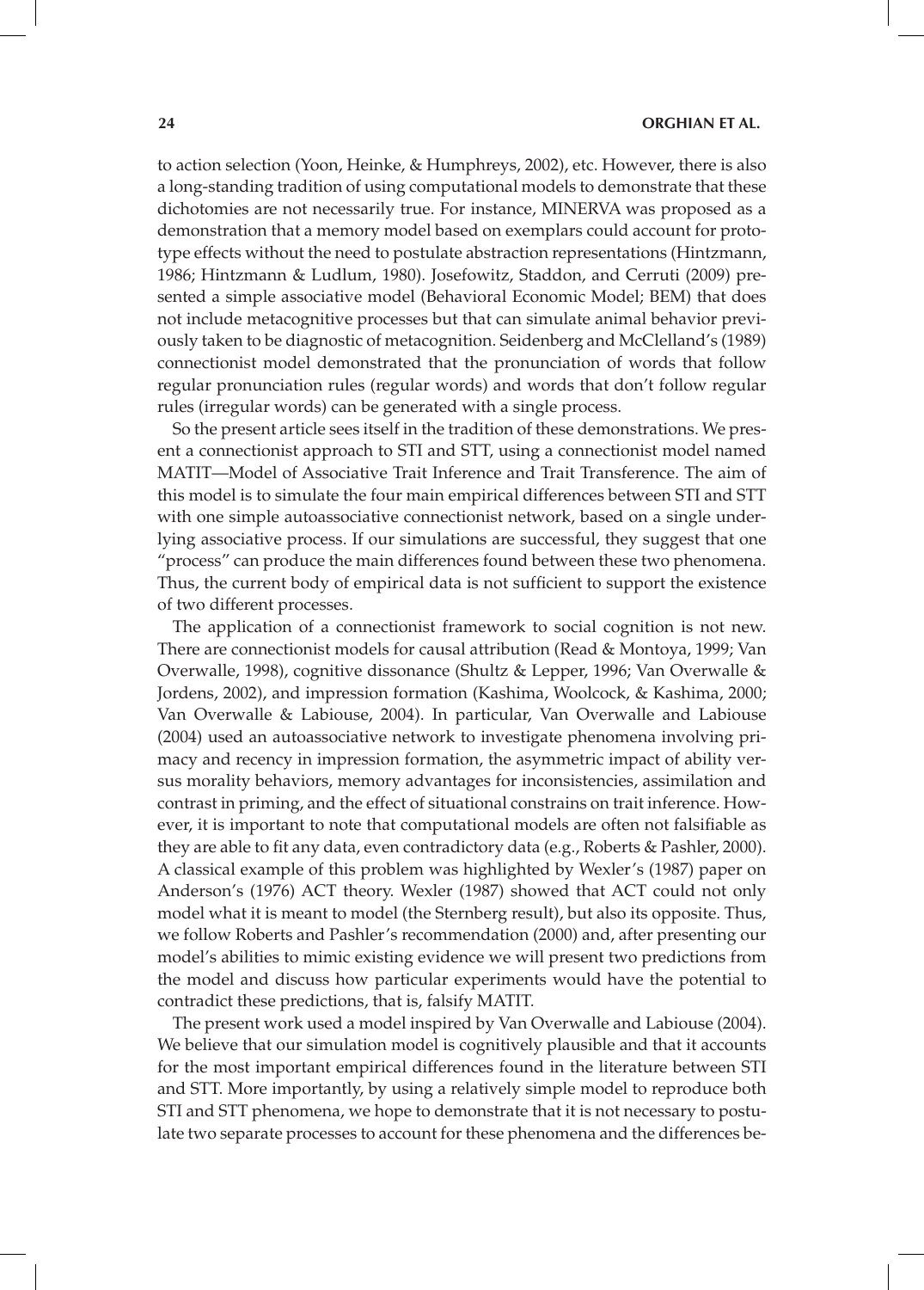to action selection (Yoon, Heinke, & Humphreys, 2002), etc. However, there is also a long-standing tradition of using computational models to demonstrate that these dichotomies are not necessarily true. For instance, MINERVA was proposed as a demonstration that a memory model based on exemplars could account for prototype effects without the need to postulate abstraction representations (Hintzmann, 1986; Hintzmann & Ludlum, 1980). Josefowitz, Staddon, and Cerruti (2009) presented a simple associative model (Behavioral Economic Model; BEM) that does not include metacognitive processes but that can simulate animal behavior previously taken to be diagnostic of metacognition. Seidenberg and McClelland's (1989) connectionist model demonstrated that the pronunciation of words that follow regular pronunciation rules (regular words) and words that don't follow regular rules (irregular words) can be generated with a single process.

So the present article sees itself in the tradition of these demonstrations. We present a connectionist approach to STI and STT, using a connectionist model named MATIT—Model of Associative Trait Inference and Trait Transference. The aim of this model is to simulate the four main empirical differences between STI and STT with one simple autoassociative connectionist network, based on a single underlying associative process. If our simulations are successful, they suggest that one "process" can produce the main differences found between these two phenomena. Thus, the current body of empirical data is not sufficient to support the existence of two different processes.

The application of a connectionist framework to social cognition is not new. There are connectionist models for causal attribution (Read & Montoya, 1999; Van Overwalle, 1998), cognitive dissonance (Shultz & Lepper, 1996; Van Overwalle & Jordens, 2002), and impression formation (Kashima, Woolcock, & Kashima, 2000; Van Overwalle & Labiouse, 2004). In particular, Van Overwalle and Labiouse (2004) used an autoassociative network to investigate phenomena involving primacy and recency in impression formation, the asymmetric impact of ability versus morality behaviors, memory advantages for inconsistencies, assimilation and contrast in priming, and the effect of situational constrains on trait inference. However, it is important to note that computational models are often not falsifiable as they are able to fit any data, even contradictory data (e.g., Roberts & Pashler, 2000). A classical example of this problem was highlighted by Wexler's (1987) paper on Anderson's (1976) ACT theory. Wexler (1987) showed that ACT could not only model what it is meant to model (the Sternberg result), but also its opposite. Thus, we follow Roberts and Pashler's recommendation (2000) and, after presenting our model's abilities to mimic existing evidence we will present two predictions from the model and discuss how particular experiments would have the potential to contradict these predictions, that is, falsify MATIT.

The present work used a model inspired by Van Overwalle and Labiouse (2004). We believe that our simulation model is cognitively plausible and that it accounts for the most important empirical differences found in the literature between STI and STT. More importantly, by using a relatively simple model to reproduce both STI and STT phenomena, we hope to demonstrate that it is not necessary to postulate two separate processes to account for these phenomena and the differences be-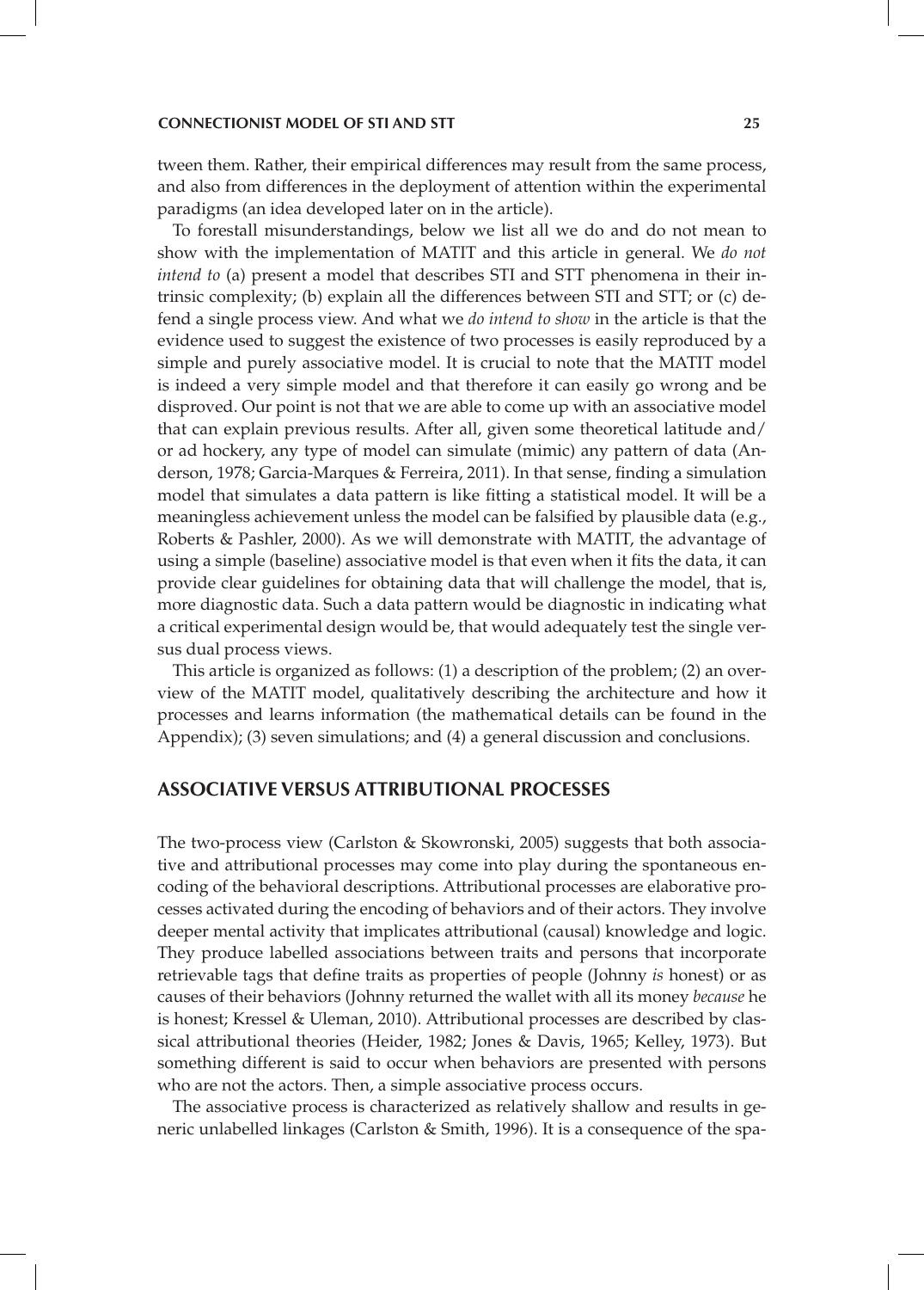tween them. Rather, their empirical differences may result from the same process, and also from differences in the deployment of attention within the experimental paradigms (an idea developed later on in the article).

To forestall misunderstandings, below we list all we do and do not mean to show with the implementation of MATIT and this article in general. We *do not intend to* (a) present a model that describes STI and STT phenomena in their intrinsic complexity; (b) explain all the differences between STI and STT; or (c) defend a single process view. And what we *do intend to show* in the article is that the evidence used to suggest the existence of two processes is easily reproduced by a simple and purely associative model. It is crucial to note that the MATIT model is indeed a very simple model and that therefore it can easily go wrong and be disproved. Our point is not that we are able to come up with an associative model that can explain previous results. After all, given some theoretical latitude and/or ad hockery, any type of model can simulate (mimic) any pattern of data (Anderson, 1978; Garcia-Marques & Ferreira, 2011). In that sense, finding a simulation model that simulates a data pattern is like fitting a statistical model. It will be a meaningless achievement unless the model can be falsified by plausible data (e.g., Roberts & Pashler, 2000). As we will demonstrate with MATIT, the advantage of using a simple (baseline) associative model is that even when it fits the data, it can provide clear guidelines for obtaining data that will challenge the model, that is, more diagnostic data. Such a data pattern would be diagnostic in indicating what a critical experimental design would be, that would adequately test the single versus dual process views.

This article is organized as follows: (1) a description of the problem; (2) an overview of the MATIT model, qualitatively describing the architecture and how it processes and learns information (the mathematical details can be found in the Appendix); (3) seven simulations; and (4) a general discussion and conclusions.

## ASSOCIATIVE VERSUS ATTRIBUTIONAL PROCESSES

The two-process view (Carlston & Skowronski, 2005) suggests that both associative and attributional processes may come into play during the spontaneous encoding of the behavioral descriptions. Attributional processes are elaborative processes activated during the encoding of behaviors and of their actors. They involve deeper mental activity that implicates attributional (causal) knowledge and logic. They produce labelled associations between traits and persons that incorporate retrievable tags that define traits as properties of people (Johnny *is* honest) or as causes of their behaviors (Johnny returned the wallet with all its money *because* he is honest; Kressel & Uleman, 2010). Attributional processes are described by classical attributional theories (Heider, 1982; Jones & Davis, 1965; Kelley, 1973). But something different is said to occur when behaviors are presented with persons who are not the actors. Then, a simple associative process occurs.

The associative process is characterized as relatively shallow and results in generic unlabelled linkages (Carlston & Smith, 1996). It is a consequence of the spa-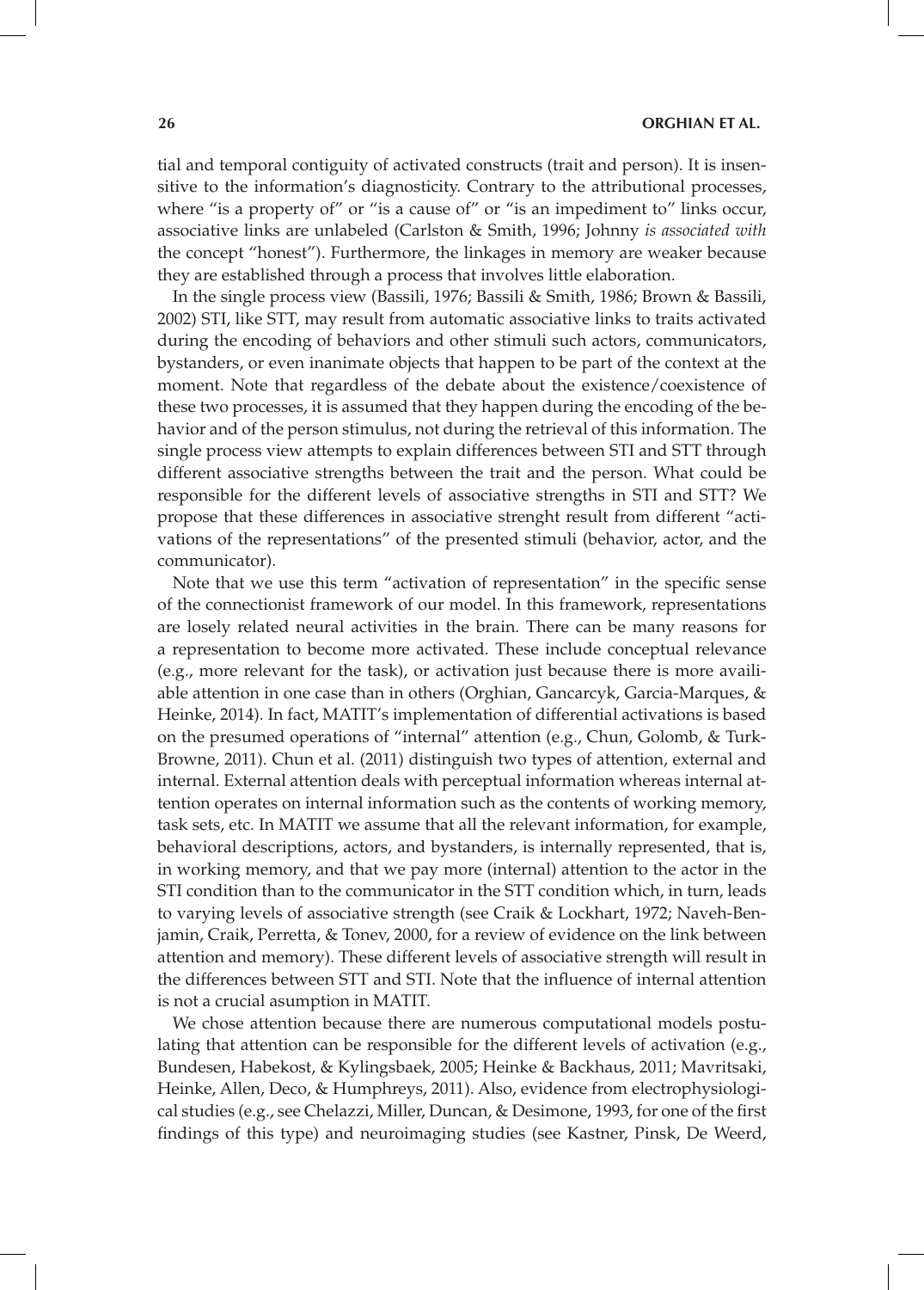tial and temporal contiguity of activated constructs (trait and person). It is insensitive to the information's diagnosticity. Contrary to the attributional processes, where "is a property of" or "is a cause of" or "is an impediment to" links occur, associative links are unlabeled (Carlston & Smith, 1996; Johnny *is associated with* the concept "honest"). Furthermore, the linkages in memory are weaker because they are established through a process that involves little elaboration.

In the single process view (Bassili, 1976; Bassili & Smith, 1986; Brown & Bassili, 2002) STI, like STT, may result from automatic associative links to traits activated during the encoding of behaviors and other stimuli such actors, communicators, bystanders, or even inanimate objects that happen to be part of the context at the moment. Note that regardless of the debate about the existence/coexistence of these two processes, it is assumed that they happen during the encoding of the behavior and of the person stimulus, not during the retrieval of this information. The single process view attempts to explain differences between STI and STT through different associative strengths between the trait and the person. What could be responsible for the different levels of associative strengths in STI and STT? We propose that these differences in associative strenght result from different "activations of the representations" of the presented stimuli (behavior, actor, and the communicator).

Note that we use this term "activation of representation" in the specific sense of the connectionist framework of our model. In this framework, representations are losely related neural activities in the brain. There can be many reasons for a representation to become more activated. These include conceptual relevance (e.g., more relevant for the task), or activation just because there is more availiable attention in one case than in others (Orghian, Gancarcyk, Garcia-Marques, & Heinke, 2014). In fact, MATIT's implementation of differential activations is based on the presumed operations of "internal" attention (e.g., Chun, Golomb, & Turk-Browne, 2011). Chun et al. (2011) distinguish two types of attention, external and internal. External attention deals with perceptual information whereas internal attention operates on internal information such as the contents of working memory, task sets, etc. In MATIT we assume that all the relevant information, for example, behavioral descriptions, actors, and bystanders, is internally represented, that is, in working memory, and that we pay more (internal) attention to the actor in the STI condition than to the communicator in the STT condition which, in turn, leads to varying levels of associative strength (see Craik & Lockhart, 1972; Naveh-Benjamin, Craik, Perretta, & Tonev, 2000, for a review of evidence on the link between attention and memory). These different levels of associative strength will result in the differences between STT and STI. Note that the influence of internal attention is not a crucial asumption in MATIT.

We chose attention because there are numerous computational models postulating that attention can be responsible for the different levels of activation (e.g., Bundesen, Habekost, & Kylingsbaek, 2005; Heinke & Backhaus, 2011; Mavritsaki, Heinke, Allen, Deco, & Humphreys, 2011). Also, evidence from electrophysiological studies (e.g., see Chelazzi, Miller, Duncan, & Desimone, 1993, for one of the first findings of this type) and neuroimaging studies (see Kastner, Pinsk, De Weerd,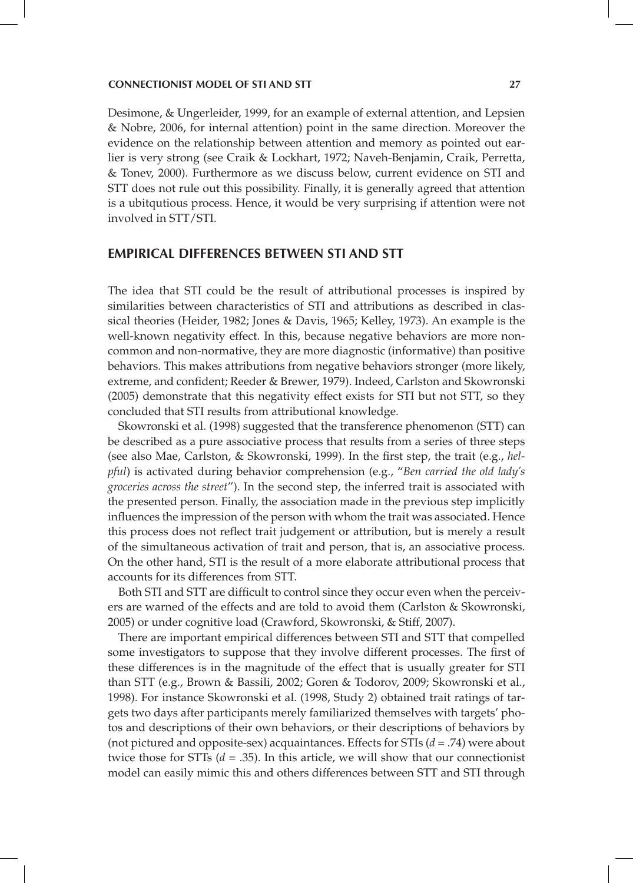Desimone, & Ungerleider, 1999, for an example of external attention, and Lepsien & Nobre, 2006, for internal attention) point in the same direction. Moreover the evidence on the relationship between attention and memory as pointed out earlier is very strong (see Craik & Lockhart, 1972; Naveh-Benjamin, Craik, Perretta, & Tonev, 2000). Furthermore as we discuss below, current evidence on STI and STT does not rule out this possibility. Finally, it is generally agreed that attention is a ubitqutious process. Hence, it would be very surprising if attention were not involved in STT/STI.

## EMPIRICAL DIFFERENCES BETWEEN STI AND STT

The idea that STI could be the result of attributional processes is inspired by similarities between characteristics of STI and attributions as described in classical theories (Heider, 1982; Jones & Davis, 1965; Kelley, 1973). An example is the well-known negativity effect. In this, because negative behaviors are more noncommon and non-normative, they are more diagnostic (informative) than positive behaviors. This makes attributions from negative behaviors stronger (more likely, extreme, and confident; Reeder & Brewer, 1979). Indeed, Carlston and Skowronski (2005) demonstrate that this negativity effect exists for STI but not STT, so they concluded that STI results from attributional knowledge.

Skowronski et al. (1998) suggested that the transference phenomenon (STT) can be described as a pure associative process that results from a series of three steps (see also Mae, Carlston, & Skowronski, 1999). In the first step, the trait (e.g., *helpful*) is activated during behavior comprehension (e.g., "*Ben carried the old lady's groceries across the street*"). In the second step, the inferred trait is associated with the presented person. Finally, the association made in the previous step implicitly influences the impression of the person with whom the trait was associated. Hence this process does not reflect trait judgement or attribution, but is merely a result of the simultaneous activation of trait and person, that is, an associative process. On the other hand, STI is the result of a more elaborate attributional process that accounts for its differences from STT.

Both STI and STT are difficult to control since they occur even when the perceivers are warned of the effects and are told to avoid them (Carlston & Skowronski, 2005) or under cognitive load (Crawford, Skowronski, & Stiff, 2007).

There are important empirical differences between STI and STT that compelled some investigators to suppose that they involve different processes. The first of these differences is in the magnitude of the effect that is usually greater for STI than STT (e.g., Brown & Bassili, 2002; Goren & Todorov, 2009; Skowronski et al., 1998). For instance Skowronski et al. (1998, Study 2) obtained trait ratings of targets two days after participants merely familiarized themselves with targets' photos and descriptions of their own behaviors, or their descriptions of behaviors by (not pictured and opposite-sex) acquaintances. Effects for STIs ($d = .74$) were about twice those for STTs ($d = .35$). In this article, we will show that our connectionist model can easily mimic this and others differences between STT and STI through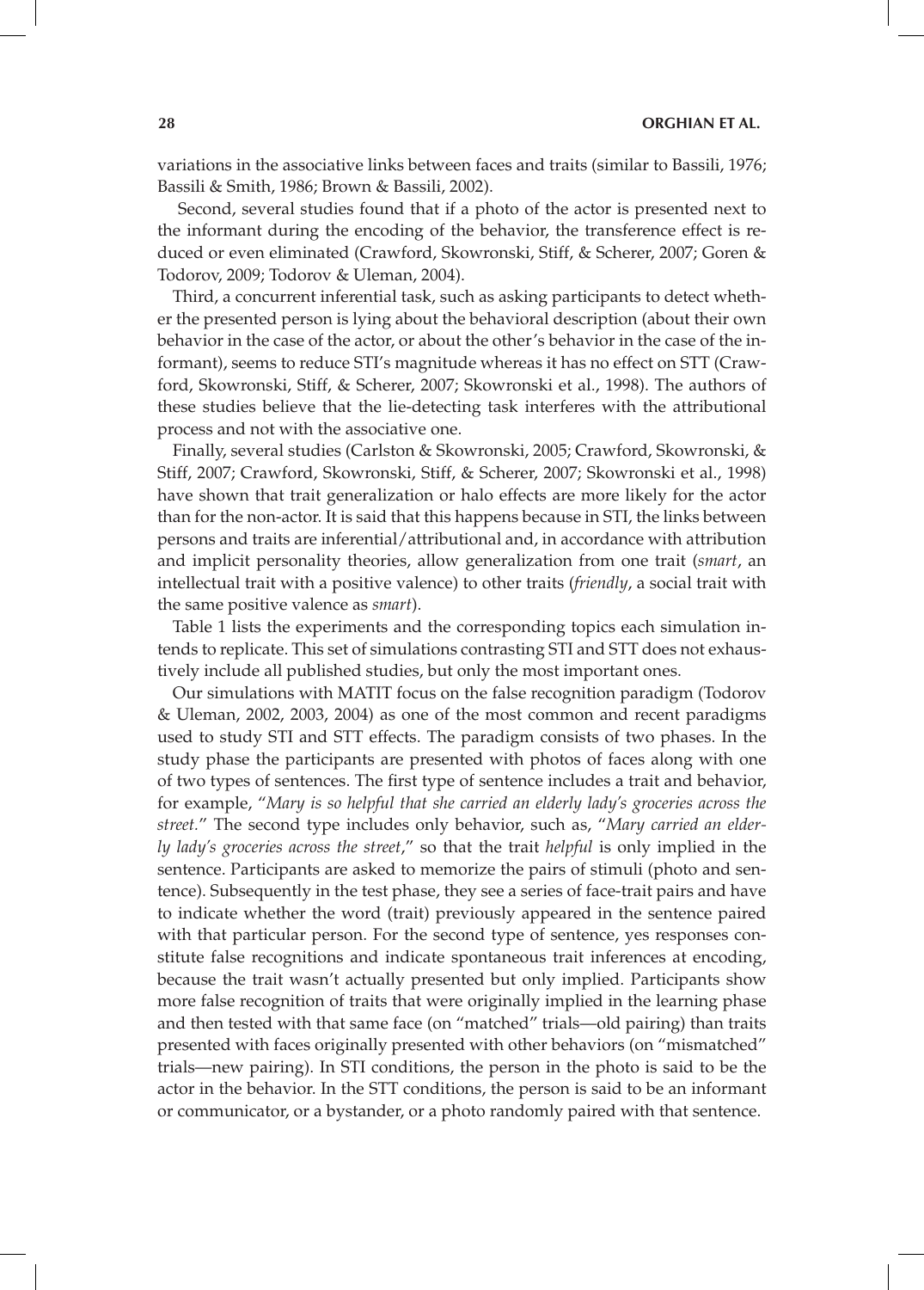variations in the associative links between faces and traits (similar to Bassili, 1976; Bassili & Smith, 1986; Brown & Bassili, 2002).

Second, several studies found that if a photo of the actor is presented next to the informant during the encoding of the behavior, the transference effect is reduced or even eliminated (Crawford, Skowronski, Stiff, & Scherer, 2007; Goren & Todorov, 2009; Todorov & Uleman, 2004).

Third, a concurrent inferential task, such as asking participants to detect whether the presented person is lying about the behavioral description (about their own behavior in the case of the actor, or about the other's behavior in the case of the informant), seems to reduce STI's magnitude whereas it has no effect on STT (Crawford, Skowronski, Stiff, & Scherer, 2007; Skowronski et al., 1998). The authors of these studies believe that the lie-detecting task interferes with the attributional process and not with the associative one.

Finally, several studies (Carlston & Skowronski, 2005; Crawford, Skowronski, & Stiff, 2007; Crawford, Skowronski, Stiff, & Scherer, 2007; Skowronski et al., 1998) have shown that trait generalization or halo effects are more likely for the actor than for the non-actor. It is said that this happens because in STI, the links between persons and traits are inferential/attributional and, in accordance with attribution and implicit personality theories, allow generalization from one trait (*smart*, an intellectual trait with a positive valence) to other traits (*friendly*, a social trait with the same positive valence as *smart*).

Table 1 lists the experiments and the corresponding topics each simulation intends to replicate. This set of simulations contrasting STI and STT does not exhaustively include all published studies, but only the most important ones.

Our simulations with MATIT focus on the false recognition paradigm (Todorov & Uleman, 2002, 2003, 2004) as one of the most common and recent paradigms used to study STI and STT effects. The paradigm consists of two phases. In the study phase the participants are presented with photos of faces along with one of two types of sentences. The first type of sentence includes a trait and behavior, for example, "*Mary is so helpful that she carried an elderly lady's groceries across the street.*" The second type includes only behavior, such as, "*Mary carried an elderly lady's groceries across the street*," so that the trait *helpful* is only implied in the sentence. Participants are asked to memorize the pairs of stimuli (photo and sentence). Subsequently in the test phase, they see a series of face-trait pairs and have to indicate whether the word (trait) previously appeared in the sentence paired with that particular person. For the second type of sentence, yes responses constitute false recognitions and indicate spontaneous trait inferences at encoding, because the trait wasn't actually presented but only implied. Participants show more false recognition of traits that were originally implied in the learning phase and then tested with that same face (on "matched" trials—old pairing) than traits presented with faces originally presented with other behaviors (on "mismatched" trials—new pairing). In STI conditions, the person in the photo is said to be the actor in the behavior. In the STT conditions, the person is said to be an informant or communicator, or a bystander, or a photo randomly paired with that sentence.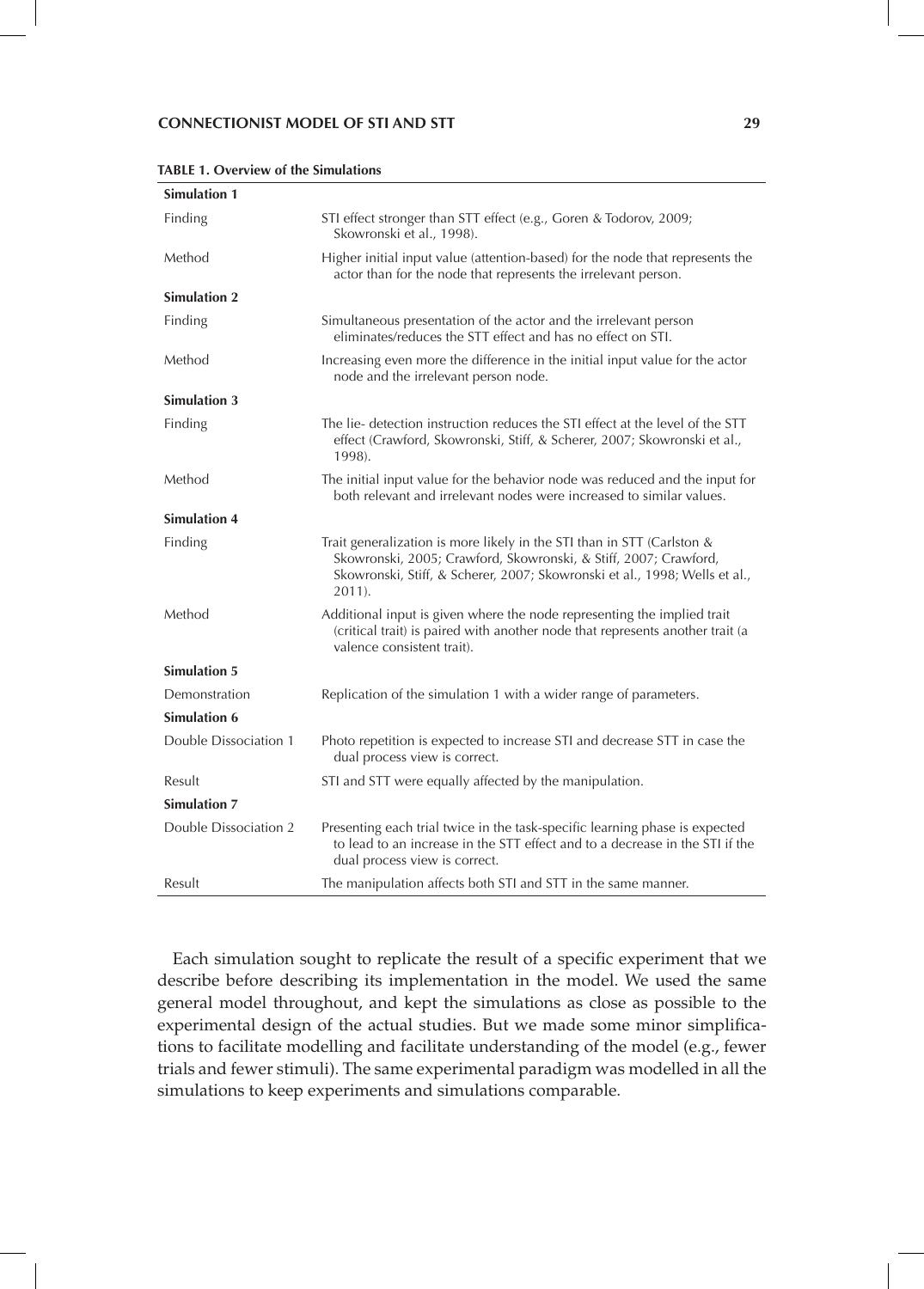**TABLE 1. Overview of the Simulations**

| | |
|---|---|
| **Simulation 1** | |
| Finding | STI effect stronger than STT effect (e.g., Goren & Todorov, 2009; Skowronski et al., 1998). |
| Method | Higher initial input value (attention-based) for the node that represents the actor than for the node that represents the irrelevant person. |
| **Simulation 2** | |
| Finding | Simultaneous presentation of the actor and the irrelevant person eliminates/reduces the STT effect and has no effect on STI. |
| Method | Increasing even more the difference in the initial input value for the actor node and the irrelevant person node. |
| **Simulation 3** | |
| Finding | The lie- detection instruction reduces the STI effect at the level of the STT effect (Crawford, Skowronski, Stiff, & Scherer, 2007; Skowronski et al., 1998). |
| Method | The initial input value for the behavior node was reduced and the input for both relevant and irrelevant nodes were increased to similar values. |
| **Simulation 4** | |
| Finding | Trait generalization is more likely in the STI than in STT (Carlston & Skowronski, 2005; Crawford, Skowronski, & Stiff, 2007; Crawford, Skowronski, Stiff, & Scherer, 2007; Skowronski et al., 1998; Wells et al., 2011). |
| Method | Additional input is given where the node representing the implied trait (critical trait) is paired with another node that represents another trait (a valence consistent trait). |
| **Simulation 5** | |
| Demonstration | Replication of the simulation 1 with a wider range of parameters. |
| **Simulation 6** | |
| Double Dissociation 1 | Photo repetition is expected to increase STI and decrease STT in case the dual process view is correct. |
| Result | STI and STT were equally affected by the manipulation. |
| **Simulation 7** | |
| Double Dissociation 2 | Presenting each trial twice in the task-specific learning phase is expected to lead to an increase in the STT effect and to a decrease in the STI if the dual process view is correct. |
| Result | The manipulation affects both STI and STT in the same manner. |

Each simulation sought to replicate the result of a specific experiment that we describe before describing its implementation in the model. We used the same general model throughout, and kept the simulations as close as possible to the experimental design of the actual studies. But we made some minor simplifications to facilitate modelling and facilitate understanding of the model (e.g., fewer trials and fewer stimuli). The same experimental paradigm was modelled in all the simulations to keep experiments and simulations comparable.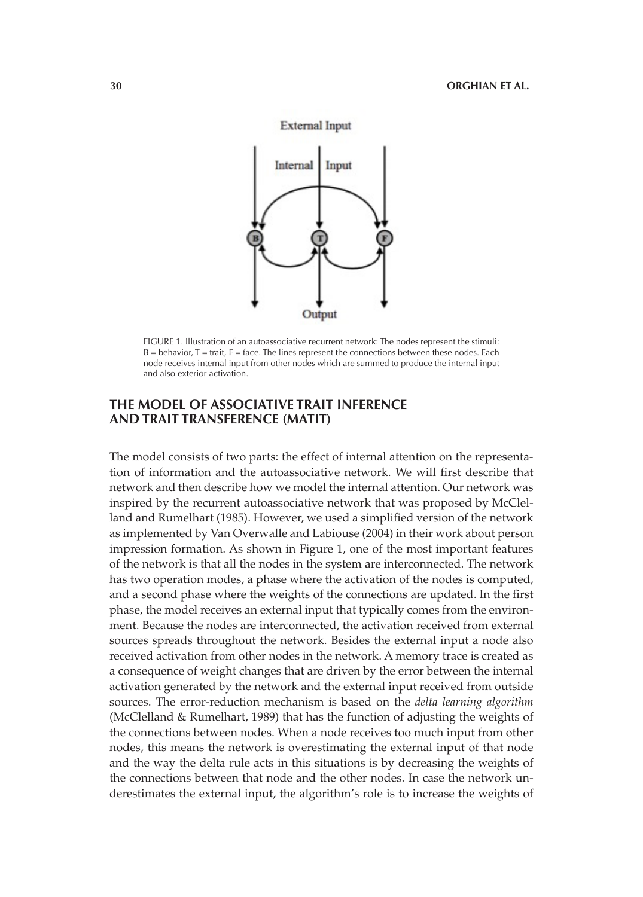FIGURE 1. Illustration of an autoassociative recurrent network: The nodes represent the stimuli: B = behavior, T = trait, F = face. The lines represent the connections between these nodes. Each node receives internal input from other nodes which are summed to produce the internal input and also exterior activation.

## THE MODEL OF ASSOCIATIVE TRAIT INFERENCE AND TRAIT TRANSFERENCE (MATIT)

The model consists of two parts: the effect of internal attention on the representation of information and the autoassociative network. We will first describe that network and then describe how we model the internal attention. Our network was inspired by the recurrent autoassociative network that was proposed by McClelland and Rumelhart (1985). However, we used a simplified version of the network as implemented by Van Overwalle and Labiouse (2004) in their work about person impression formation. As shown in Figure 1, one of the most important features of the network is that all the nodes in the system are interconnected. The network has two operation modes, a phase where the activation of the nodes is computed, and a second phase where the weights of the connections are updated. In the first phase, the model receives an external input that typically comes from the environment. Because the nodes are interconnected, the activation received from external sources spreads throughout the network. Besides the external input a node also received activation from other nodes in the network. A memory trace is created as a consequence of weight changes that are driven by the error between the internal activation generated by the network and the external input received from outside sources. The error-reduction mechanism is based on the *delta learning algorithm* (McClelland & Rumelhart, 1989) that has the function of adjusting the weights of the connections between nodes. When a node receives too much input from other nodes, this means the network is overestimating the external input of that node and the way the delta rule acts in this situations is by decreasing the weights of the connections between that node and the other nodes. In case the network underestimates the external input, the algorithm's role is to increase the weights of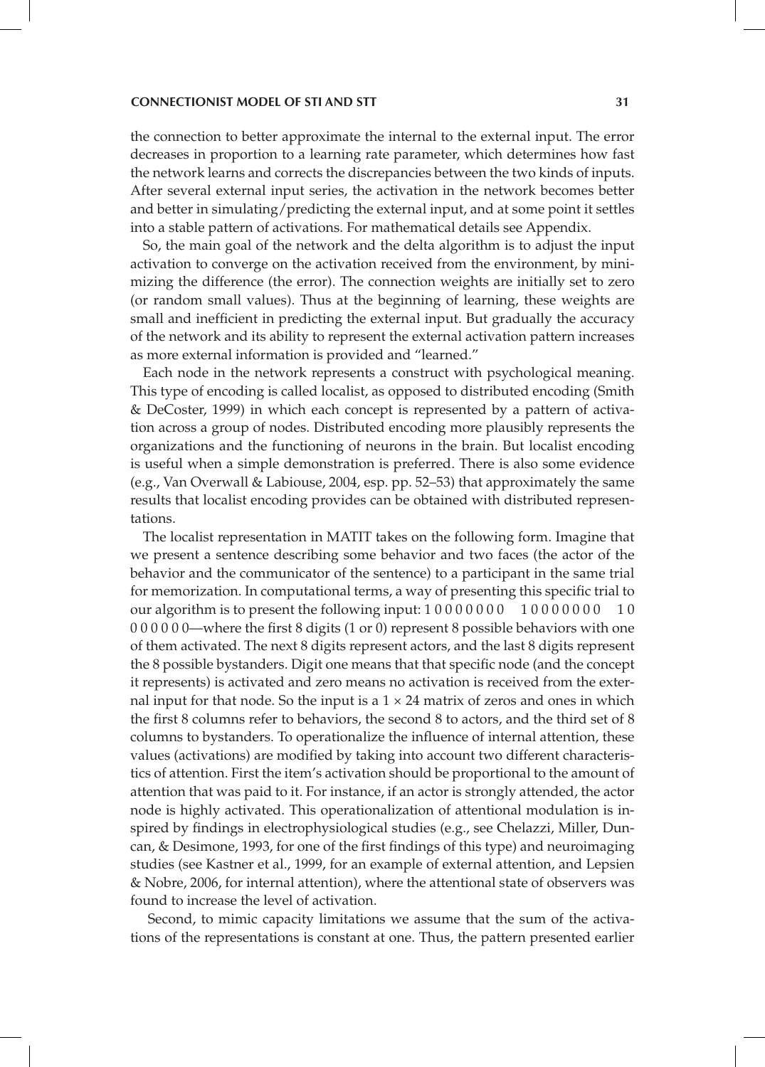the connection to better approximate the internal to the external input. The error decreases in proportion to a learning rate parameter, which determines how fast the network learns and corrects the discrepancies between the two kinds of inputs. After several external input series, the activation in the network becomes better and better in simulating/predicting the external input, and at some point it settles into a stable pattern of activations. For mathematical details see Appendix.

So, the main goal of the network and the delta algorithm is to adjust the input activation to converge on the activation received from the environment, by minimizing the difference (the error). The connection weights are initially set to zero (or random small values). Thus at the beginning of learning, these weights are small and inefficient in predicting the external input. But gradually the accuracy of the network and its ability to represent the external activation pattern increases as more external information is provided and "learned."

Each node in the network represents a construct with psychological meaning. This type of encoding is called localist, as opposed to distributed encoding (Smith & DeCoster, 1999) in which each concept is represented by a pattern of activation across a group of nodes. Distributed encoding more plausibly represents the organizations and the functioning of neurons in the brain. But localist encoding is useful when a simple demonstration is preferred. There is also some evidence (e.g., Van Overwall & Labiouse, 2004, esp. pp. 52–53) that approximately the same results that localist encoding provides can be obtained with distributed representations.

The localist representation in MATIT takes on the following form. Imagine that we present a sentence describing some behavior and two faces (the actor of the behavior and the communicator of the sentence) to a participant in the same trial for memorization. In computational terms, a way of presenting this specific trial to our algorithm is to present the following input: 1 0 0 0 0 0 0 0   1 0 0 0 0 0 0 0   1 0 0 0 0 0 0 0—where the first 8 digits (1 or 0) represent 8 possible behaviors with one of them activated. The next 8 digits represent actors, and the last 8 digits represent the 8 possible bystanders. Digit one means that that specific node (and the concept it represents) is activated and zero means no activation is received from the external input for that node. So the input is a $1 \times 24$ matrix of zeros and ones in which the first 8 columns refer to behaviors, the second 8 to actors, and the third set of 8 columns to bystanders. To operationalize the influence of internal attention, these values (activations) are modified by taking into account two different characteristics of attention. First the item's activation should be proportional to the amount of attention that was paid to it. For instance, if an actor is strongly attended, the actor node is highly activated. This operationalization of attentional modulation is inspired by findings in electrophysiological studies (e.g., see Chelazzi, Miller, Duncan, & Desimone, 1993, for one of the first findings of this type) and neuroimaging studies (see Kastner et al., 1999, for an example of external attention, and Lepsien & Nobre, 2006, for internal attention), where the attentional state of observers was found to increase the level of activation.

Second, to mimic capacity limitations we assume that the sum of the activations of the representations is constant at one. Thus, the pattern presented earlier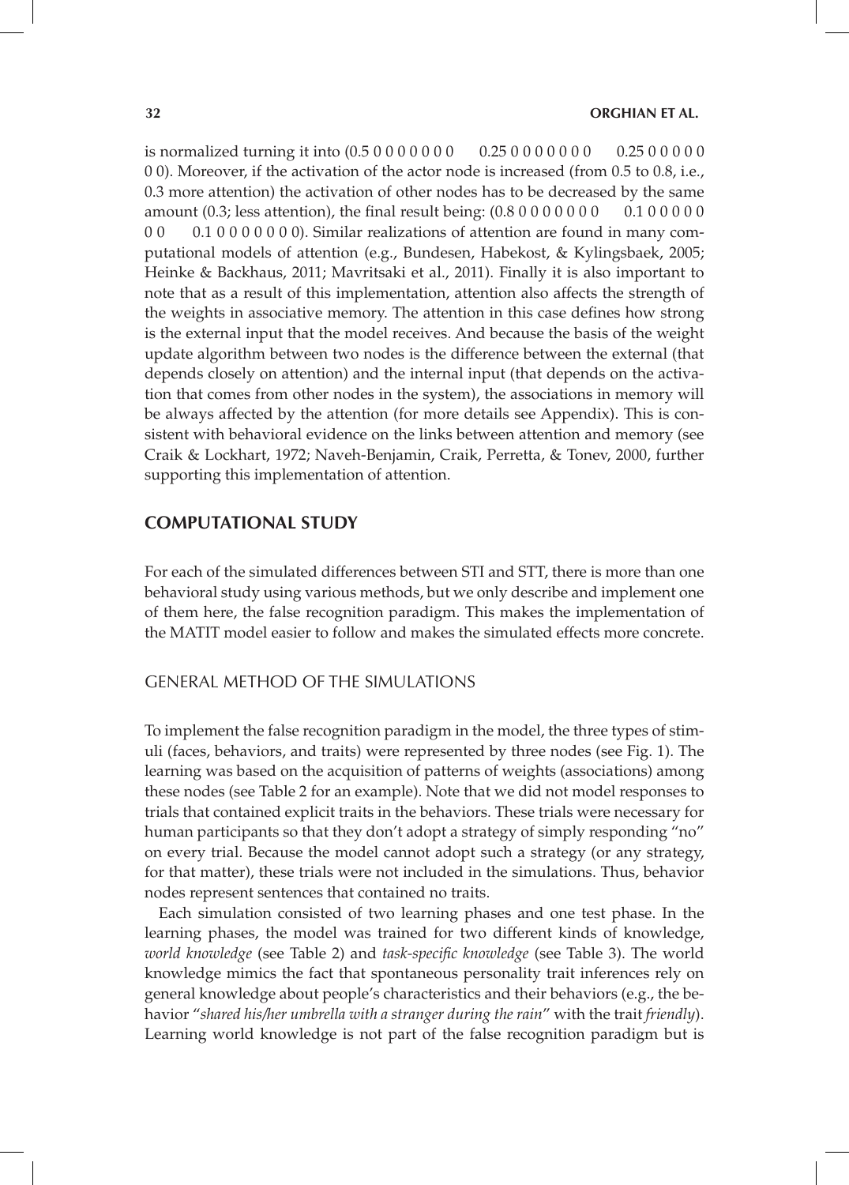is normalized turning it into (0.5 0 0 0 0 0 0 0   0.25 0 0 0 0 0 0 0   0.25 0 0 0 0 0 0 0). Moreover, if the activation of the actor node is increased (from 0.5 to 0.8, i.e., 0.3 more attention) the activation of other nodes has to be decreased by the same amount (0.3; less attention), the final result being: (0.8 0 0 0 0 0 0 0   0.1 0 0 0 0 0 0 0   0.1 0 0 0 0 0 0 0). Similar realizations of attention are found in many computational models of attention (e.g., Bundesen, Habekost, & Kylingsbaek, 2005; Heinke & Backhaus, 2011; Mavritsaki et al., 2011). Finally it is also important to note that as a result of this implementation, attention also affects the strength of the weights in associative memory. The attention in this case defines how strong is the external input that the model receives. And because the basis of the weight update algorithm between two nodes is the difference between the external (that depends closely on attention) and the internal input (that depends on the activation that comes from other nodes in the system), the associations in memory will be always affected by the attention (for more details see Appendix). This is consistent with behavioral evidence on the links between attention and memory (see Craik & Lockhart, 1972; Naveh-Benjamin, Craik, Perretta, & Tonev, 2000, further supporting this implementation of attention.

## COMPUTATIONAL STUDY

For each of the simulated differences between STI and STT, there is more than one behavioral study using various methods, but we only describe and implement one of them here, the false recognition paradigm. This makes the implementation of the MATIT model easier to follow and makes the simulated effects more concrete.

### GENERAL METHOD OF THE SIMULATIONS

To implement the false recognition paradigm in the model, the three types of stimuli (faces, behaviors, and traits) were represented by three nodes (see Fig. 1). The learning was based on the acquisition of patterns of weights (associations) among these nodes (see Table 2 for an example). Note that we did not model responses to trials that contained explicit traits in the behaviors. These trials were necessary for human participants so that they don't adopt a strategy of simply responding "no" on every trial. Because the model cannot adopt such a strategy (or any strategy, for that matter), these trials were not included in the simulations. Thus, behavior nodes represent sentences that contained no traits.

Each simulation consisted of two learning phases and one test phase. In the learning phases, the model was trained for two different kinds of knowledge, *world knowledge* (see Table 2) and *task-specific knowledge* (see Table 3). The world knowledge mimics the fact that spontaneous personality trait inferences rely on general knowledge about people's characteristics and their behaviors (e.g., the behavior "*shared his/her umbrella with a stranger during the rain*" with the trait *friendly*). Learning world knowledge is not part of the false recognition paradigm but is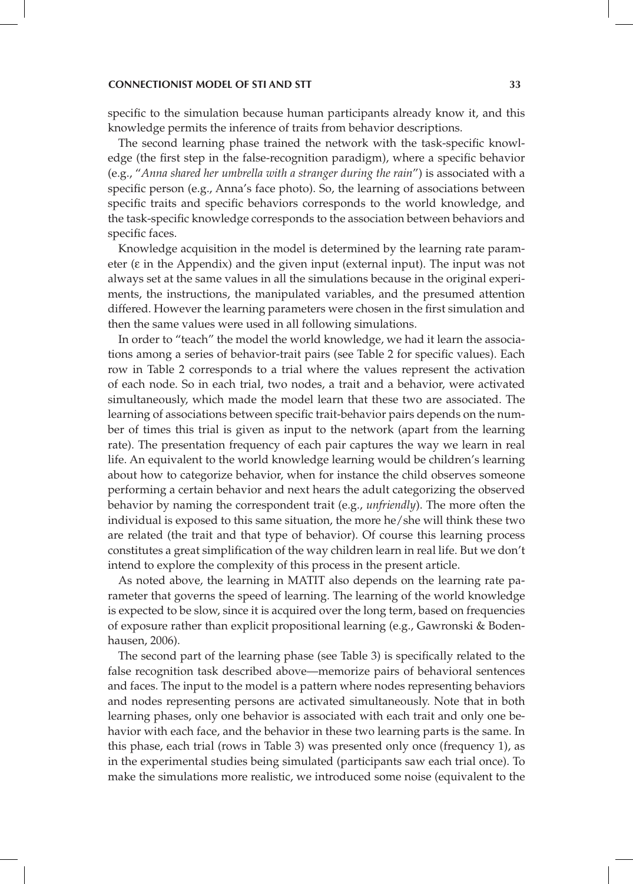specific to the simulation because human participants already know it, and this knowledge permits the inference of traits from behavior descriptions.

The second learning phase trained the network with the task-specific knowledge (the first step in the false-recognition paradigm), where a specific behavior (e.g., "*Anna shared her umbrella with a stranger during the rain*") is associated with a specific person (e.g., Anna's face photo). So, the learning of associations between specific traits and specific behaviors corresponds to the world knowledge, and the task-specific knowledge corresponds to the association between behaviors and specific faces.

Knowledge acquisition in the model is determined by the learning rate parameter ($\varepsilon$ in the Appendix) and the given input (external input). The input was not always set at the same values in all the simulations because in the original experiments, the instructions, the manipulated variables, and the presumed attention differed. However the learning parameters were chosen in the first simulation and then the same values were used in all following simulations.

In order to "teach" the model the world knowledge, we had it learn the associations among a series of behavior-trait pairs (see Table 2 for specific values). Each row in Table 2 corresponds to a trial where the values represent the activation of each node. So in each trial, two nodes, a trait and a behavior, were activated simultaneously, which made the model learn that these two are associated. The learning of associations between specific trait-behavior pairs depends on the number of times this trial is given as input to the network (apart from the learning rate). The presentation frequency of each pair captures the way we learn in real life. An equivalent to the world knowledge learning would be children's learning about how to categorize behavior, when for instance the child observes someone performing a certain behavior and next hears the adult categorizing the observed behavior by naming the correspondent trait (e.g., *unfriendly*). The more often the individual is exposed to this same situation, the more he/she will think these two are related (the trait and that type of behavior). Of course this learning process constitutes a great simplification of the way children learn in real life. But we don't intend to explore the complexity of this process in the present article.

As noted above, the learning in MATIT also depends on the learning rate parameter that governs the speed of learning. The learning of the world knowledge is expected to be slow, since it is acquired over the long term, based on frequencies of exposure rather than explicit propositional learning (e.g., Gawronski & Bodenhausen, 2006).

The second part of the learning phase (see Table 3) is specifically related to the false recognition task described above—memorize pairs of behavioral sentences and faces. The input to the model is a pattern where nodes representing behaviors and nodes representing persons are activated simultaneously. Note that in both learning phases, only one behavior is associated with each trait and only one behavior with each face, and the behavior in these two learning parts is the same. In this phase, each trial (rows in Table 3) was presented only once (frequency 1), as in the experimental studies being simulated (participants saw each trial once). To make the simulations more realistic, we introduced some noise (equivalent to the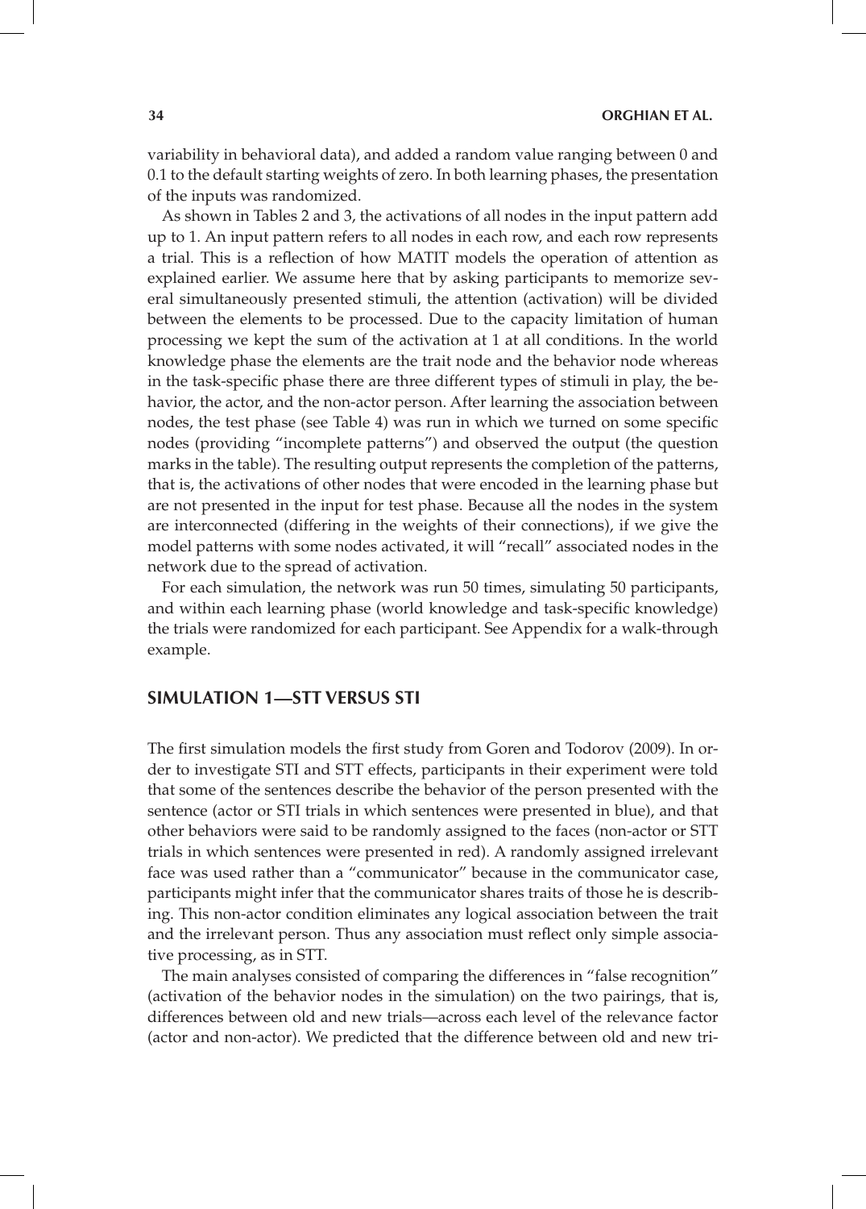variability in behavioral data), and added a random value ranging between 0 and 0.1 to the default starting weights of zero. In both learning phases, the presentation of the inputs was randomized.

As shown in Tables 2 and 3, the activations of all nodes in the input pattern add up to 1. An input pattern refers to all nodes in each row, and each row represents a trial. This is a reflection of how MATIT models the operation of attention as explained earlier. We assume here that by asking participants to memorize several simultaneously presented stimuli, the attention (activation) will be divided between the elements to be processed. Due to the capacity limitation of human processing we kept the sum of the activation at 1 at all conditions. In the world knowledge phase the elements are the trait node and the behavior node whereas in the task-specific phase there are three different types of stimuli in play, the behavior, the actor, and the non-actor person. After learning the association between nodes, the test phase (see Table 4) was run in which we turned on some specific nodes (providing "incomplete patterns") and observed the output (the question marks in the table). The resulting output represents the completion of the patterns, that is, the activations of other nodes that were encoded in the learning phase but are not presented in the input for test phase. Because all the nodes in the system are interconnected (differing in the weights of their connections), if we give the model patterns with some nodes activated, it will "recall" associated nodes in the network due to the spread of activation.

For each simulation, the network was run 50 times, simulating 50 participants, and within each learning phase (world knowledge and task-specific knowledge) the trials were randomized for each participant. See Appendix for a walk-through example.

## SIMULATION 1—STT VERSUS STI

The first simulation models the first study from Goren and Todorov (2009). In order to investigate STI and STT effects, participants in their experiment were told that some of the sentences describe the behavior of the person presented with the sentence (actor or STI trials in which sentences were presented in blue), and that other behaviors were said to be randomly assigned to the faces (non-actor or STT trials in which sentences were presented in red). A randomly assigned irrelevant face was used rather than a "communicator" because in the communicator case, participants might infer that the communicator shares traits of those he is describing. This non-actor condition eliminates any logical association between the trait and the irrelevant person. Thus any association must reflect only simple associative processing, as in STT.

The main analyses consisted of comparing the differences in "false recognition" (activation of the behavior nodes in the simulation) on the two pairings, that is, differences between old and new trials—across each level of the relevance factor (actor and non-actor). We predicted that the difference between old and new tri-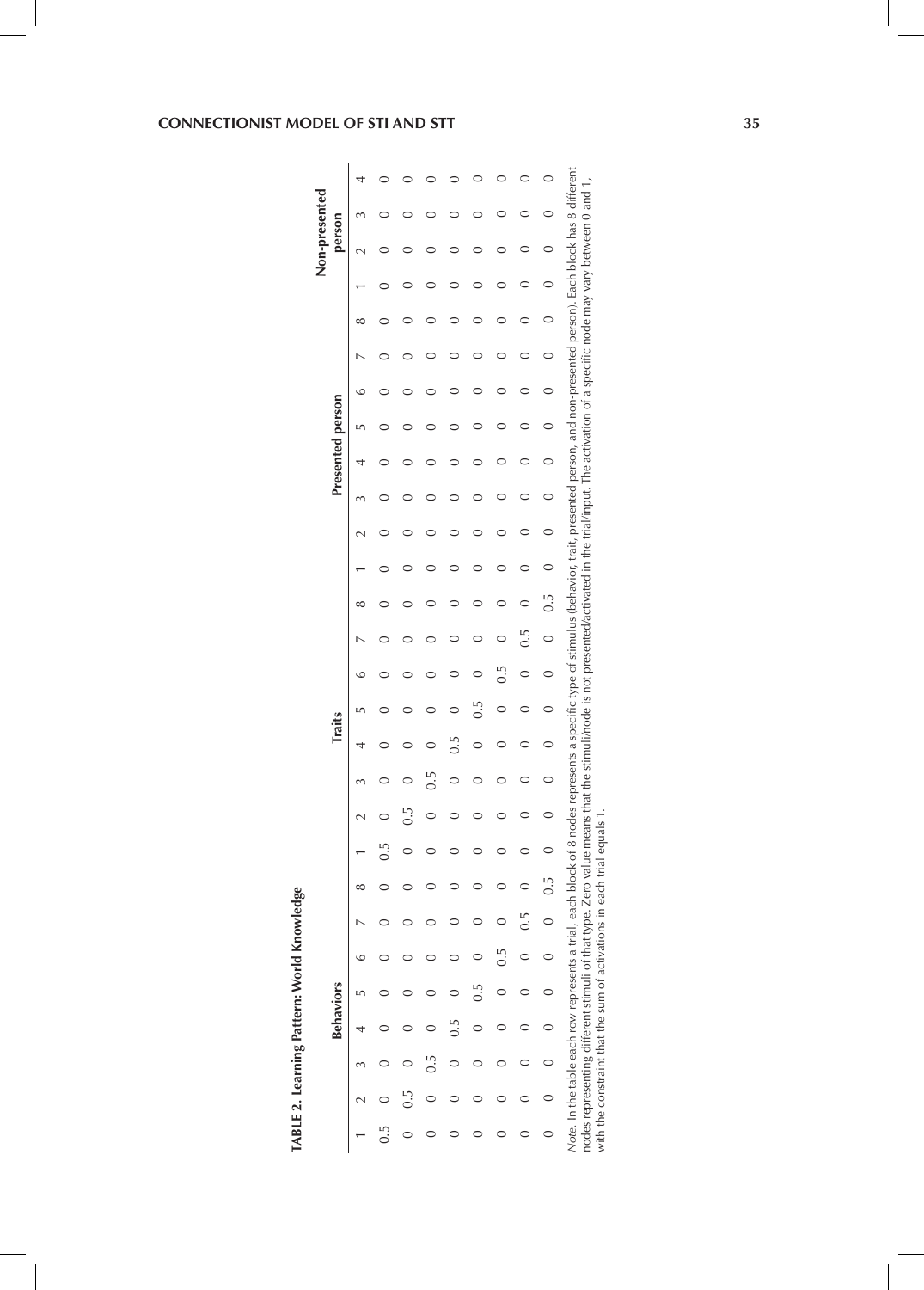**TABLE 2. Learning Pattern: World Knowledge**

| Behaviors | | | | | | | | Traits | | | | | | | | Presented person | | | | | | | | Non-presented person | | | |
|---|---|---|---|---|---|---|---|---|---|---|---|---|---|---|---|---|---|---|---|---|---|---|---|---|---|---|---|
| 1 | 2 | 3 | 4 | 5 | 6 | 7 | 8 | 1 | 2 | 3 | 4 | 5 | 6 | 7 | 8 | 1 | 2 | 3 | 4 | 5 | 6 | 7 | 8 | 1 | 2 | 3 | 4 |
| 0.5 | 0 | 0 | 0 | 0 | 0 | 0 | 0 | 0.5 | 0 | 0 | 0 | 0 | 0 | 0 | 0 | 0 | 0 | 0 | 0 | 0 | 0 | 0 | 0 | 0 | 0 | 0 | 0 |
| 0 | 0.5 | 0 | 0 | 0 | 0 | 0 | 0 | 0 | 0.5 | 0 | 0 | 0 | 0 | 0 | 0 | 0 | 0 | 0 | 0 | 0 | 0 | 0 | 0 | 0 | 0 | 0 | 0 |
| 0 | 0 | 0.5 | 0 | 0 | 0 | 0 | 0 | 0 | 0 | 0.5 | 0 | 0 | 0 | 0 | 0 | 0 | 0 | 0 | 0 | 0 | 0 | 0 | 0 | 0 | 0 | 0 | 0 |
| 0 | 0 | 0 | 0.5 | 0 | 0 | 0 | 0 | 0 | 0 | 0 | 0.5 | 0 | 0 | 0 | 0 | 0 | 0 | 0 | 0 | 0 | 0 | 0 | 0 | 0 | 0 | 0 | 0 |
| 0 | 0 | 0 | 0 | 0.5 | 0 | 0 | 0 | 0 | 0 | 0 | 0 | 0.5 | 0 | 0 | 0 | 0 | 0 | 0 | 0 | 0 | 0 | 0 | 0 | 0 | 0 | 0 | 0 |
| 0 | 0 | 0 | 0 | 0 | 0.5 | 0 | 0 | 0 | 0 | 0 | 0 | 0 | 0.5 | 0 | 0 | 0 | 0 | 0 | 0 | 0 | 0 | 0 | 0 | 0 | 0 | 0 | 0 |
| 0 | 0 | 0 | 0 | 0 | 0 | 0.5 | 0 | 0 | 0 | 0 | 0 | 0 | 0 | 0.5 | 0 | 0 | 0 | 0 | 0 | 0 | 0 | 0 | 0 | 0 | 0 | 0 | 0 |
| 0 | 0 | 0 | 0 | 0 | 0 | 0 | 0.5 | 0 | 0 | 0 | 0 | 0 | 0 | 0 | 0.5 | 0 | 0 | 0 | 0 | 0 | 0 | 0 | 0 | 0 | 0 | 0 | 0 |

*Note*. In the table each row represents a trial, each block of 8 nodes represents a specific type of stimulus (behavior, trait, presented person, and non-presented person). Each block has 8 different nodes representing different stimuli of that type. Zero value means that the stimuli/node is not presented/activated in the trial/input. The activation of a specific node may vary between 0 and 1, with the constraint that the sum of activations in each trial equals 1.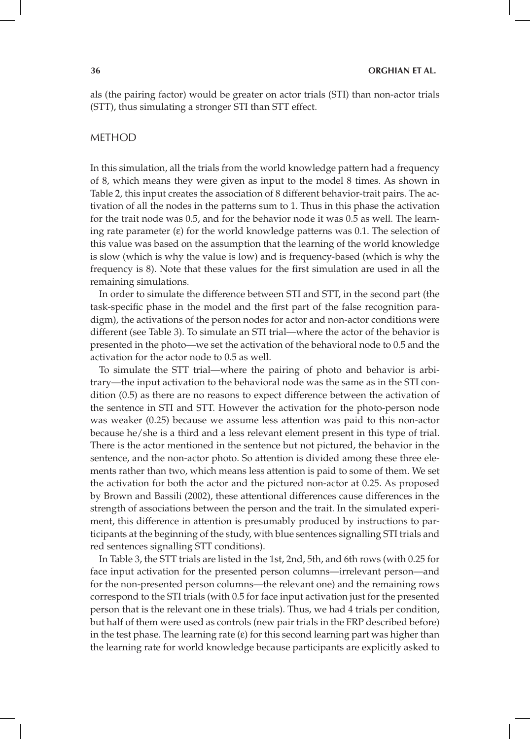als (the pairing factor) would be greater on actor trials (STI) than non-actor trials (STT), thus simulating a stronger STI than STT effect.

## METHOD

In this simulation, all the trials from the world knowledge pattern had a frequency of 8, which means they were given as input to the model 8 times. As shown in Table 2, this input creates the association of 8 different behavior-trait pairs. The activation of all the nodes in the patterns sum to 1. Thus in this phase the activation for the trait node was 0.5, and for the behavior node it was 0.5 as well. The learning rate parameter ($\varepsilon$) for the world knowledge patterns was 0.1. The selection of this value was based on the assumption that the learning of the world knowledge is slow (which is why the value is low) and is frequency-based (which is why the frequency is 8). Note that these values for the first simulation are used in all the remaining simulations.

In order to simulate the difference between STI and STT, in the second part (the task-specific phase in the model and the first part of the false recognition paradigm), the activations of the person nodes for actor and non-actor conditions were different (see Table 3). To simulate an STI trial—where the actor of the behavior is presented in the photo—we set the activation of the behavioral node to 0.5 and the activation for the actor node to 0.5 as well.

To simulate the STT trial—where the pairing of photo and behavior is arbitrary—the input activation to the behavioral node was the same as in the STI condition (0.5) as there are no reasons to expect difference between the activation of the sentence in STI and STT. However the activation for the photo-person node was weaker (0.25) because we assume less attention was paid to this non-actor because he/she is a third and a less relevant element present in this type of trial. There is the actor mentioned in the sentence but not pictured, the behavior in the sentence, and the non-actor photo. So attention is divided among these three elements rather than two, which means less attention is paid to some of them. We set the activation for both the actor and the pictured non-actor at 0.25. As proposed by Brown and Bassili (2002), these attentional differences cause differences in the strength of associations between the person and the trait. In the simulated experiment, this difference in attention is presumably produced by instructions to participants at the beginning of the study, with blue sentences signalling STI trials and red sentences signalling STT conditions).

In Table 3, the STT trials are listed in the 1st, 2nd, 5th, and 6th rows (with 0.25 for face input activation for the presented person columns—irrelevant person—and for the non-presented person columns—the relevant one) and the remaining rows correspond to the STI trials (with 0.5 for face input activation just for the presented person that is the relevant one in these trials). Thus, we had 4 trials per condition, but half of them were used as controls (new pair trials in the FRP described before) in the test phase. The learning rate ($\varepsilon$) for this second learning part was higher than the learning rate for world knowledge because participants are explicitly asked to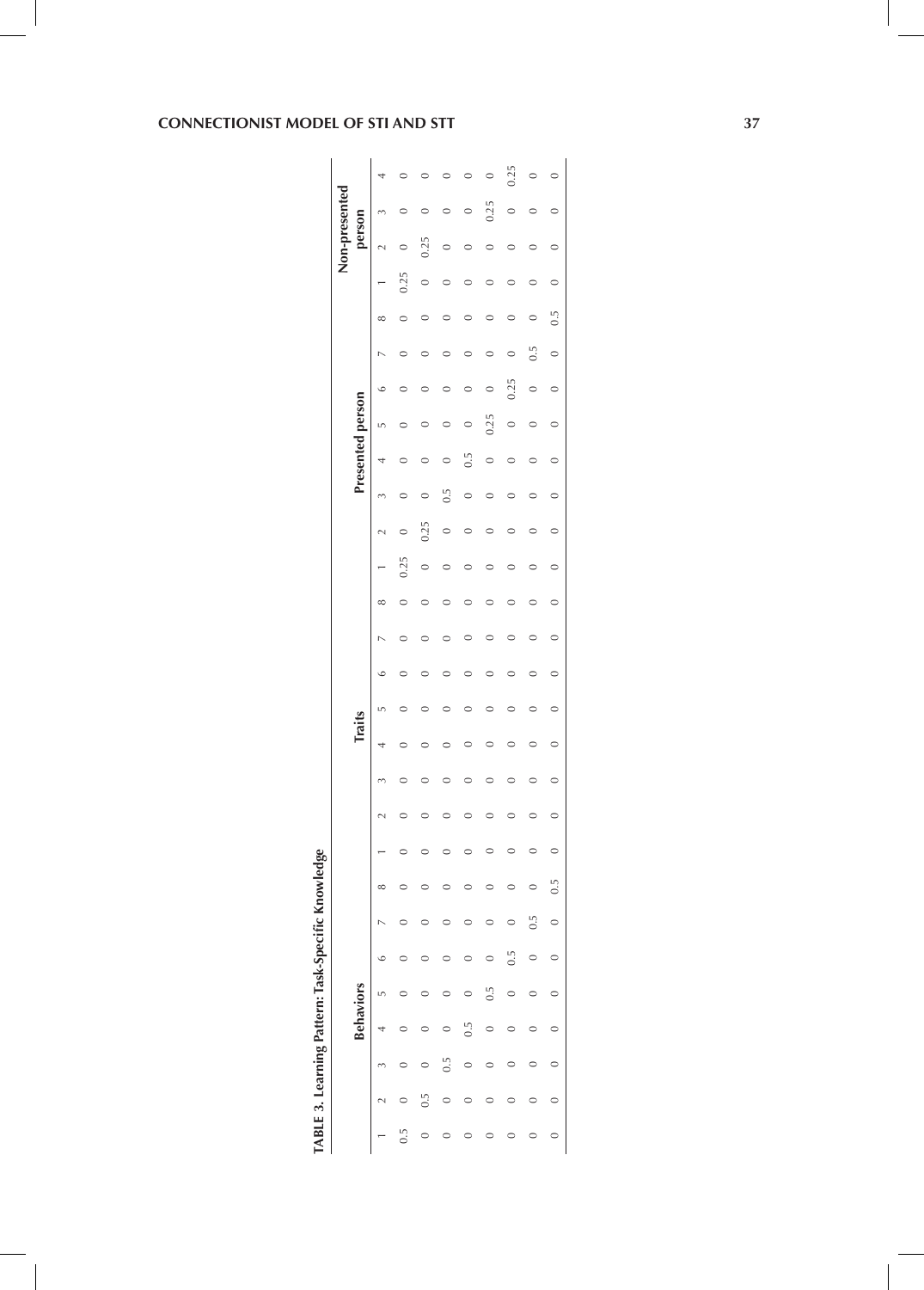**TABLE 3. Learning Pattern: Task-Specific Knowledge**

| Behaviors | | | | | | | | Traits | | | | | | | | Presented person | | | | | | | | Non-presented person | | | |
|---|---|---|---|---|---|---|---|---|---|---|---|---|---|---|---|---|---|---|---|---|---|---|---|---|---|---|---|
| 1 | 2 | 3 | 4 | 5 | 6 | 7 | 8 | 1 | 2 | 3 | 4 | 5 | 6 | 7 | 8 | 1 | 2 | 3 | 4 | 5 | 6 | 7 | 8 | 1 | 2 | 3 | 4 |
| 0.5 | 0 | 0 | 0 | 0 | 0 | 0 | 0 | 0 | 0 | 0 | 0 | 0 | 0 | 0 | 0 | 0.25 | 0 | 0 | 0 | 0 | 0 | 0 | 0 | 0.25 | 0 | 0 | 0 |
| 0 | 0.5 | 0 | 0 | 0 | 0 | 0 | 0 | 0 | 0 | 0 | 0 | 0 | 0 | 0 | 0 | 0 | 0.25 | 0 | 0 | 0 | 0 | 0 | 0 | 0 | 0.25 | 0 | 0 |
| 0 | 0 | 0.5 | 0 | 0 | 0 | 0 | 0 | 0 | 0 | 0 | 0 | 0 | 0 | 0 | 0 | 0 | 0 | 0.5 | 0 | 0 | 0 | 0 | 0 | 0 | 0 | 0 | 0 |
| 0 | 0 | 0 | 0.5 | 0 | 0 | 0 | 0 | 0 | 0 | 0 | 0 | 0 | 0 | 0 | 0 | 0 | 0 | 0 | 0.5 | 0 | 0 | 0 | 0 | 0 | 0 | 0 | 0 |
| 0 | 0 | 0 | 0 | 0.5 | 0 | 0 | 0 | 0 | 0 | 0 | 0 | 0 | 0 | 0 | 0 | 0 | 0 | 0 | 0 | 0.25 | 0 | 0 | 0 | 0 | 0 | 0.25 | 0 |
| 0 | 0 | 0 | 0 | 0 | 0.5 | 0 | 0 | 0 | 0 | 0 | 0 | 0 | 0 | 0 | 0 | 0 | 0 | 0 | 0 | 0 | 0.25 | 0 | 0 | 0 | 0 | 0 | 0.25 |
| 0 | 0 | 0 | 0 | 0 | 0 | 0.5 | 0 | 0 | 0 | 0 | 0 | 0 | 0 | 0 | 0 | 0 | 0 | 0 | 0 | 0 | 0 | 0.5 | 0 | 0 | 0 | 0 | 0 |
| 0 | 0 | 0 | 0 | 0 | 0 | 0 | 0.5 | 0 | 0 | 0 | 0 | 0 | 0 | 0 | 0 | 0 | 0 | 0 | 0 | 0 | 0 | 0 | 0.5 | 0 | 0 | 0 | 0 |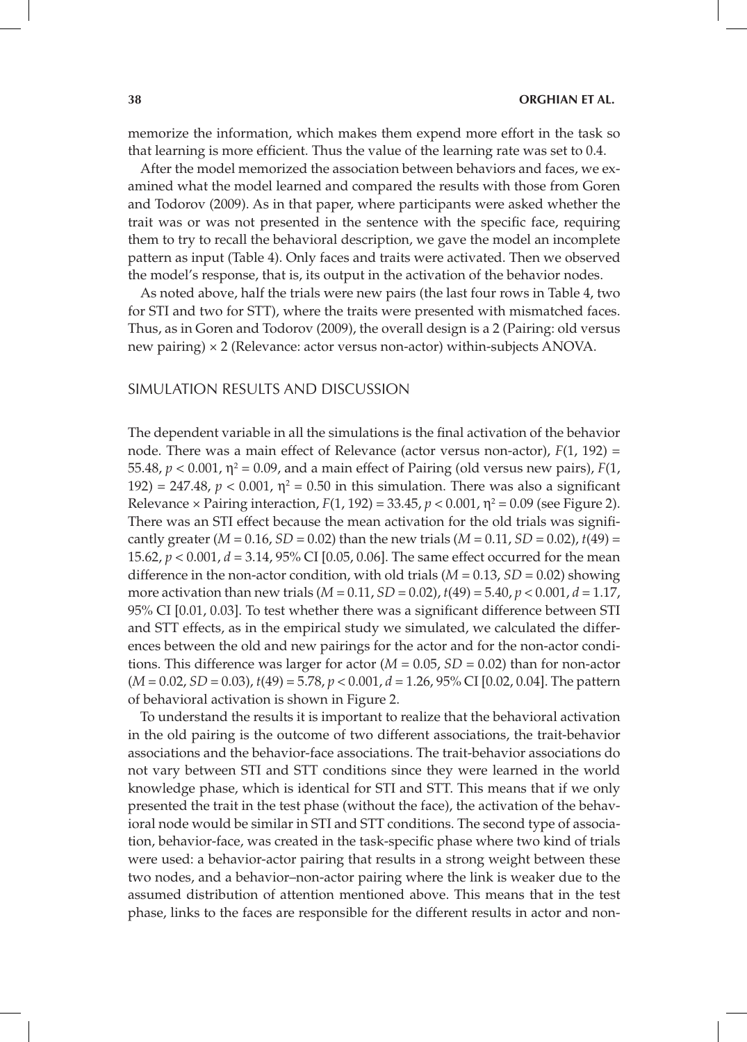memorize the information, which makes them expend more effort in the task so that learning is more efficient. Thus the value of the learning rate was set to 0.4.

After the model memorized the association between behaviors and faces, we examined what the model learned and compared the results with those from Goren and Todorov (2009). As in that paper, where participants were asked whether the trait was or was not presented in the sentence with the specific face, requiring them to try to recall the behavioral description, we gave the model an incomplete pattern as input (Table 4). Only faces and traits were activated. Then we observed the model's response, that is, its output in the activation of the behavior nodes.

As noted above, half the trials were new pairs (the last four rows in Table 4, two for STI and two for STT), where the traits were presented with mismatched faces. Thus, as in Goren and Todorov (2009), the overall design is a 2 (Pairing: old versus new pairing) × 2 (Relevance: actor versus non-actor) within-subjects ANOVA.

## SIMULATION RESULTS AND DISCUSSION

The dependent variable in all the simulations is the final activation of the behavior node. There was a main effect of Relevance (actor versus non-actor), $F(1, 192) = 55.48$, $p < 0.001$, $\eta^2 = 0.09$, and a main effect of Pairing (old versus new pairs), $F(1, 192) = 247.48$, $p < 0.001$, $\eta^2 = 0.50$ in this simulation. There was also a significant Relevance × Pairing interaction, $F(1, 192) = 33.45$, $p < 0.001$, $\eta^2 = 0.09$ (see Figure 2). There was an STI effect because the mean activation for the old trials was significantly greater ($M = 0.16$, $SD = 0.02$) than the new trials ($M = 0.11$, $SD = 0.02$), $t(49) = 15.62$, $p < 0.001$, $d = 3.14$, 95% CI [0.05, 0.06]. The same effect occurred for the mean difference in the non-actor condition, with old trials ($M = 0.13$, $SD = 0.02$) showing more activation than new trials ($M = 0.11$, $SD = 0.02$), $t(49) = 5.40$, $p < 0.001$, $d = 1.17$, 95% CI [0.01, 0.03]. To test whether there was a significant difference between STI and STT effects, as in the empirical study we simulated, we calculated the differences between the old and new pairings for the actor and for the non-actor conditions. This difference was larger for actor ($M = 0.05$, $SD = 0.02$) than for non-actor ($M = 0.02$, $SD = 0.03$), $t(49) = 5.78$, $p < 0.001$, $d = 1.26$, 95% CI [0.02, 0.04]. The pattern of behavioral activation is shown in Figure 2.

To understand the results it is important to realize that the behavioral activation in the old pairing is the outcome of two different associations, the trait-behavior associations and the behavior-face associations. The trait-behavior associations do not vary between STI and STT conditions since they were learned in the world knowledge phase, which is identical for STI and STT. This means that if we only presented the trait in the test phase (without the face), the activation of the behavioral node would be similar in STI and STT conditions. The second type of association, behavior-face, was created in the task-specific phase where two kind of trials were used: a behavior-actor pairing that results in a strong weight between these two nodes, and a behavior–non-actor pairing where the link is weaker due to the assumed distribution of attention mentioned above. This means that in the test phase, links to the faces are responsible for the different results in actor and non-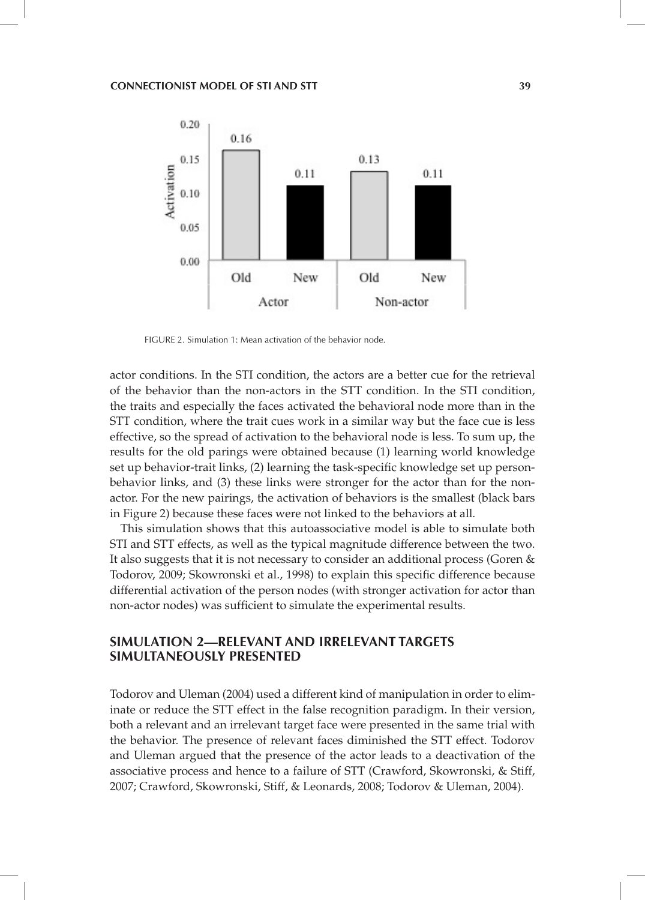FIGURE 2. Simulation 1: Mean activation of the behavior node.

actor conditions. In the STI condition, the actors are a better cue for the retrieval of the behavior than the non-actors in the STT condition. In the STI condition, the traits and especially the faces activated the behavioral node more than in the STT condition, where the trait cues work in a similar way but the face cue is less effective, so the spread of activation to the behavioral node is less. To sum up, the results for the old parings were obtained because (1) learning world knowledge set up behavior-trait links, (2) learning the task-specific knowledge set up person-behavior links, and (3) these links were stronger for the actor than for the non-actor. For the new pairings, the activation of behaviors is the smallest (black bars in Figure 2) because these faces were not linked to the behaviors at all.

This simulation shows that this autoassociative model is able to simulate both STI and STT effects, as well as the typical magnitude difference between the two. It also suggests that it is not necessary to consider an additional process (Goren & Todorov, 2009; Skowronski et al., 1998) to explain this specific difference because differential activation of the person nodes (with stronger activation for actor than non-actor nodes) was sufficient to simulate the experimental results.

## SIMULATION 2—RELEVANT AND IRRELEVANT TARGETS SIMULTANEOUSLY PRESENTED

Todorov and Uleman (2004) used a different kind of manipulation in order to eliminate or reduce the STT effect in the false recognition paradigm. In their version, both a relevant and an irrelevant target face were presented in the same trial with the behavior. The presence of relevant faces diminished the STT effect. Todorov and Uleman argued that the presence of the actor leads to a deactivation of the associative process and hence to a failure of STT (Crawford, Skowronski, & Stiff, 2007; Crawford, Skowronski, Stiff, & Leonards, 2008; Todorov & Uleman, 2004).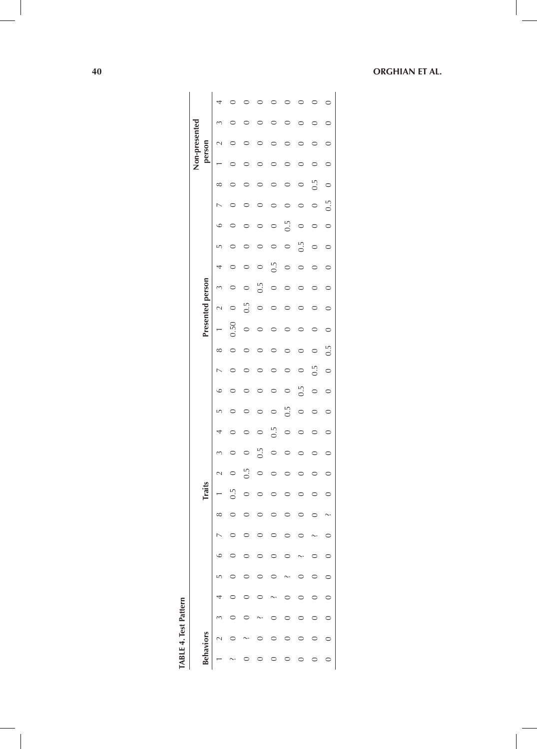**TABLE 4. Test Pattern**

| Behaviors | | | | | | | | Traits | | | | | | | | Presented person | | | | | | | | Non-presented person | | | |
|---|---|---|---|---|---|---|---|---|---|---|---|---|---|---|---|---|---|---|---|---|---|---|---|---|---|---|---|
| 1 | 2 | 3 | 4 | 5 | 6 | 7 | 8 | 1 | 2 | 3 | 4 | 5 | 6 | 7 | 8 | 1 | 2 | 3 | 4 | 5 | 6 | 7 | 8 | 1 | 2 | 3 | 4 |
| ? | 0 | 0 | 0 | 0 | 0 | 0 | 0 | 0.5 | 0 | 0 | 0 | 0 | 0 | 0 | 0 | 0.50 | 0 | 0 | 0 | 0 | 0 | 0 | 0 | 0 | 0 | 0 | 0 |
| 0 | ? | 0 | 0 | 0 | 0 | 0 | 0 | 0 | 0.5 | 0 | 0 | 0 | 0 | 0 | 0 | 0 | 0.5 | 0 | 0 | 0 | 0 | 0 | 0 | 0 | 0 | 0 | 0 |
| 0 | 0 | ? | 0 | 0 | 0 | 0 | 0 | 0 | 0 | 0.5 | 0 | 0 | 0 | 0 | 0 | 0 | 0 | 0.5 | 0 | 0 | 0 | 0 | 0 | 0 | 0 | 0 | 0 |
| 0 | 0 | 0 | ? | 0 | 0 | 0 | 0 | 0 | 0 | 0 | 0.5 | 0 | 0 | 0 | 0 | 0 | 0 | 0 | 0.5 | 0 | 0 | 0 | 0 | 0 | 0 | 0 | 0 |
| 0 | 0 | 0 | 0 | ? | 0 | 0 | 0 | 0 | 0 | 0 | 0 | 0.5 | 0 | 0 | 0 | 0 | 0 | 0 | 0 | 0.5 | 0 | 0 | 0 | 0 | 0 | 0 | 0 |
| 0 | 0 | 0 | 0 | 0 | ? | 0 | 0 | 0 | 0 | 0 | 0 | 0 | 0.5 | 0 | 0 | 0 | 0 | 0 | 0 | 0 | 0.5 | 0 | 0 | 0 | 0 | 0 | 0 |
| 0 | 0 | 0 | 0 | 0 | 0 | ? | 0 | 0 | 0 | 0 | 0 | 0 | 0 | 0.5 | 0 | 0 | 0 | 0 | 0 | 0 | 0 | 0.5 | 0 | 0 | 0 | 0 | 0 |
| 0 | 0 | 0 | 0 | 0 | 0 | 0 | ? | 0 | 0 | 0 | 0 | 0 | 0 | 0 | 0.5 | 0 | 0 | 0 | 0 | 0 | 0 | 0 | 0.5 | 0 | 0 | 0 | 0 |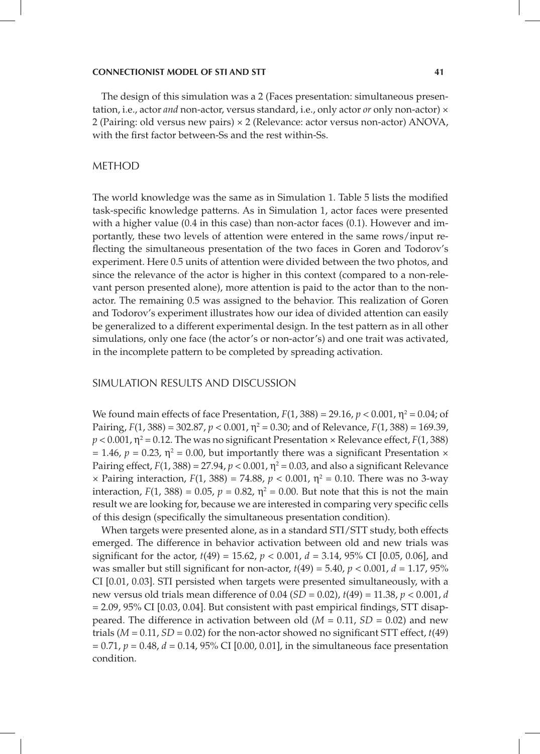The design of this simulation was a 2 (Faces presentation: simultaneous presentation, i.e., actor *and* non-actor, versus standard, i.e., only actor *or* only non-actor) × 2 (Pairing: old versus new pairs) × 2 (Relevance: actor versus non-actor) ANOVA, with the first factor between-Ss and the rest within-Ss.

## METHOD

The world knowledge was the same as in Simulation 1. Table 5 lists the modified task-specific knowledge patterns. As in Simulation 1, actor faces were presented with a higher value (0.4 in this case) than non-actor faces (0.1). However and importantly, these two levels of attention were entered in the same rows/input reflecting the simultaneous presentation of the two faces in Goren and Todorov's experiment. Here 0.5 units of attention were divided between the two photos, and since the relevance of the actor is higher in this context (compared to a non-relevant person presented alone), more attention is paid to the actor than to the non-actor. The remaining 0.5 was assigned to the behavior. This realization of Goren and Todorov's experiment illustrates how our idea of divided attention can easily be generalized to a different experimental design. In the test pattern as in all other simulations, only one face (the actor's or non-actor's) and one trait was activated, in the incomplete pattern to be completed by spreading activation.

## SIMULATION RESULTS AND DISCUSSION

We found main effects of face Presentation, $F(1, 388) = 29.16$, $p < 0.001$, $\eta^2 = 0.04$; of Pairing, $F(1, 388) = 302.87$, $p < 0.001$, $\eta^2 = 0.30$; and of Relevance, $F(1, 388) = 169.39$, $p < 0.001$, $\eta^2 = 0.12$. The was no significant Presentation × Relevance effect, $F(1, 388) = 1.46$, $p = 0.23$, $\eta^2 = 0.00$, but importantly there was a significant Presentation × Pairing effect, $F(1, 388) = 27.94$, $p < 0.001$, $\eta^2 = 0.03$, and also a significant Relevance × Pairing interaction, $F(1, 388) = 74.88$, $p < 0.001$, $\eta^2 = 0.10$. There was no 3-way interaction, $F(1, 388) = 0.05$, $p = 0.82$, $\eta^2 = 0.00$. But note that this is not the main result we are looking for, because we are interested in comparing very specific cells of this design (specifically the simultaneous presentation condition).

When targets were presented alone, as in a standard STI/STT study, both effects emerged. The difference in behavior activation between old and new trials was significant for the actor, $t(49) = 15.62$, $p < 0.001$, $d = 3.14$, 95% CI [0.05, 0.06], and was smaller but still significant for non-actor, $t(49) = 5.40$, $p < 0.001$, $d = 1.17$, 95% CI [0.01, 0.03]. STI persisted when targets were presented simultaneously, with a new versus old trials mean difference of 0.04 ($SD = 0.02$), $t(49) = 11.38$, $p < 0.001$, $d = 2.09$, 95% CI [0.03, 0.04]. But consistent with past empirical findings, STT disappeared. The difference in activation between old ($M = 0.11$, $SD = 0.02$) and new trials ($M = 0.11$, $SD = 0.02$) for the non-actor showed no significant STT effect, $t(49) = 0.71$, $p = 0.48$, $d = 0.14$, 95% CI [0.00, 0.01], in the simultaneous face presentation condition.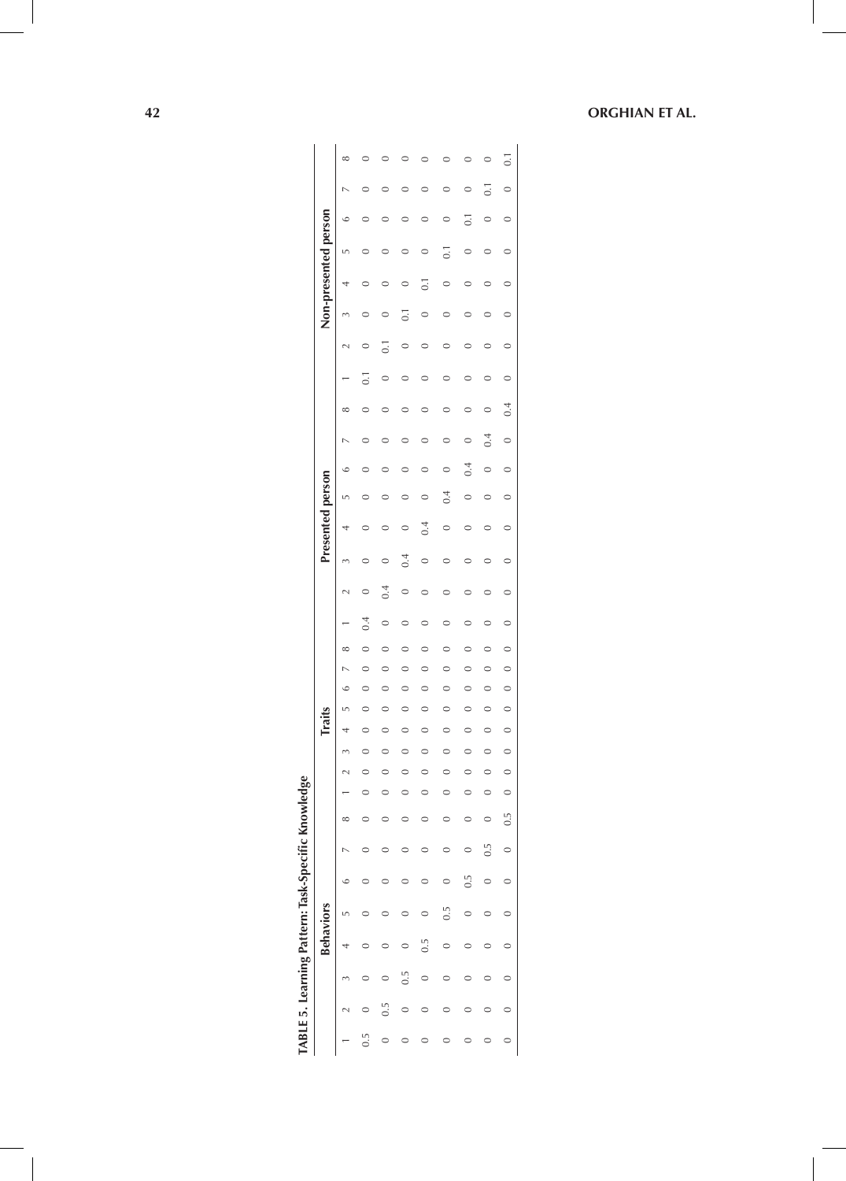**TABLE 5. Learning Pattern: Task-Specific Knowledge**

| Behaviors | | | | | | | | Traits | | | | | | | | Presented person | | | | | | | | Non-presented person | | | | | | | |
|---|---|---|---|---|---|---|---|---|---|---|---|---|---|---|---|---|---|---|---|---|---|---|---|---|---|---|---|---|---|---|---|
| 1 | 2 | 3 | 4 | 5 | 6 | 7 | 8 | 1 | 2 | 3 | 4 | 5 | 6 | 7 | 8 | 1 | 2 | 3 | 4 | 5 | 6 | 7 | 8 | 1 | 2 | 3 | 4 | 5 | 6 | 7 | 8 |
| 0.5 | 0 | 0 | 0 | 0 | 0 | 0 | 0 | 0 | 0 | 0 | 0 | 0 | 0 | 0 | 0 | 0.4 | 0 | 0 | 0 | 0 | 0 | 0 | 0 | 0.1 | 0 | 0 | 0 | 0 | 0 | 0 | 0 |
| 0 | 0.5 | 0 | 0 | 0 | 0 | 0 | 0 | 0 | 0 | 0 | 0 | 0 | 0 | 0 | 0 | 0 | 0.4 | 0 | 0 | 0 | 0 | 0 | 0 | 0 | 0.1 | 0 | 0 | 0 | 0 | 0 | 0 |
| 0 | 0 | 0.5 | 0 | 0 | 0 | 0 | 0 | 0 | 0 | 0 | 0 | 0 | 0 | 0 | 0 | 0 | 0 | 0.4 | 0 | 0 | 0 | 0 | 0 | 0 | 0 | 0.1 | 0 | 0 | 0 | 0 | 0 |
| 0 | 0 | 0 | 0.5 | 0 | 0 | 0 | 0 | 0 | 0 | 0 | 0 | 0 | 0 | 0 | 0 | 0 | 0 | 0 | 0.4 | 0 | 0 | 0 | 0 | 0 | 0 | 0 | 0.1 | 0 | 0 | 0 | 0 |
| 0 | 0 | 0 | 0 | 0.5 | 0 | 0 | 0 | 0 | 0 | 0 | 0 | 0 | 0 | 0 | 0 | 0 | 0 | 0 | 0 | 0.4 | 0 | 0 | 0 | 0 | 0 | 0 | 0 | 0.1 | 0 | 0 | 0 |
| 0 | 0 | 0 | 0 | 0 | 0.5 | 0 | 0 | 0 | 0 | 0 | 0 | 0 | 0 | 0 | 0 | 0 | 0 | 0 | 0 | 0 | 0.4 | 0 | 0 | 0 | 0 | 0 | 0 | 0 | 0.1 | 0 | 0 |
| 0 | 0 | 0 | 0 | 0 | 0 | 0.5 | 0 | 0 | 0 | 0 | 0 | 0 | 0 | 0 | 0 | 0 | 0 | 0 | 0 | 0 | 0 | 0.4 | 0 | 0 | 0 | 0 | 0 | 0 | 0 | 0.1 | 0 |
| 0 | 0 | 0 | 0 | 0 | 0 | 0 | 0.5 | 0 | 0 | 0 | 0 | 0 | 0 | 0 | 0 | 0 | 0 | 0 | 0 | 0 | 0 | 0 | 0.4 | 0 | 0 | 0 | 0 | 0 | 0 | 0 | 0.1 |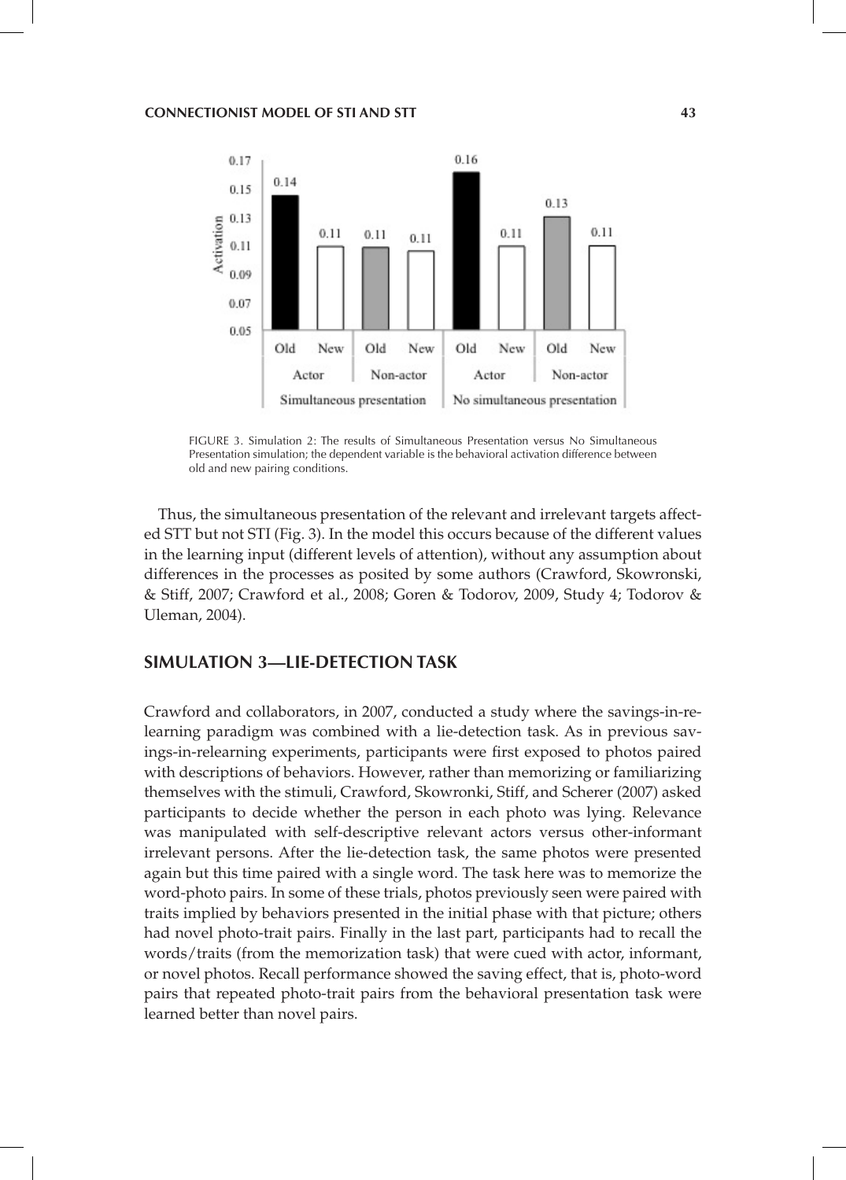FIGURE 3. Simulation 2: The results of Simultaneous Presentation versus No Simultaneous Presentation simulation; the dependent variable is the behavioral activation difference between old and new pairing conditions.

Thus, the simultaneous presentation of the relevant and irrelevant targets affected STT but not STI (Fig. 3). In the model this occurs because of the different values in the learning input (different levels of attention), without any assumption about differences in the processes as posited by some authors (Crawford, Skowronski, & Stiff, 2007; Crawford et al., 2008; Goren & Todorov, 2009, Study 4; Todorov & Uleman, 2004).

## SIMULATION 3—LIE-DETECTION TASK

Crawford and collaborators, in 2007, conducted a study where the savings-in-relearning paradigm was combined with a lie-detection task. As in previous savings-in-relearning experiments, participants were first exposed to photos paired with descriptions of behaviors. However, rather than memorizing or familiarizing themselves with the stimuli, Crawford, Skowronki, Stiff, and Scherer (2007) asked participants to decide whether the person in each photo was lying. Relevance was manipulated with self-descriptive relevant actors versus other-informant irrelevant persons. After the lie-detection task, the same photos were presented again but this time paired with a single word. The task here was to memorize the word-photo pairs. In some of these trials, photos previously seen were paired with traits implied by behaviors presented in the initial phase with that picture; others had novel photo-trait pairs. Finally in the last part, participants had to recall the words/traits (from the memorization task) that were cued with actor, informant, or novel photos. Recall performance showed the saving effect, that is, photo-word pairs that repeated photo-trait pairs from the behavioral presentation task were learned better than novel pairs.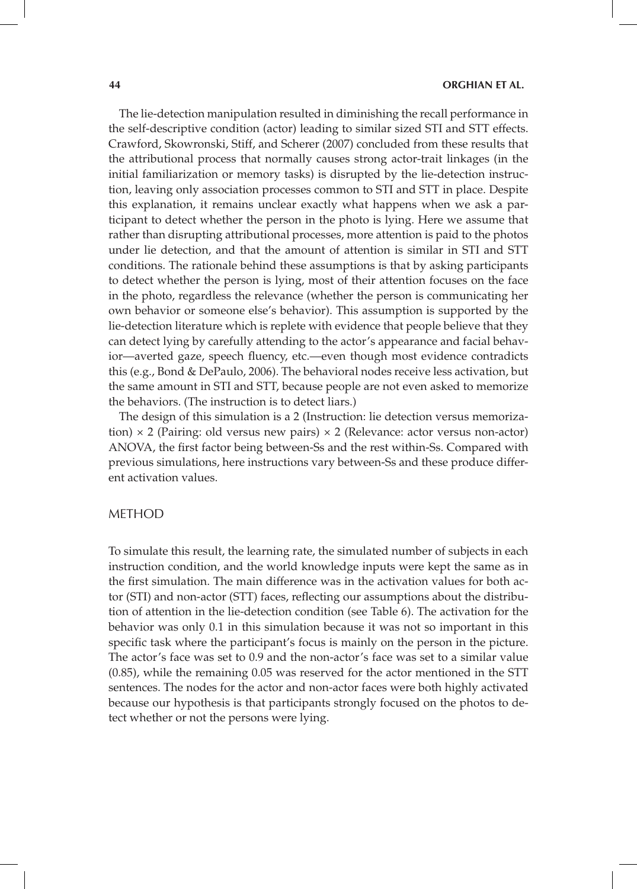The lie-detection manipulation resulted in diminishing the recall performance in the self-descriptive condition (actor) leading to similar sized STI and STT effects. Crawford, Skowronski, Stiff, and Scherer (2007) concluded from these results that the attributional process that normally causes strong actor-trait linkages (in the initial familiarization or memory tasks) is disrupted by the lie-detection instruction, leaving only association processes common to STI and STT in place. Despite this explanation, it remains unclear exactly what happens when we ask a participant to detect whether the person in the photo is lying. Here we assume that rather than disrupting attributional processes, more attention is paid to the photos under lie detection, and that the amount of attention is similar in STI and STT conditions. The rationale behind these assumptions is that by asking participants to detect whether the person is lying, most of their attention focuses on the face in the photo, regardless the relevance (whether the person is communicating her own behavior or someone else's behavior). This assumption is supported by the lie-detection literature which is replete with evidence that people believe that they can detect lying by carefully attending to the actor's appearance and facial behavior—averted gaze, speech fluency, etc.—even though most evidence contradicts this (e.g., Bond & DePaulo, 2006). The behavioral nodes receive less activation, but the same amount in STI and STT, because people are not even asked to memorize the behaviors. (The instruction is to detect liars.)

The design of this simulation is a 2 (Instruction: lie detection versus memorization) × 2 (Pairing: old versus new pairs) × 2 (Relevance: actor versus non-actor) ANOVA, the first factor being between-Ss and the rest within-Ss. Compared with previous simulations, here instructions vary between-Ss and these produce different activation values.

## METHOD

To simulate this result, the learning rate, the simulated number of subjects in each instruction condition, and the world knowledge inputs were kept the same as in the first simulation. The main difference was in the activation values for both actor (STI) and non-actor (STT) faces, reflecting our assumptions about the distribution of attention in the lie-detection condition (see Table 6). The activation for the behavior was only 0.1 in this simulation because it was not so important in this specific task where the participant's focus is mainly on the person in the picture. The actor's face was set to 0.9 and the non-actor's face was set to a similar value (0.85), while the remaining 0.05 was reserved for the actor mentioned in the STT sentences. The nodes for the actor and non-actor faces were both highly activated because our hypothesis is that participants strongly focused on the photos to detect whether or not the persons were lying.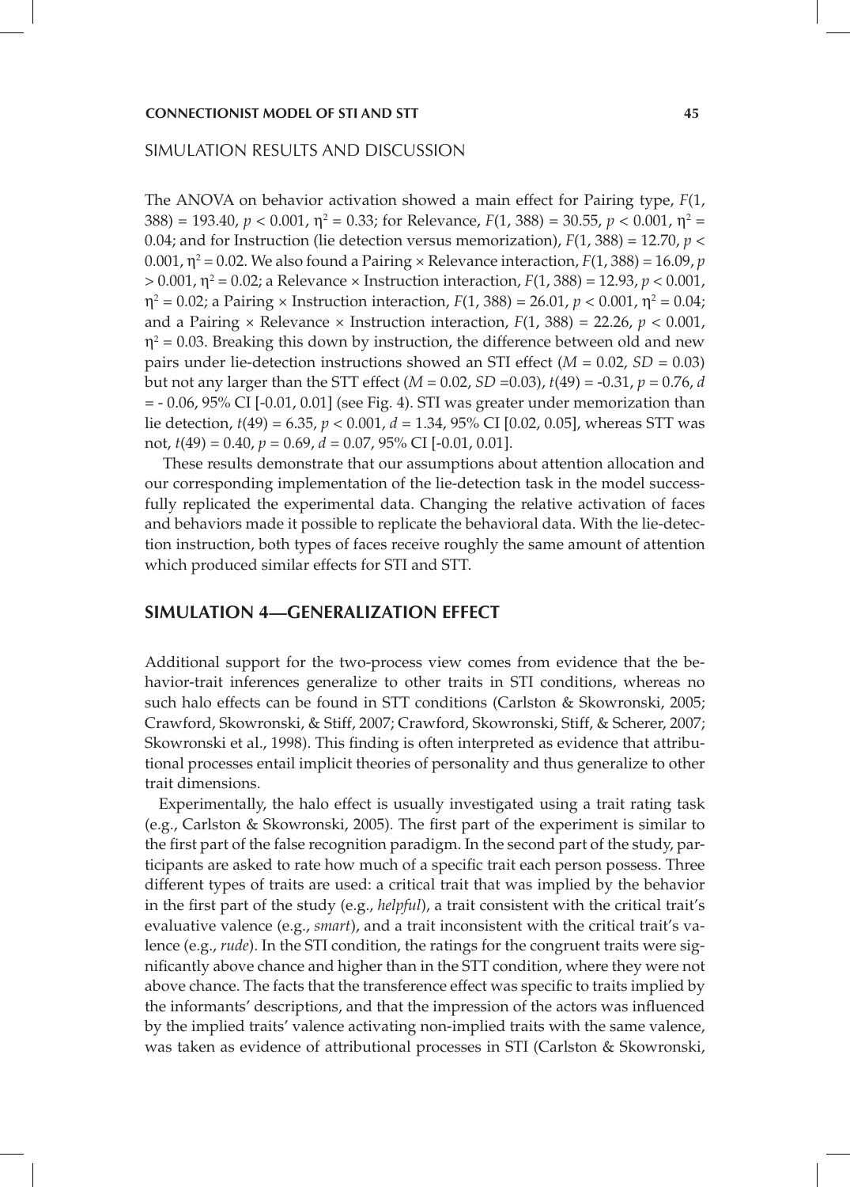## SIMULATION RESULTS AND DISCUSSION

The ANOVA on behavior activation showed a main effect for Pairing type, $F(1, 388) = 193.40$, $p < 0.001$, $\eta^2 = 0.33$; for Relevance, $F(1, 388) = 30.55$, $p < 0.001$, $\eta^2 = 0.04$; and for Instruction (lie detection versus memorization), $F(1, 388) = 12.70$, $p < 0.001$, $\eta^2 = 0.02$. We also found a Pairing × Relevance interaction, $F(1, 388) = 16.09$, $p > 0.001$, $\eta^2 = 0.02$; a Relevance × Instruction interaction, $F(1, 388) = 12.93$, $p < 0.001$, $\eta^2 = 0.02$; a Pairing × Instruction interaction, $F(1, 388) = 26.01$, $p < 0.001$, $\eta^2 = 0.04$; and a Pairing × Relevance × Instruction interaction, $F(1, 388) = 22.26$, $p < 0.001$, $\eta^2 = 0.03$. Breaking this down by instruction, the difference between old and new pairs under lie-detection instructions showed an STI effect ($M = 0.02$, $SD = 0.03$) but not any larger than the STT effect ($M = 0.02$, $SD = 0.03$), $t(49) = -0.31$, $p = 0.76$, $d = -0.06$, 95% CI [-0.01, 0.01] (see Fig. 4). STI was greater under memorization than lie detection, $t(49) = 6.35$, $p < 0.001$, $d = 1.34$, 95% CI [0.02, 0.05], whereas STT was not, $t(49) = 0.40$, $p = 0.69$, $d = 0.07$, 95% CI [-0.01, 0.01].

These results demonstrate that our assumptions about attention allocation and our corresponding implementation of the lie-detection task in the model successfully replicated the experimental data. Changing the relative activation of faces and behaviors made it possible to replicate the behavioral data. With the lie-detection instruction, both types of faces receive roughly the same amount of attention which produced similar effects for STI and STT.

## SIMULATION 4—GENERALIZATION EFFECT

Additional support for the two-process view comes from evidence that the behavior-trait inferences generalize to other traits in STI conditions, whereas no such halo effects can be found in STT conditions (Carlston & Skowronski, 2005; Crawford, Skowronski, & Stiff, 2007; Crawford, Skowronski, Stiff, & Scherer, 2007; Skowronski et al., 1998). This finding is often interpreted as evidence that attributional processes entail implicit theories of personality and thus generalize to other trait dimensions.

Experimentally, the halo effect is usually investigated using a trait rating task (e.g., Carlston & Skowronski, 2005). The first part of the experiment is similar to the first part of the false recognition paradigm. In the second part of the study, participants are asked to rate how much of a specific trait each person possess. Three different types of traits are used: a critical trait that was implied by the behavior in the first part of the study (e.g., *helpful*), a trait consistent with the critical trait's evaluative valence (e.g., *smart*), and a trait inconsistent with the critical trait's valence (e.g., *rude*). In the STI condition, the ratings for the congruent traits were significantly above chance and higher than in the STT condition, where they were not above chance. The facts that the transference effect was specific to traits implied by the informants' descriptions, and that the impression of the actors was influenced by the implied traits' valence activating non-implied traits with the same valence, was taken as evidence of attributional processes in STI (Carlston & Skowronski,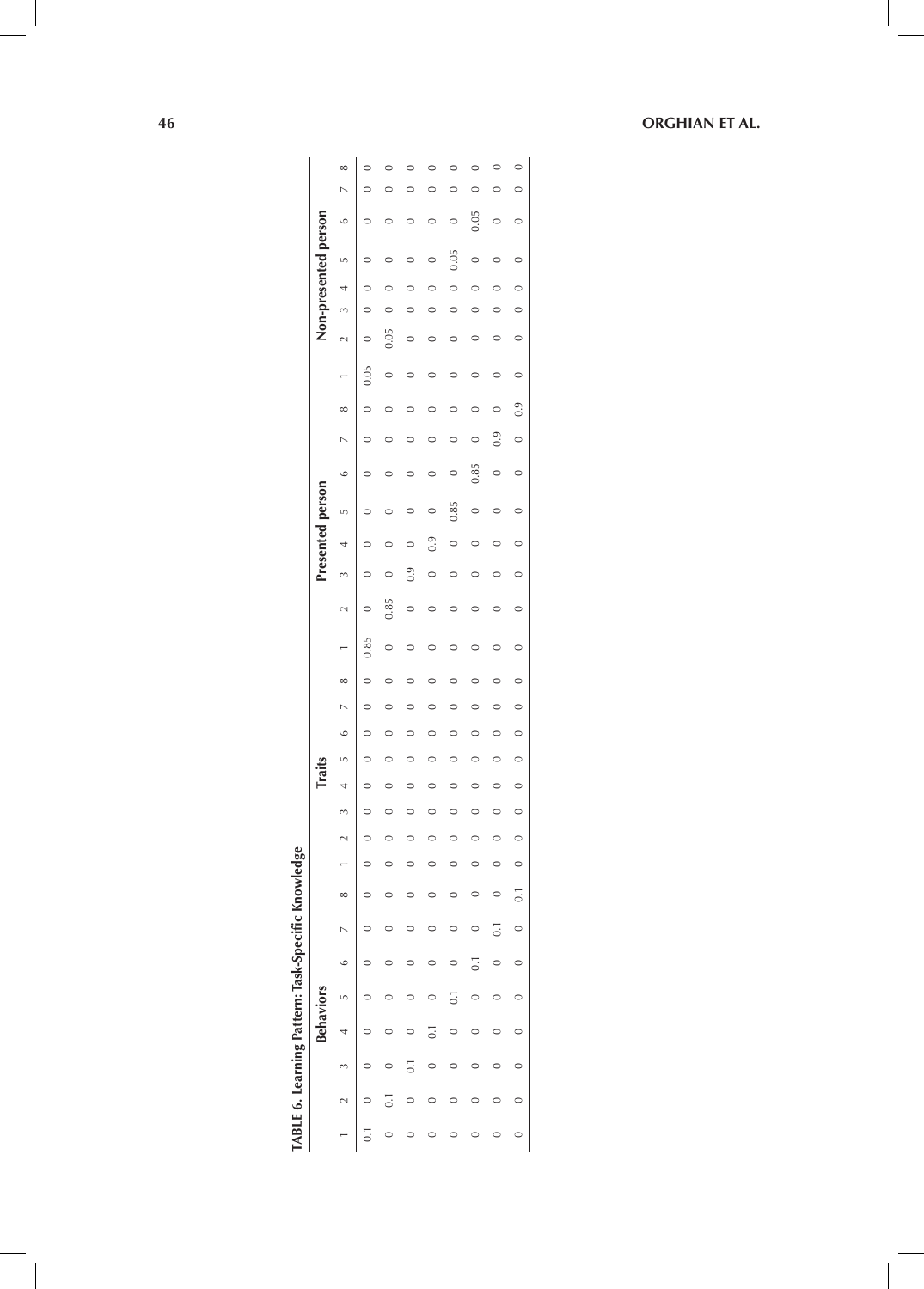**TABLE 6. Learning Pattern: Task-Specific Knowledge**

| Behaviors | | | | | | | | Traits | | | | | | | | Presented person | | | | | | | | Non-presented person | | | | | | | |
|---|---|---|---|---|---|---|---|---|---|---|---|---|---|---|---|---|---|---|---|---|---|---|---|---|---|---|---|---|---|---|---|
| 1 | 2 | 3 | 4 | 5 | 6 | 7 | 8 | 1 | 2 | 3 | 4 | 5 | 6 | 7 | 8 | 1 | 2 | 3 | 4 | 5 | 6 | 7 | 8 | 1 | 2 | 3 | 4 | 5 | 6 | 7 | 8 |
| 0.1 | 0 | 0 | 0 | 0 | 0 | 0 | 0 | 0 | 0 | 0 | 0 | 0 | 0 | 0 | 0 | 0.85 | 0 | 0 | 0 | 0 | 0 | 0 | 0 | 0.05 | 0 | 0 | 0 | 0 | 0 | 0 | 0 |
| 0 | 0.1 | 0 | 0 | 0 | 0 | 0 | 0 | 0 | 0 | 0 | 0 | 0 | 0 | 0 | 0 | 0 | 0.85 | 0 | 0 | 0 | 0 | 0 | 0 | 0 | 0.05 | 0 | 0 | 0 | 0 | 0 | 0 |
| 0 | 0 | 0.1 | 0 | 0 | 0 | 0 | 0 | 0 | 0 | 0 | 0 | 0 | 0 | 0 | 0 | 0 | 0 | 0.9 | 0 | 0 | 0 | 0 | 0 | 0 | 0 | 0 | 0 | 0 | 0 | 0 | 0 |
| 0 | 0 | 0 | 0.1 | 0 | 0 | 0 | 0 | 0 | 0 | 0 | 0 | 0 | 0 | 0 | 0 | 0 | 0 | 0 | 0.9 | 0 | 0 | 0 | 0 | 0 | 0 | 0 | 0 | 0 | 0 | 0 | 0 |
| 0 | 0 | 0 | 0 | 0.1 | 0 | 0 | 0 | 0 | 0 | 0 | 0 | 0 | 0 | 0 | 0 | 0 | 0 | 0 | 0 | 0.85 | 0 | 0 | 0 | 0 | 0 | 0 | 0 | 0.05 | 0 | 0 | 0 |
| 0 | 0 | 0 | 0 | 0 | 0.1 | 0 | 0 | 0 | 0 | 0 | 0 | 0 | 0 | 0 | 0 | 0 | 0 | 0 | 0 | 0 | 0.85 | 0 | 0 | 0 | 0 | 0 | 0 | 0 | 0.05 | 0 | 0 |
| 0 | 0 | 0 | 0 | 0 | 0 | 0.1 | 0 | 0 | 0 | 0 | 0 | 0 | 0 | 0 | 0 | 0 | 0 | 0 | 0 | 0 | 0 | 0.9 | 0 | 0 | 0 | 0 | 0 | 0 | 0 | 0 | 0 |
| 0 | 0 | 0 | 0 | 0 | 0 | 0 | 0.1 | 0 | 0 | 0 | 0 | 0 | 0 | 0 | 0 | 0 | 0 | 0 | 0 | 0 | 0 | 0 | 0.9 | 0 | 0 | 0 | 0 | 0 | 0 | 0 | 0 |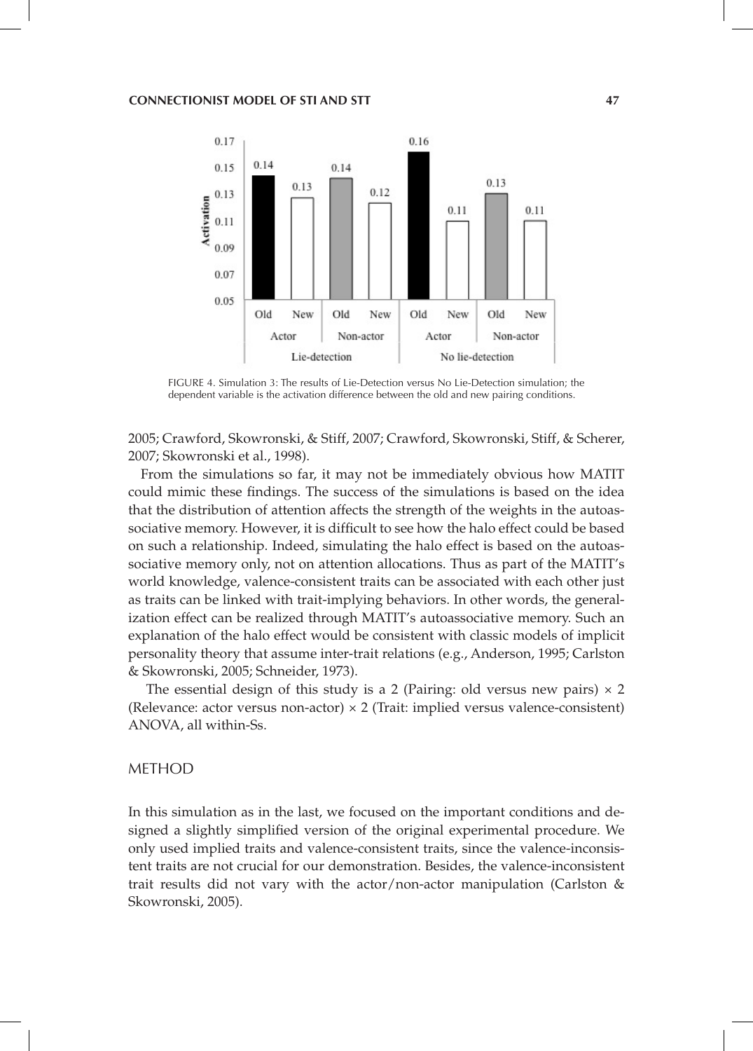FIGURE 4. Simulation 3: The results of Lie-Detection versus No Lie-Detection simulation; the dependent variable is the activation difference between the old and new pairing conditions.

2005; Crawford, Skowronski, & Stiff, 2007; Crawford, Skowronski, Stiff, & Scherer, 2007; Skowronski et al., 1998).

From the simulations so far, it may not be immediately obvious how MATIT could mimic these findings. The success of the simulations is based on the idea that the distribution of attention affects the strength of the weights in the autoassociative memory. However, it is difficult to see how the halo effect could be based on such a relationship. Indeed, simulating the halo effect is based on the autoassociative memory only, not on attention allocations. Thus as part of the MATIT's world knowledge, valence-consistent traits can be associated with each other just as traits can be linked with trait-implying behaviors. In other words, the generalization effect can be realized through MATIT's autoassociative memory. Such an explanation of the halo effect would be consistent with classic models of implicit personality theory that assume inter-trait relations (e.g., Anderson, 1995; Carlston & Skowronski, 2005; Schneider, 1973).

The essential design of this study is a 2 (Pairing: old versus new pairs) × 2 (Relevance: actor versus non-actor) × 2 (Trait: implied versus valence-consistent) ANOVA, all within-Ss.

## METHOD

In this simulation as in the last, we focused on the important conditions and designed a slightly simplified version of the original experimental procedure. We only used implied traits and valence-consistent traits, since the valence-inconsistent traits are not crucial for our demonstration. Besides, the valence-inconsistent trait results did not vary with the actor/non-actor manipulation (Carlston & Skowronski, 2005).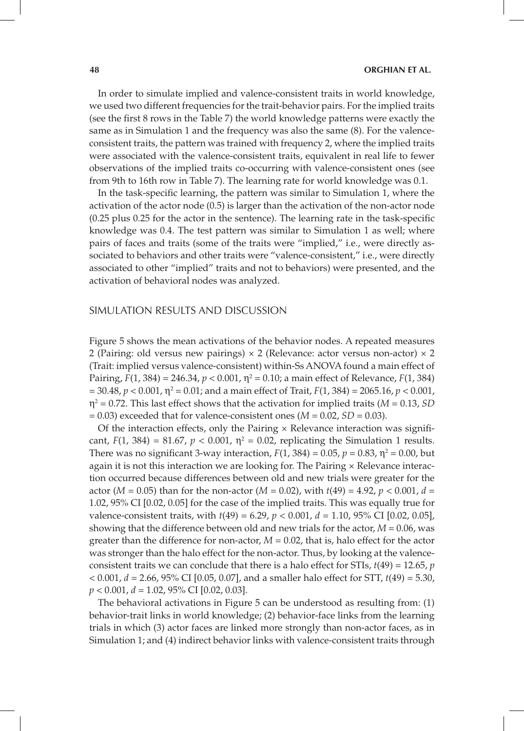In order to simulate implied and valence-consistent traits in world knowledge, we used two different frequencies for the trait-behavior pairs. For the implied traits (see the first 8 rows in the Table 7) the world knowledge patterns were exactly the same as in Simulation 1 and the frequency was also the same (8). For the valence-consistent traits, the pattern was trained with frequency 2, where the implied traits were associated with the valence-consistent traits, equivalent in real life to fewer observations of the implied traits co-occurring with valence-consistent ones (see from 9th to 16th row in Table 7). The learning rate for world knowledge was 0.1.

In the task-specific learning, the pattern was similar to Simulation 1, where the activation of the actor node (0.5) is larger than the activation of the non-actor node (0.25 plus 0.25 for the actor in the sentence). The learning rate in the task-specific knowledge was 0.4. The test pattern was similar to Simulation 1 as well; where pairs of faces and traits (some of the traits were "implied," i.e., were directly associated to behaviors and other traits were "valence-consistent," i.e., were directly associated to other "implied" traits and not to behaviors) were presented, and the activation of behavioral nodes was analyzed.

## SIMULATION RESULTS AND DISCUSSION

Figure 5 shows the mean activations of the behavior nodes. A repeated measures 2 (Pairing: old versus new pairings) × 2 (Relevance: actor versus non-actor) × 2 (Trait: implied versus valence-consistent) within-Ss ANOVA found a main effect of Pairing, $F(1, 384) = 246.34$, $p < 0.001$, $\eta^2 = 0.10$; a main effect of Relevance, $F(1, 384) = 30.48$, $p < 0.001$, $\eta^2 = 0.01$; and a main effect of Trait, $F(1, 384) = 2065.16$, $p < 0.001$, $\eta^2 = 0.72$. This last effect shows that the activation for implied traits ($M = 0.13$, $SD = 0.03$) exceeded that for valence-consistent ones ($M = 0.02$, $SD = 0.03$).

Of the interaction effects, only the Pairing × Relevance interaction was significant, $F(1, 384) = 81.67$, $p < 0.001$, $\eta^2 = 0.02$, replicating the Simulation 1 results. There was no significant 3-way interaction, $F(1, 384) = 0.05$, $p = 0.83$, $\eta^2 = 0.00$, but again it is not this interaction we are looking for. The Pairing × Relevance interaction occurred because differences between old and new trials were greater for the actor ($M = 0.05$) than for the non-actor ($M = 0.02$), with $t(49) = 4.92$, $p < 0.001$, $d = 1.02$, 95% CI [0.02, 0.05] for the case of the implied traits. This was equally true for valence-consistent traits, with $t(49) = 6.29$, $p < 0.001$, $d = 1.10$, 95% CI [0.02, 0.05], showing that the difference between old and new trials for the actor, $M = 0.06$, was greater than the difference for non-actor, $M = 0.02$, that is, halo effect for the actor was stronger than the halo effect for the non-actor. Thus, by looking at the valence-consistent traits we can conclude that there is a halo effect for STIs, $t(49) = 12.65$, $p < 0.001$, $d = 2.66$, 95% CI [0.05, 0.07], and a smaller halo effect for STT, $t(49) = 5.30$, $p < 0.001$, $d = 1.02$, 95% CI [0.02, 0.03].

The behavioral activations in Figure 5 can be understood as resulting from: (1) behavior-trait links in world knowledge; (2) behavior-face links from the learning trials in which (3) actor faces are linked more strongly than non-actor faces, as in Simulation 1; and (4) indirect behavior links with valence-consistent traits through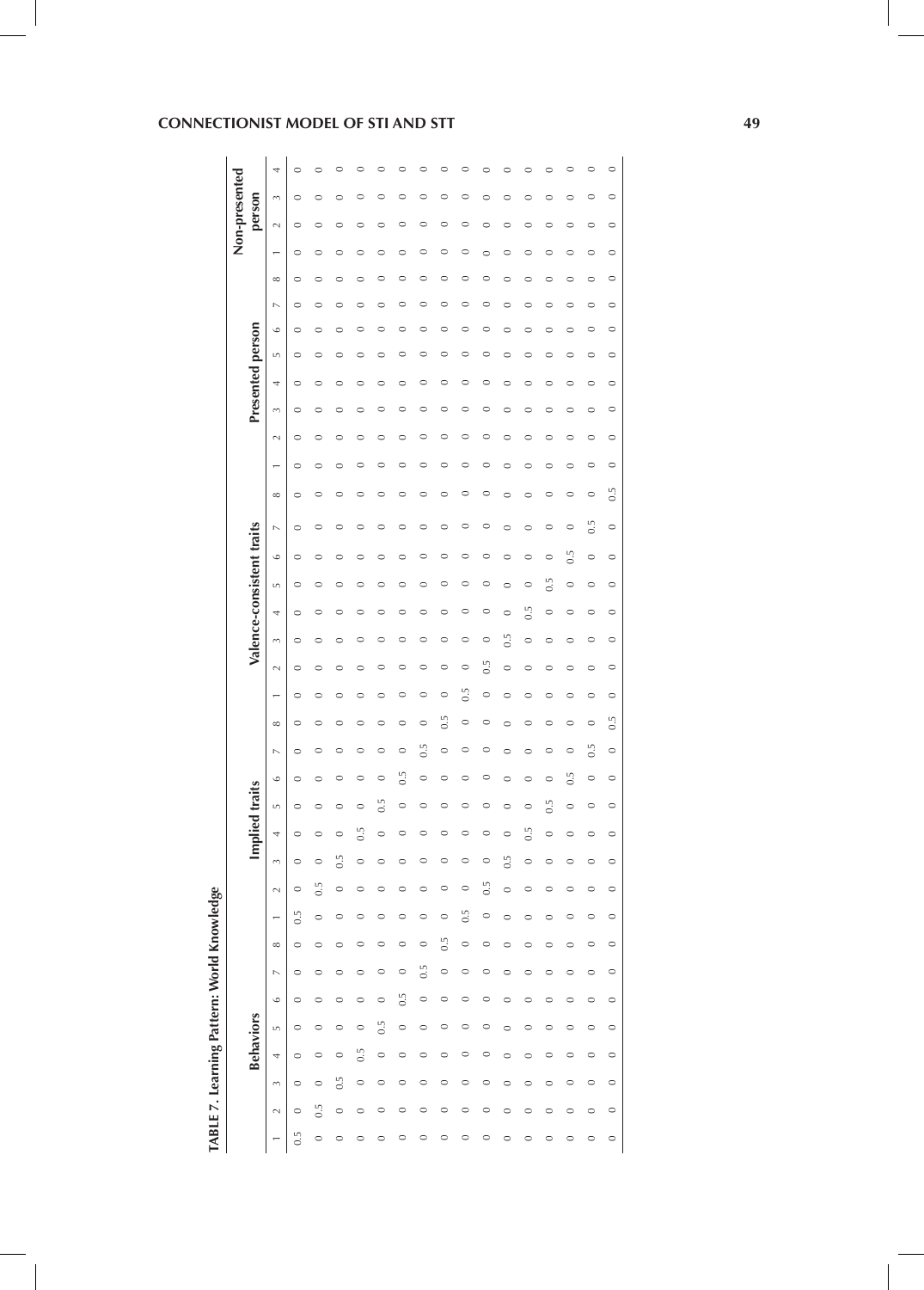**TABLE 7. Learning Pattern: World Knowledge**

| Behaviors | | | | | | | | Implied traits | | | | | | | | Valence-consistent traits | | | | | | | | Presented person | | | | | | | | Non-presented person | | | |
|---|---|---|---|---|---|---|---|---|---|---|---|---|---|---|---|---|---|---|---|---|---|---|---|---|---|---|---|---|---|---|---|---|---|---|---|
| 1 | 2 | 3 | 4 | 5 | 6 | 7 | 8 | 1 | 2 | 3 | 4 | 5 | 6 | 7 | 8 | 1 | 2 | 3 | 4 | 5 | 6 | 7 | 8 | 1 | 2 | 3 | 4 | 5 | 6 | 7 | 8 | 1 | 2 | 3 | 4 |
| 0.5 | 0 | 0 | 0 | 0 | 0 | 0 | 0 | 0.5 | 0 | 0 | 0 | 0 | 0 | 0 | 0 | 0 | 0 | 0 | 0 | 0 | 0 | 0 | 0 | 0 | 0 | 0 | 0 | 0 | 0 | 0 | 0 | 0 | 0 | 0 | 0 |
| 0 | 0.5 | 0 | 0 | 0 | 0 | 0 | 0 | 0 | 0.5 | 0 | 0 | 0 | 0 | 0 | 0 | 0 | 0 | 0 | 0 | 0 | 0 | 0 | 0 | 0 | 0 | 0 | 0 | 0 | 0 | 0 | 0 | 0 | 0 | 0 | 0 |
| 0 | 0 | 0.5 | 0 | 0 | 0 | 0 | 0 | 0 | 0 | 0.5 | 0 | 0 | 0 | 0 | 0 | 0 | 0 | 0 | 0 | 0 | 0 | 0 | 0 | 0 | 0 | 0 | 0 | 0 | 0 | 0 | 0 | 0 | 0 | 0 | 0 |
| 0 | 0 | 0 | 0.5 | 0 | 0 | 0 | 0 | 0 | 0 | 0 | 0.5 | 0 | 0 | 0 | 0 | 0 | 0 | 0 | 0 | 0 | 0 | 0 | 0 | 0 | 0 | 0 | 0 | 0 | 0 | 0 | 0 | 0 | 0 | 0 | 0 |
| 0 | 0 | 0 | 0 | 0.5 | 0 | 0 | 0 | 0 | 0 | 0 | 0 | 0.5 | 0 | 0 | 0 | 0 | 0 | 0 | 0 | 0 | 0 | 0 | 0 | 0 | 0 | 0 | 0 | 0 | 0 | 0 | 0 | 0 | 0 | 0 | 0 |
| 0 | 0 | 0 | 0 | 0 | 0.5 | 0 | 0 | 0 | 0 | 0 | 0 | 0 | 0.5 | 0 | 0 | 0 | 0 | 0 | 0 | 0 | 0 | 0 | 0 | 0 | 0 | 0 | 0 | 0 | 0 | 0 | 0 | 0 | 0 | 0 | 0 |
| 0 | 0 | 0 | 0 | 0 | 0 | 0.5 | 0 | 0 | 0 | 0 | 0 | 0 | 0 | 0.5 | 0 | 0 | 0 | 0 | 0 | 0 | 0 | 0 | 0 | 0 | 0 | 0 | 0 | 0 | 0 | 0 | 0 | 0 | 0 | 0 | 0 |
| 0 | 0 | 0 | 0 | 0 | 0 | 0 | 0.5 | 0 | 0 | 0 | 0 | 0 | 0 | 0 | 0.5 | 0 | 0 | 0 | 0 | 0 | 0 | 0 | 0 | 0 | 0 | 0 | 0 | 0 | 0 | 0 | 0 | 0 | 0 | 0 | 0 |
| 0 | 0 | 0 | 0 | 0 | 0 | 0 | 0 | 0.5 | 0 | 0 | 0 | 0 | 0 | 0 | 0 | 0.5 | 0 | 0 | 0 | 0 | 0 | 0 | 0 | 0 | 0 | 0 | 0 | 0 | 0 | 0 | 0 | 0 | 0 | 0 | 0 |
| 0 | 0 | 0 | 0 | 0 | 0 | 0 | 0 | 0 | 0.5 | 0 | 0 | 0 | 0 | 0 | 0 | 0 | 0.5 | 0 | 0 | 0 | 0 | 0 | 0 | 0 | 0 | 0 | 0 | 0 | 0 | 0 | 0 | 0 | 0 | 0 | 0 |
| 0 | 0 | 0 | 0 | 0 | 0 | 0 | 0 | 0 | 0 | 0.5 | 0 | 0 | 0 | 0 | 0 | 0 | 0 | 0.5 | 0 | 0 | 0 | 0 | 0 | 0 | 0 | 0 | 0 | 0 | 0 | 0 | 0 | 0 | 0 | 0 | 0 |
| 0 | 0 | 0 | 0 | 0 | 0 | 0 | 0 | 0 | 0 | 0 | 0.5 | 0 | 0 | 0 | 0 | 0 | 0 | 0 | 0.5 | 0 | 0 | 0 | 0 | 0 | 0 | 0 | 0 | 0 | 0 | 0 | 0 | 0 | 0 | 0 | 0 |
| 0 | 0 | 0 | 0 | 0 | 0 | 0 | 0 | 0 | 0 | 0 | 0 | 0.5 | 0 | 0 | 0 | 0 | 0 | 0 | 0 | 0.5 | 0 | 0 | 0 | 0 | 0 | 0 | 0 | 0 | 0 | 0 | 0 | 0 | 0 | 0 | 0 |
| 0 | 0 | 0 | 0 | 0 | 0 | 0 | 0 | 0 | 0 | 0 | 0 | 0 | 0.5 | 0 | 0 | 0 | 0 | 0 | 0 | 0 | 0.5 | 0 | 0 | 0 | 0 | 0 | 0 | 0 | 0 | 0 | 0 | 0 | 0 | 0 | 0 |
| 0 | 0 | 0 | 0 | 0 | 0 | 0 | 0 | 0 | 0 | 0 | 0 | 0 | 0 | 0.5 | 0 | 0 | 0 | 0 | 0 | 0 | 0 | 0.5 | 0 | 0 | 0 | 0 | 0 | 0 | 0 | 0 | 0 | 0 | 0 | 0 | 0 |
| 0 | 0 | 0 | 0 | 0 | 0 | 0 | 0 | 0 | 0 | 0 | 0 | 0 | 0 | 0 | 0.5 | 0 | 0 | 0 | 0 | 0 | 0 | 0 | 0.5 | 0 | 0 | 0 | 0 | 0 | 0 | 0 | 0 | 0 | 0 | 0 | 0 |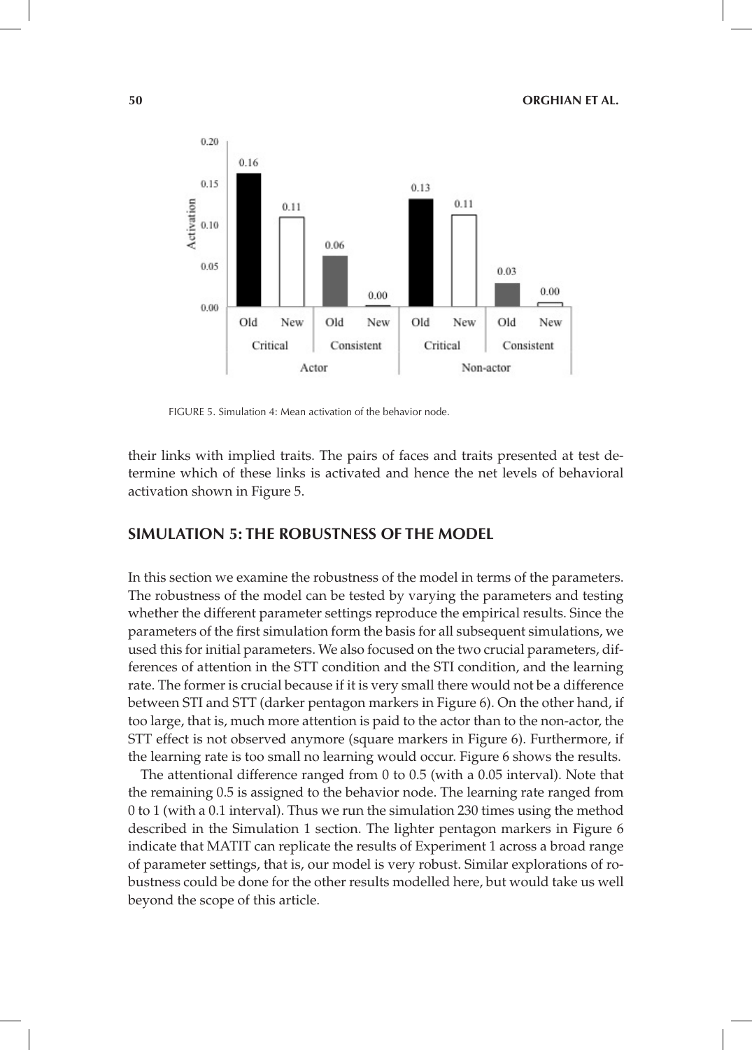FIGURE 5. Simulation 4: Mean activation of the behavior node.

their links with implied traits. The pairs of faces and traits presented at test determine which of these links is activated and hence the net levels of behavioral activation shown in Figure 5.

## SIMULATION 5: THE ROBUSTNESS OF THE MODEL

In this section we examine the robustness of the model in terms of the parameters. The robustness of the model can be tested by varying the parameters and testing whether the different parameter settings reproduce the empirical results. Since the parameters of the first simulation form the basis for all subsequent simulations, we used this for initial parameters. We also focused on the two crucial parameters, differences of attention in the STT condition and the STI condition, and the learning rate. The former is crucial because if it is very small there would not be a difference between STI and STT (darker pentagon markers in Figure 6). On the other hand, if too large, that is, much more attention is paid to the actor than to the non-actor, the STT effect is not observed anymore (square markers in Figure 6). Furthermore, if the learning rate is too small no learning would occur. Figure 6 shows the results.

The attentional difference ranged from 0 to 0.5 (with a 0.05 interval). Note that the remaining 0.5 is assigned to the behavior node. The learning rate ranged from 0 to 1 (with a 0.1 interval). Thus we run the simulation 230 times using the method described in the Simulation 1 section. The lighter pentagon markers in Figure 6 indicate that MATIT can replicate the results of Experiment 1 across a broad range of parameter settings, that is, our model is very robust. Similar explorations of robustness could be done for the other results modelled here, but would take us well beyond the scope of this article.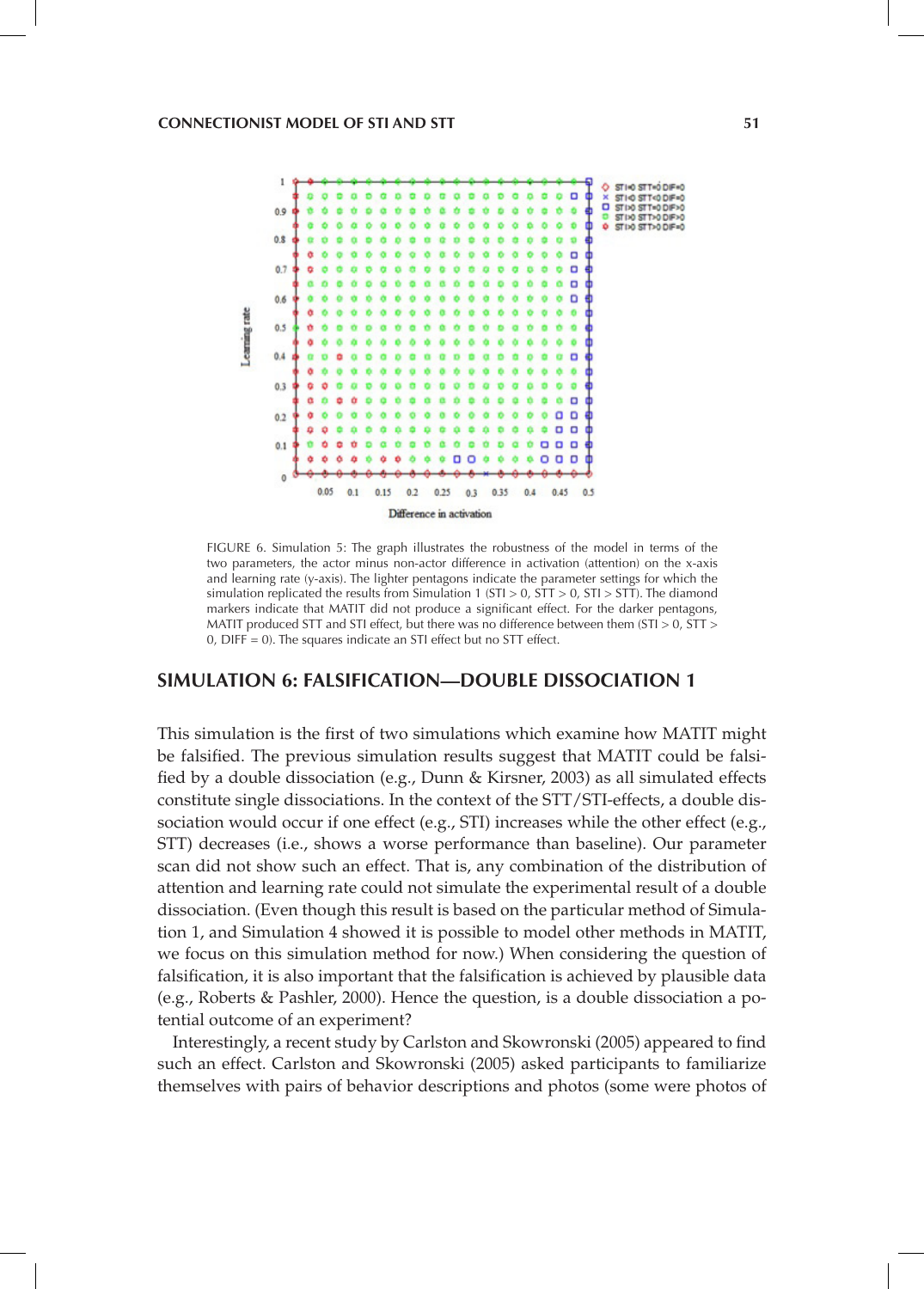FIGURE 6. Simulation 5: The graph illustrates the robustness of the model in terms of the two parameters, the actor minus non-actor difference in activation (attention) on the x-axis and learning rate (y-axis). The lighter pentagons indicate the parameter settings for which the simulation replicated the results from Simulation 1 (STI > 0, STT > 0, STI > STT). The diamond markers indicate that MATIT did not produce a significant effect. For the darker pentagons, MATIT produced STT and STI effect, but there was no difference between them (STI > 0, STT > 0, DIFF = 0). The squares indicate an STI effect but no STT effect.

## SIMULATION 6: FALSIFICATION—DOUBLE DISSOCIATION 1

This simulation is the first of two simulations which examine how MATIT might be falsified. The previous simulation results suggest that MATIT could be falsified by a double dissociation (e.g., Dunn & Kirsner, 2003) as all simulated effects constitute single dissociations. In the context of the STT/STI-effects, a double dissociation would occur if one effect (e.g., STI) increases while the other effect (e.g., STT) decreases (i.e., shows a worse performance than baseline). Our parameter scan did not show such an effect. That is, any combination of the distribution of attention and learning rate could not simulate the experimental result of a double dissociation. (Even though this result is based on the particular method of Simulation 1, and Simulation 4 showed it is possible to model other methods in MATIT, we focus on this simulation method for now.) When considering the question of falsification, it is also important that the falsification is achieved by plausible data (e.g., Roberts & Pashler, 2000). Hence the question, is a double dissociation a potential outcome of an experiment?

Interestingly, a recent study by Carlston and Skowronski (2005) appeared to find such an effect. Carlston and Skowronski (2005) asked participants to familiarize themselves with pairs of behavior descriptions and photos (some were photos of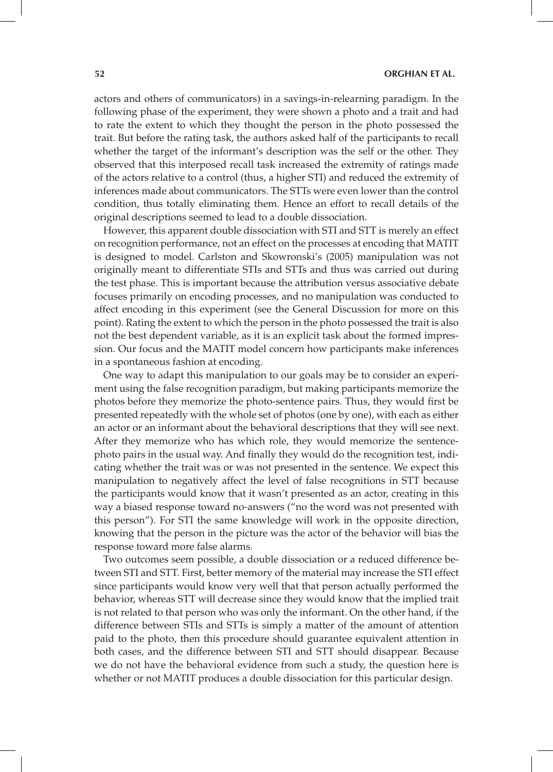actors and others of communicators) in a savings-in-relearning paradigm. In the following phase of the experiment, they were shown a photo and a trait and had to rate the extent to which they thought the person in the photo possessed the trait. But before the rating task, the authors asked half of the participants to recall whether the target of the informant's description was the self or the other. They observed that this interposed recall task increased the extremity of ratings made of the actors relative to a control (thus, a higher STI) and reduced the extremity of inferences made about communicators. The STTs were even lower than the control condition, thus totally eliminating them. Hence an effort to recall details of the original descriptions seemed to lead to a double dissociation.

However, this apparent double dissociation with STI and STT is merely an effect on recognition performance, not an effect on the processes at encoding that MATIT is designed to model. Carlston and Skowronski's (2005) manipulation was not originally meant to differentiate STIs and STTs and thus was carried out during the test phase. This is important because the attribution versus associative debate focuses primarily on encoding processes, and no manipulation was conducted to affect encoding in this experiment (see the General Discussion for more on this point). Rating the extent to which the person in the photo possessed the trait is also not the best dependent variable, as it is an explicit task about the formed impression. Our focus and the MATIT model concern how participants make inferences in a spontaneous fashion at encoding.

One way to adapt this manipulation to our goals may be to consider an experiment using the false recognition paradigm, but making participants memorize the photos before they memorize the photo-sentence pairs. Thus, they would first be presented repeatedly with the whole set of photos (one by one), with each as either an actor or an informant about the behavioral descriptions that they will see next. After they memorize who has which role, they would memorize the sentence-photo pairs in the usual way. And finally they would do the recognition test, indicating whether the trait was or was not presented in the sentence. We expect this manipulation to negatively affect the level of false recognitions in STT because the participants would know that it wasn't presented as an actor, creating in this way a biased response toward no-answers ("no the word was not presented with this person"). For STI the same knowledge will work in the opposite direction, knowing that the person in the picture was the actor of the behavior will bias the response toward more false alarms.

Two outcomes seem possible, a double dissociation or a reduced difference between STI and STT. First, better memory of the material may increase the STI effect since participants would know very well that that person actually performed the behavior, whereas STT will decrease since they would know that the implied trait is not related to that person who was only the informant. On the other hand, if the difference between STIs and STTs is simply a matter of the amount of attention paid to the photo, then this procedure should guarantee equivalent attention in both cases, and the difference between STI and STT should disappear. Because we do not have the behavioral evidence from such a study, the question here is whether or not MATIT produces a double dissociation for this particular design.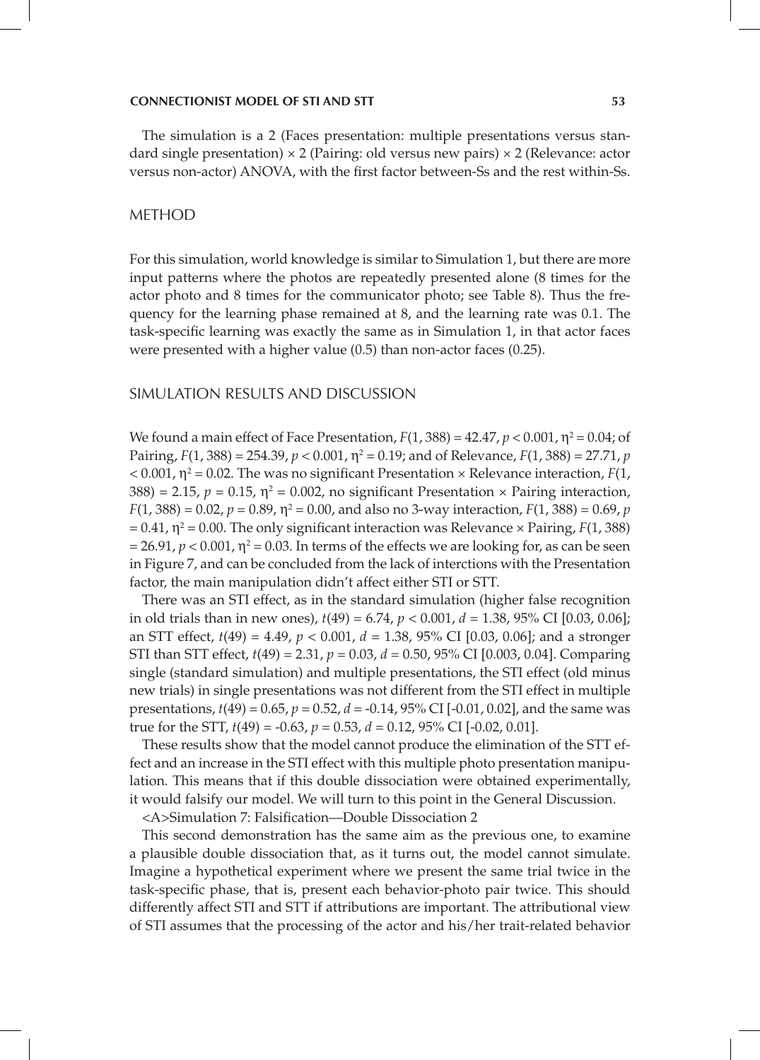The simulation is a 2 (Faces presentation: multiple presentations versus standard single presentation) × 2 (Pairing: old versus new pairs) × 2 (Relevance: actor versus non-actor) ANOVA, with the first factor between-Ss and the rest within-Ss.

## METHOD

For this simulation, world knowledge is similar to Simulation 1, but there are more input patterns where the photos are repeatedly presented alone (8 times for the actor photo and 8 times for the communicator photo; see Table 8). Thus the frequency for the learning phase remained at 8, and the learning rate was 0.1. The task-specific learning was exactly the same as in Simulation 1, in that actor faces were presented with a higher value (0.5) than non-actor faces (0.25).

## SIMULATION RESULTS AND DISCUSSION

We found a main effect of Face Presentation, $F(1, 388) = 42.47$, $p < 0.001$, $\eta^2 = 0.04$; of Pairing, $F(1, 388) = 254.39$, $p < 0.001$, $\eta^2 = 0.19$; and of Relevance, $F(1, 388) = 27.71$, $p < 0.001$, $\eta^2 = 0.02$. The was no significant Presentation × Relevance interaction, $F(1, 388) = 2.15$, $p = 0.15$, $\eta^2 = 0.002$, no significant Presentation × Pairing interaction, $F(1, 388) = 0.02$, $p = 0.89$, $\eta^2 = 0.00$, and also no 3-way interaction, $F(1, 388) = 0.69$, $p = 0.41$, $\eta^2 = 0.00$. The only significant interaction was Relevance × Pairing, $F(1, 388) = 26.91$, $p < 0.001$, $\eta^2 = 0.03$. In terms of the effects we are looking for, as can be seen in Figure 7, and can be concluded from the lack of interctions with the Presentation factor, the main manipulation didn't affect either STI or STT.

There was an STI effect, as in the standard simulation (higher false recognition in old trials than in new ones), $t(49) = 6.74$, $p < 0.001$, $d = 1.38$, 95% CI [0.03, 0.06]; an STT effect, $t(49) = 4.49$, $p < 0.001$, $d = 1.38$, 95% CI [0.03, 0.06]; and a stronger STI than STT effect, $t(49) = 2.31$, $p = 0.03$, $d = 0.50$, 95% CI [0.003, 0.04]. Comparing single (standard simulation) and multiple presentations, the STI effect (old minus new trials) in single presentations was not different from the STI effect in multiple presentations, $t(49) = 0.65$, $p = 0.52$, $d = -0.14$, 95% CI [-0.01, 0.02], and the same was true for the STT, $t(49) = -0.63$, $p = 0.53$, $d = 0.12$, 95% CI [-0.02, 0.01].

These results show that the model cannot produce the elimination of the STT effect and an increase in the STI effect with this multiple photo presentation manipulation. This means that if this double dissociation were obtained experimentally, it would falsify our model. We will turn to this point in the General Discussion.

<A>Simulation 7: Falsification—Double Dissociation 2

This second demonstration has the same aim as the previous one, to examine a plausible double dissociation that, as it turns out, the model cannot simulate. Imagine a hypothetical experiment where we present the same trial twice in the task-specific phase, that is, present each behavior-photo pair twice. This should differently affect STI and STT if attributions are important. The attributional view of STI assumes that the processing of the actor and his/her trait-related behavior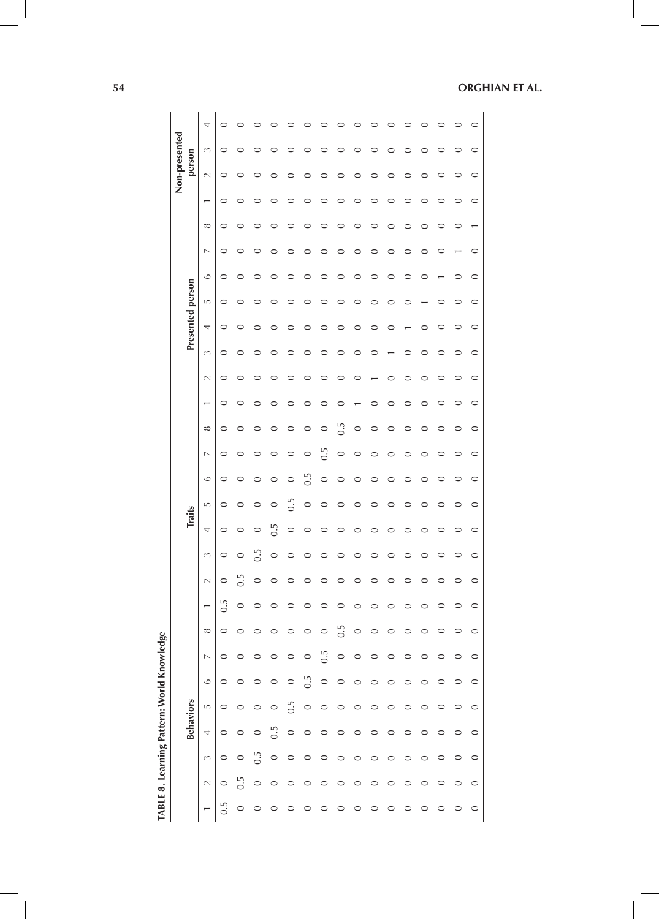**TABLE 8.** Learning Pattern: World Knowledge

| Behaviors | | | | | | | | Traits | | | | | | | | Presented person | | | | | | | | Non-presented person | | | |
|---|---|---|---|---|---|---|---|---|---|---|---|---|---|---|---|---|---|---|---|---|---|---|---|---|---|---|---|
| 1 | 2 | 3 | 4 | 5 | 6 | 7 | 8 | 1 | 2 | 3 | 4 | 5 | 6 | 7 | 8 | 1 | 2 | 3 | 4 | 5 | 6 | 7 | 8 | 1 | 2 | 3 | 4 |
| 0.5 | 0 | 0 | 0 | 0 | 0 | 0 | 0 | 0.5 | 0 | 0 | 0 | 0 | 0 | 0 | 0 | 0 | 0 | 0 | 0 | 0 | 0 | 0 | 0 | 0 | 0 | 0 | 0 |
| 0 | 0.5 | 0 | 0 | 0 | 0 | 0 | 0 | 0 | 0.5 | 0 | 0 | 0 | 0 | 0 | 0 | 0 | 0 | 0 | 0 | 0 | 0 | 0 | 0 | 0 | 0 | 0 | 0 |
| 0 | 0 | 0.5 | 0 | 0 | 0 | 0 | 0 | 0 | 0 | 0.5 | 0 | 0 | 0 | 0 | 0 | 0 | 0 | 0 | 0 | 0 | 0 | 0 | 0 | 0 | 0 | 0 | 0 |
| 0 | 0 | 0 | 0.5 | 0 | 0 | 0 | 0 | 0 | 0 | 0 | 0.5 | 0 | 0 | 0 | 0 | 0 | 0 | 0 | 0 | 0 | 0 | 0 | 0 | 0 | 0 | 0 | 0 |
| 0 | 0 | 0 | 0 | 0.5 | 0 | 0 | 0 | 0 | 0 | 0 | 0 | 0.5 | 0 | 0 | 0 | 0 | 0 | 0 | 0 | 0 | 0 | 0 | 0 | 0 | 0 | 0 | 0 |
| 0 | 0 | 0 | 0 | 0 | 0.5 | 0 | 0 | 0 | 0 | 0 | 0 | 0 | 0.5 | 0 | 0 | 0 | 0 | 0 | 0 | 0 | 0 | 0 | 0 | 0 | 0 | 0 | 0 |
| 0 | 0 | 0 | 0 | 0 | 0 | 0.5 | 0 | 0 | 0 | 0 | 0 | 0 | 0 | 0.5 | 0 | 0 | 0 | 0 | 0 | 0 | 0 | 0 | 0 | 0 | 0 | 0 | 0 |
| 0 | 0 | 0 | 0 | 0 | 0 | 0 | 0.5 | 0 | 0 | 0 | 0 | 0 | 0 | 0 | 0.5 | 0 | 0 | 0 | 0 | 0 | 0 | 0 | 0 | 0 | 0 | 0 | 0 |
| 0 | 0 | 0 | 0 | 0 | 0 | 0 | 0 | 0 | 0 | 0 | 0 | 0 | 0 | 0 | 0 | 1 | 0 | 0 | 0 | 0 | 0 | 0 | 0 | 0 | 0 | 0 | 0 |
| 0 | 0 | 0 | 0 | 0 | 0 | 0 | 0 | 0 | 0 | 0 | 0 | 0 | 0 | 0 | 0 | 0 | 1 | 0 | 0 | 0 | 0 | 0 | 0 | 0 | 0 | 0 | 0 |
| 0 | 0 | 0 | 0 | 0 | 0 | 0 | 0 | 0 | 0 | 0 | 0 | 0 | 0 | 0 | 0 | 0 | 0 | 1 | 0 | 0 | 0 | 0 | 0 | 0 | 0 | 0 | 0 |
| 0 | 0 | 0 | 0 | 0 | 0 | 0 | 0 | 0 | 0 | 0 | 0 | 0 | 0 | 0 | 0 | 0 | 0 | 0 | 1 | 0 | 0 | 0 | 0 | 0 | 0 | 0 | 0 |
| 0 | 0 | 0 | 0 | 0 | 0 | 0 | 0 | 0 | 0 | 0 | 0 | 0 | 0 | 0 | 0 | 0 | 0 | 0 | 0 | 1 | 0 | 0 | 0 | 0 | 0 | 0 | 0 |
| 0 | 0 | 0 | 0 | 0 | 0 | 0 | 0 | 0 | 0 | 0 | 0 | 0 | 0 | 0 | 0 | 0 | 0 | 0 | 0 | 0 | 1 | 0 | 0 | 0 | 0 | 0 | 0 |
| 0 | 0 | 0 | 0 | 0 | 0 | 0 | 0 | 0 | 0 | 0 | 0 | 0 | 0 | 0 | 0 | 0 | 0 | 0 | 0 | 0 | 0 | 1 | 0 | 0 | 0 | 0 | 0 |
| 0 | 0 | 0 | 0 | 0 | 0 | 0 | 0 | 0 | 0 | 0 | 0 | 0 | 0 | 0 | 0 | 0 | 0 | 0 | 0 | 0 | 0 | 0 | 1 | 0 | 0 | 0 | 0 |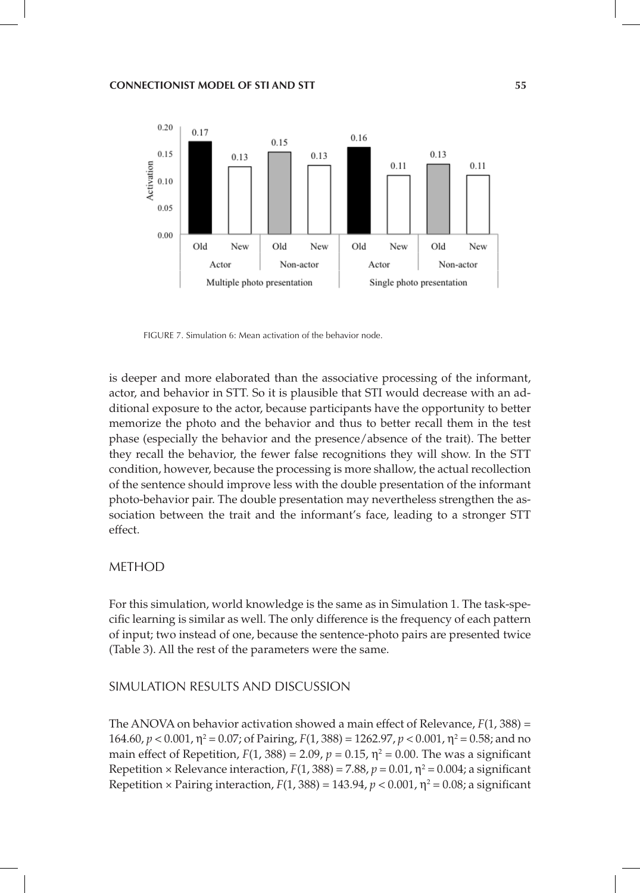FIGURE 7. Simulation 6: Mean activation of the behavior node.

is deeper and more elaborated than the associative processing of the informant, actor, and behavior in STT. So it is plausible that STI would decrease with an additional exposure to the actor, because participants have the opportunity to better memorize the photo and the behavior and thus to better recall them in the test phase (especially the behavior and the presence/absence of the trait). The better they recall the behavior, the fewer false recognitions they will show. In the STT condition, however, because the processing is more shallow, the actual recollection of the sentence should improve less with the double presentation of the informant photo-behavior pair. The double presentation may nevertheless strengthen the association between the trait and the informant's face, leading to a stronger STT effect.

## METHOD

For this simulation, world knowledge is the same as in Simulation 1. The task-specific learning is similar as well. The only difference is the frequency of each pattern of input; two instead of one, because the sentence-photo pairs are presented twice (Table 3). All the rest of the parameters were the same.

## SIMULATION RESULTS AND DISCUSSION

The ANOVA on behavior activation showed a main effect of Relevance, $F(1, 388) = 164.60$, $p < 0.001$, $\eta^2 = 0.07$; of Pairing, $F(1, 388) = 1262.97$, $p < 0.001$, $\eta^2 = 0.58$; and no main effect of Repetition, $F(1, 388) = 2.09$, $p = 0.15$, $\eta^2 = 0.00$. The was a significant Repetition × Relevance interaction, $F(1, 388) = 7.88$, $p = 0.01$, $\eta^2 = 0.004$; a significant Repetition × Pairing interaction, $F(1, 388) = 143.94$, $p < 0.001$, $\eta^2 = 0.08$; a significant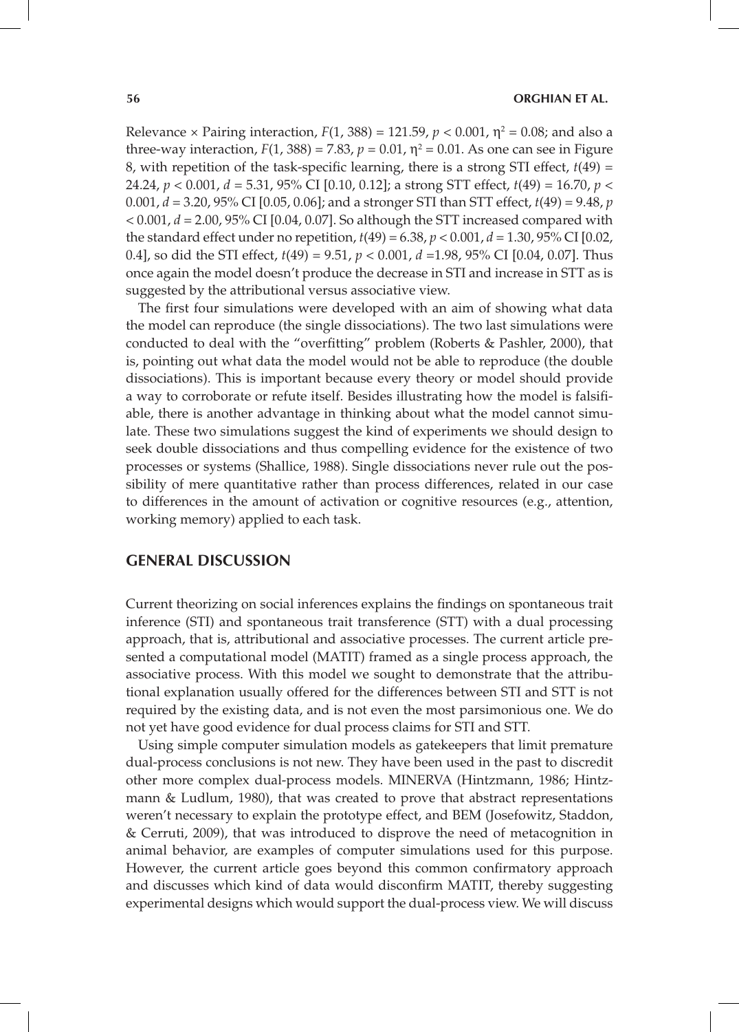Relevance × Pairing interaction, $F(1, 388) = 121.59$, $p < 0.001$, $\eta^2 = 0.08$; and also a three-way interaction, $F(1, 388) = 7.83$, $p = 0.01$, $\eta^2 = 0.01$. As one can see in Figure 8, with repetition of the task-specific learning, there is a strong STI effect, $t(49) = 24.24$, $p < 0.001$, $d = 5.31$, 95% CI [0.10, 0.12]; a strong STT effect, $t(49) = 16.70$, $p < 0.001$, $d = 3.20$, 95% CI [0.05, 0.06]; and a stronger STI than STT effect, $t(49) = 9.48$, $p < 0.001$, $d = 2.00$, 95% CI [0.04, 0.07]. So although the STT increased compared with the standard effect under no repetition, $t(49) = 6.38$, $p < 0.001$, $d = 1.30$, 95% CI [0.02, 0.4], so did the STI effect, $t(49) = 9.51$, $p < 0.001$, $d = 1.98$, 95% CI [0.04, 0.07]. Thus once again the model doesn't produce the decrease in STI and increase in STT as is suggested by the attributional versus associative view.

The first four simulations were developed with an aim of showing what data the model can reproduce (the single dissociations). The two last simulations were conducted to deal with the "overfitting" problem (Roberts & Pashler, 2000), that is, pointing out what data the model would not be able to reproduce (the double dissociations). This is important because every theory or model should provide a way to corroborate or refute itself. Besides illustrating how the model is falsifiable, there is another advantage in thinking about what the model cannot simulate. These two simulations suggest the kind of experiments we should design to seek double dissociations and thus compelling evidence for the existence of two processes or systems (Shallice, 1988). Single dissociations never rule out the possibility of mere quantitative rather than process differences, related in our case to differences in the amount of activation or cognitive resources (e.g., attention, working memory) applied to each task.

## GENERAL DISCUSSION

Current theorizing on social inferences explains the findings on spontaneous trait inference (STI) and spontaneous trait transference (STT) with a dual processing approach, that is, attributional and associative processes. The current article presented a computational model (MATIT) framed as a single process approach, the associative process. With this model we sought to demonstrate that the attributional explanation usually offered for the differences between STI and STT is not required by the existing data, and is not even the most parsimonious one. We do not yet have good evidence for dual process claims for STI and STT.

Using simple computer simulation models as gatekeepers that limit premature dual-process conclusions is not new. They have been used in the past to discredit other more complex dual-process models. MINERVA (Hintzmann, 1986; Hintzmann & Ludlum, 1980), that was created to prove that abstract representations weren't necessary to explain the prototype effect, and BEM (Josefowitz, Staddon, & Cerruti, 2009), that was introduced to disprove the need of metacognition in animal behavior, are examples of computer simulations used for this purpose. However, the current article goes beyond this common confirmatory approach and discusses which kind of data would disconfirm MATIT, thereby suggesting experimental designs which would support the dual-process view. We will discuss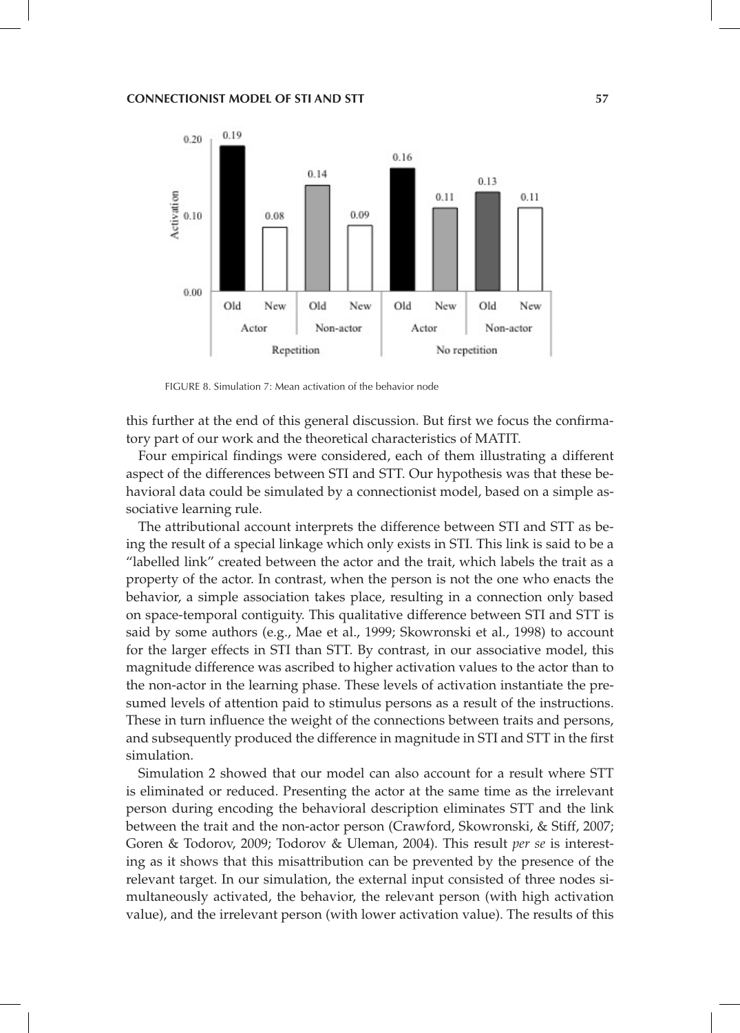0.20
0.10
0.00
Activation

0.19
0.08
0.14
0.09
0.16
0.11
0.13
0.11

Old New Old New Old New Old New
Actor Non-actor Actor Non-actor
Repetition No repetition

FIGURE 8. Simulation 7: Mean activation of the behavior node

this further at the end of this general discussion. But first we focus the confirmatory part of our work and the theoretical characteristics of MATIT.

Four empirical findings were considered, each of them illustrating a different aspect of the differences between STI and STT. Our hypothesis was that these behavioral data could be simulated by a connectionist model, based on a simple associative learning rule.

The attributional account interprets the difference between STI and STT as being the result of a special linkage which only exists in STI. This link is said to be a "labelled link" created between the actor and the trait, which labels the trait as a property of the actor. In contrast, when the person is not the one who enacts the behavior, a simple association takes place, resulting in a connection only based on space-temporal contiguity. This qualitative difference between STI and STT is said by some authors (e.g., Mae et al., 1999; Skowronski et al., 1998) to account for the larger effects in STI than STT. By contrast, in our associative model, this magnitude difference was ascribed to higher activation values to the actor than to the non-actor in the learning phase. These levels of activation instantiate the presumed levels of attention paid to stimulus persons as a result of the instructions. These in turn influence the weight of the connections between traits and persons, and subsequently produced the difference in magnitude in STI and STT in the first simulation.

Simulation 2 showed that our model can also account for a result where STT is eliminated or reduced. Presenting the actor at the same time as the irrelevant person during encoding the behavioral description eliminates STT and the link between the trait and the non-actor person (Crawford, Skowronski, & Stiff, 2007; Goren & Todorov, 2009; Todorov & Uleman, 2004). This result *per se* is interesting as it shows that this misattribution can be prevented by the presence of the relevant target. In our simulation, the external input consisted of three nodes simultaneously activated, the behavior, the relevant person (with high activation value), and the irrelevant person (with lower activation value). The results of this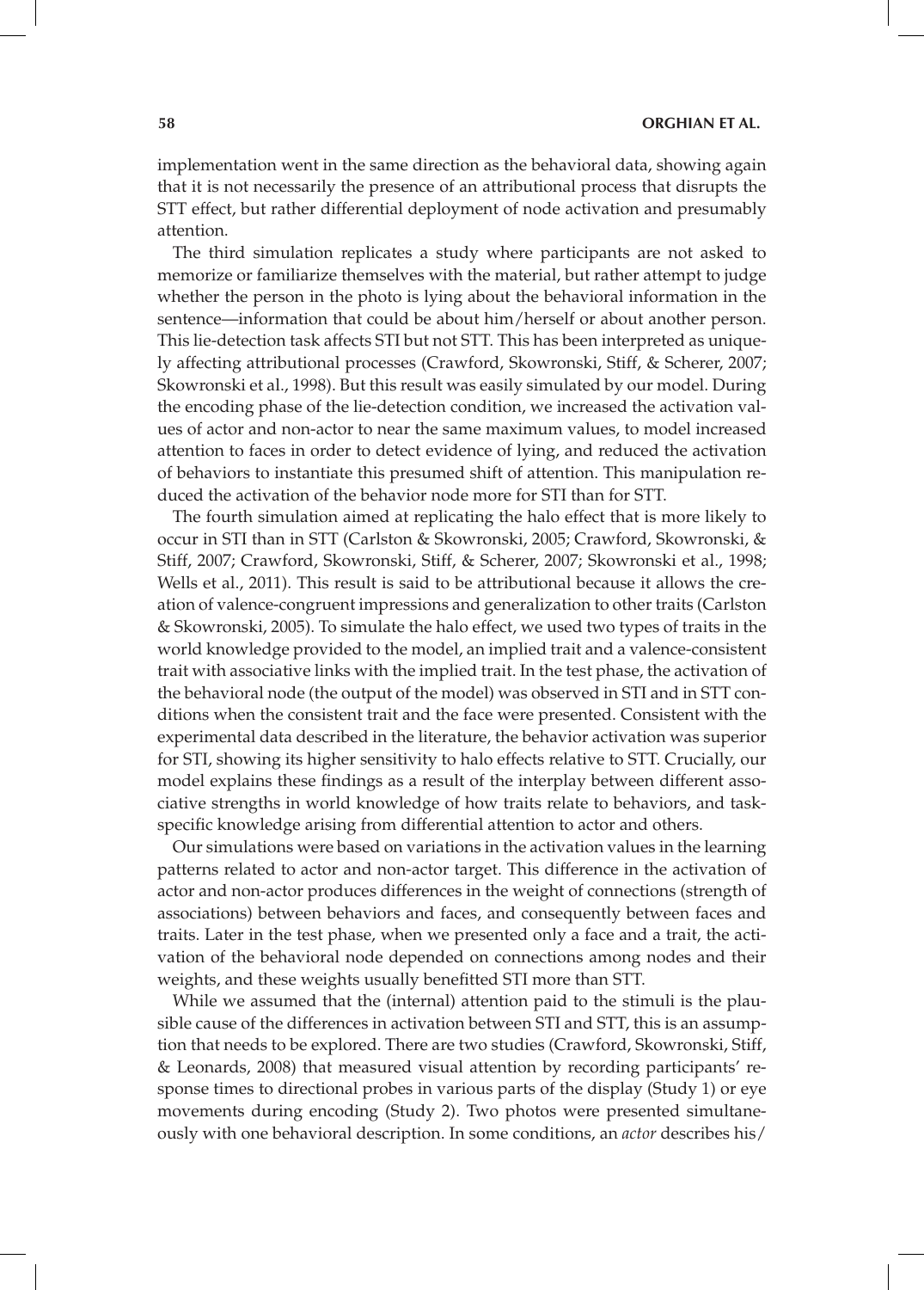implementation went in the same direction as the behavioral data, showing again that it is not necessarily the presence of an attributional process that disrupts the STT effect, but rather differential deployment of node activation and presumably attention.

The third simulation replicates a study where participants are not asked to memorize or familiarize themselves with the material, but rather attempt to judge whether the person in the photo is lying about the behavioral information in the sentence—information that could be about him/herself or about another person. This lie-detection task affects STI but not STT. This has been interpreted as uniquely affecting attributional processes (Crawford, Skowronski, Stiff, & Scherer, 2007; Skowronski et al., 1998). But this result was easily simulated by our model. During the encoding phase of the lie-detection condition, we increased the activation values of actor and non-actor to near the same maximum values, to model increased attention to faces in order to detect evidence of lying, and reduced the activation of behaviors to instantiate this presumed shift of attention. This manipulation reduced the activation of the behavior node more for STI than for STT.

The fourth simulation aimed at replicating the halo effect that is more likely to occur in STI than in STT (Carlston & Skowronski, 2005; Crawford, Skowronski, & Stiff, 2007; Crawford, Skowronski, Stiff, & Scherer, 2007; Skowronski et al., 1998; Wells et al., 2011). This result is said to be attributional because it allows the creation of valence-congruent impressions and generalization to other traits (Carlston & Skowronski, 2005). To simulate the halo effect, we used two types of traits in the world knowledge provided to the model, an implied trait and a valence-consistent trait with associative links with the implied trait. In the test phase, the activation of the behavioral node (the output of the model) was observed in STI and in STT conditions when the consistent trait and the face were presented. Consistent with the experimental data described in the literature, the behavior activation was superior for STI, showing its higher sensitivity to halo effects relative to STT. Crucially, our model explains these findings as a result of the interplay between different associative strengths in world knowledge of how traits relate to behaviors, and task-specific knowledge arising from differential attention to actor and others.

Our simulations were based on variations in the activation values in the learning patterns related to actor and non-actor target. This difference in the activation of actor and non-actor produces differences in the weight of connections (strength of associations) between behaviors and faces, and consequently between faces and traits. Later in the test phase, when we presented only a face and a trait, the activation of the behavioral node depended on connections among nodes and their weights, and these weights usually benefitted STI more than STT.

While we assumed that the (internal) attention paid to the stimuli is the plausible cause of the differences in activation between STI and STT, this is an assumption that needs to be explored. There are two studies (Crawford, Skowronski, Stiff, & Leonards, 2008) that measured visual attention by recording participants' response times to directional probes in various parts of the display (Study 1) or eye movements during encoding (Study 2). Two photos were presented simultaneously with one behavioral description. In some conditions, an *actor* describes his/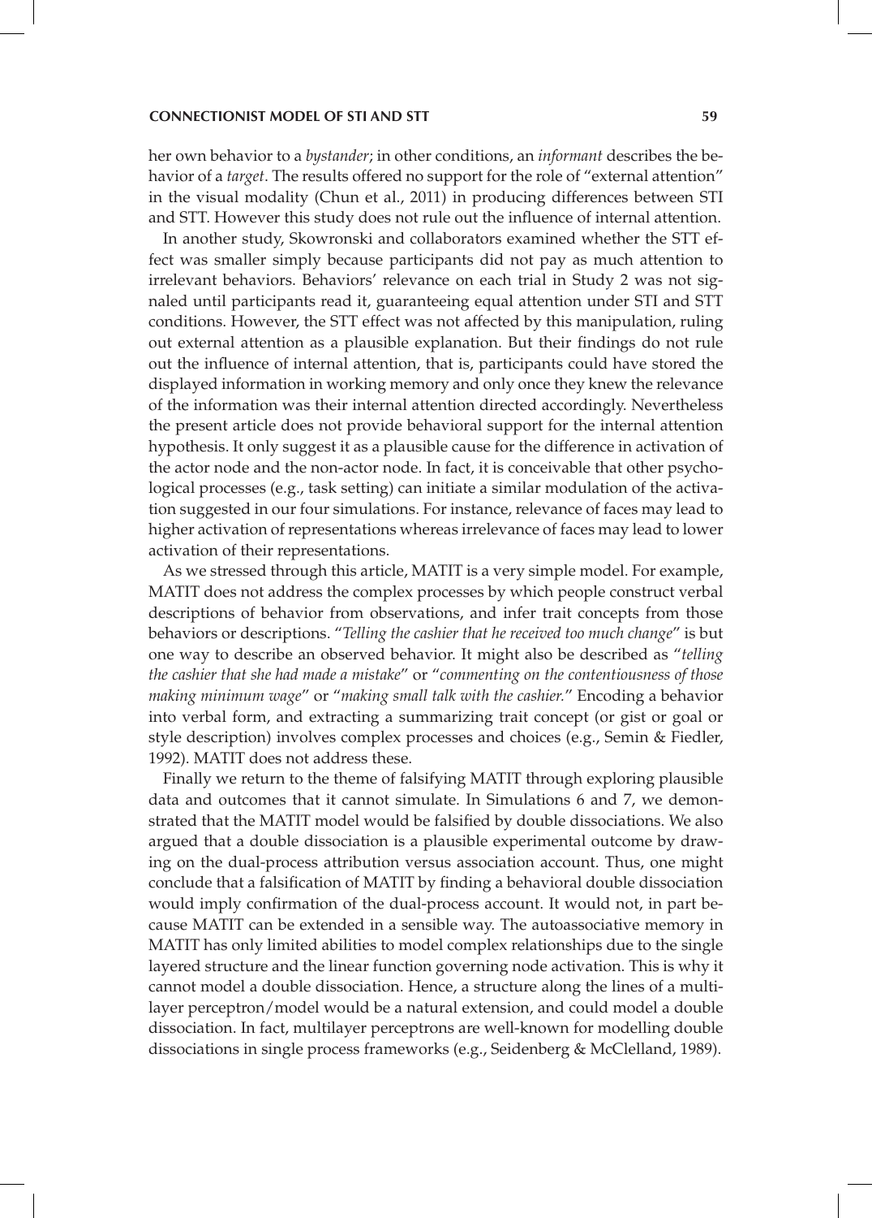her own behavior to a *bystander*; in other conditions, an *informant* describes the behavior of a *target*. The results offered no support for the role of "external attention" in the visual modality (Chun et al., 2011) in producing differences between STI and STT. However this study does not rule out the influence of internal attention.

In another study, Skowronski and collaborators examined whether the STT effect was smaller simply because participants did not pay as much attention to irrelevant behaviors. Behaviors' relevance on each trial in Study 2 was not signaled until participants read it, guaranteeing equal attention under STI and STT conditions. However, the STT effect was not affected by this manipulation, ruling out external attention as a plausible explanation. But their findings do not rule out the influence of internal attention, that is, participants could have stored the displayed information in working memory and only once they knew the relevance of the information was their internal attention directed accordingly. Nevertheless the present article does not provide behavioral support for the internal attention hypothesis. It only suggest it as a plausible cause for the difference in activation of the actor node and the non-actor node. In fact, it is conceivable that other psychological processes (e.g., task setting) can initiate a similar modulation of the activation suggested in our four simulations. For instance, relevance of faces may lead to higher activation of representations whereas irrelevance of faces may lead to lower activation of their representations.

As we stressed through this article, MATIT is a very simple model. For example, MATIT does not address the complex processes by which people construct verbal descriptions of behavior from observations, and infer trait concepts from those behaviors or descriptions. "*Telling the cashier that he received too much change*" is but one way to describe an observed behavior. It might also be described as "*telling the cashier that she had made a mistake*" or "*commenting on the contentiousness of those making minimum wage*" or "*making small talk with the cashier.*" Encoding a behavior into verbal form, and extracting a summarizing trait concept (or gist or goal or style description) involves complex processes and choices (e.g., Semin & Fiedler, 1992). MATIT does not address these.

Finally we return to the theme of falsifying MATIT through exploring plausible data and outcomes that it cannot simulate. In Simulations 6 and 7, we demonstrated that the MATIT model would be falsified by double dissociations. We also argued that a double dissociation is a plausible experimental outcome by drawing on the dual-process attribution versus association account. Thus, one might conclude that a falsification of MATIT by finding a behavioral double dissociation would imply confirmation of the dual-process account. It would not, in part because MATIT can be extended in a sensible way. The autoassociative memory in MATIT has only limited abilities to model complex relationships due to the single layered structure and the linear function governing node activation. This is why it cannot model a double dissociation. Hence, a structure along the lines of a multilayer perceptron/model would be a natural extension, and could model a double dissociation. In fact, multilayer perceptrons are well-known for modelling double dissociations in single process frameworks (e.g., Seidenberg & McClelland, 1989).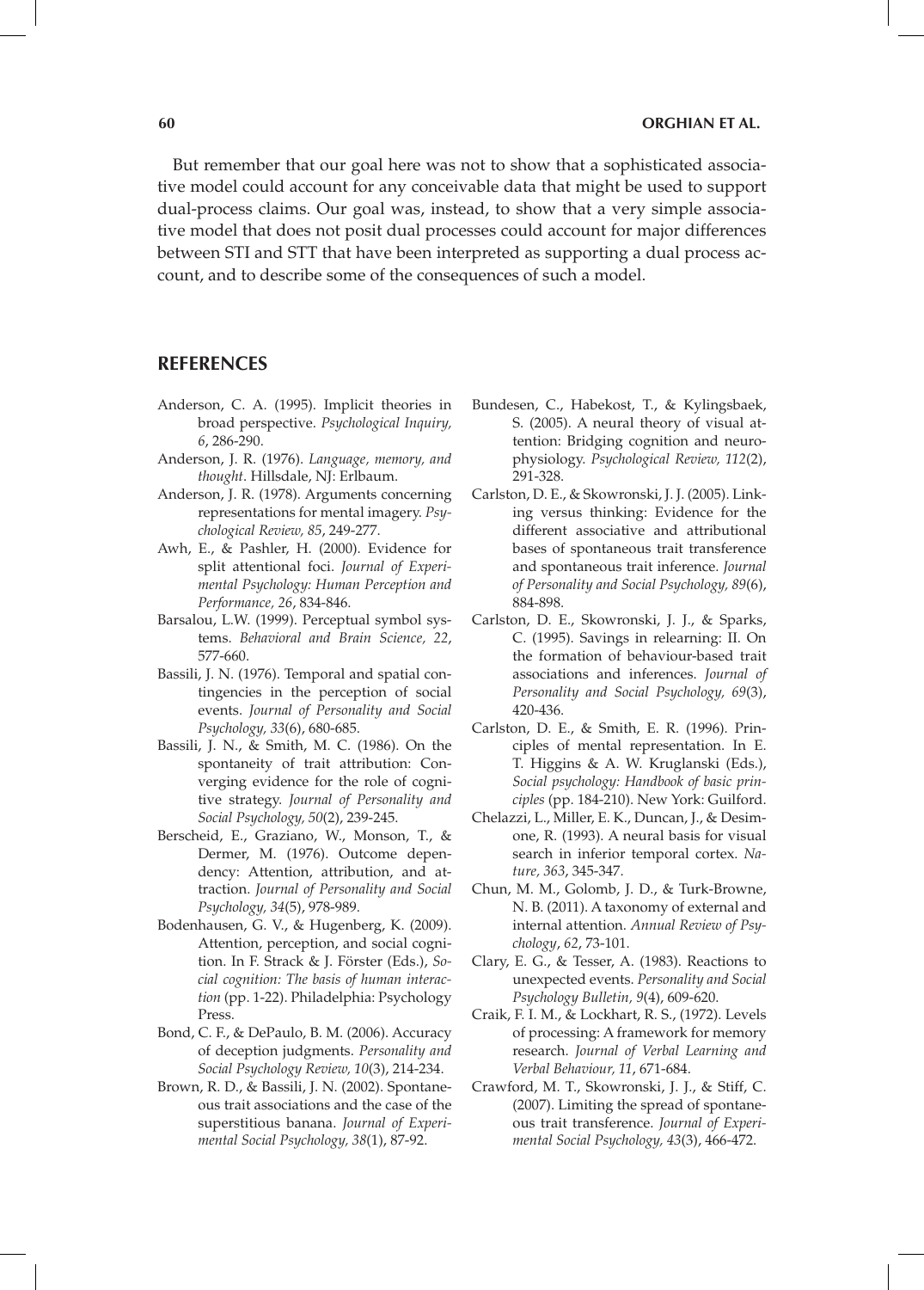But remember that our goal here was not to show that a sophisticated associative model could account for any conceivable data that might be used to support dual-process claims. Our goal was, instead, to show that a very simple associative model that does not posit dual processes could account for major differences between STI and STT that have been interpreted as supporting a dual process account, and to describe some of the consequences of such a model.

## REFERENCES

Anderson, C. A. (1995). Implicit theories in broad perspective. *Psychological Inquiry, 6*, 286-290.

Anderson, J. R. (1976). *Language, memory, and thought*. Hillsdale, NJ: Erlbaum.

Anderson, J. R. (1978). Arguments concerning representations for mental imagery. *Psychological Review, 85*, 249-277.

Awh, E., & Pashler, H. (2000). Evidence for split attentional foci. *Journal of Experimental Psychology: Human Perception and Performance, 26*, 834-846.

Barsalou, L.W. (1999). Perceptual symbol systems. *Behavioral and Brain Science, 22*, 577-660.

Bassili, J. N. (1976). Temporal and spatial contingencies in the perception of social events. *Journal of Personality and Social Psychology, 33*(6), 680-685.

Bassili, J. N., & Smith, M. C. (1986). On the spontaneity of trait attribution: Converging evidence for the role of cognitive strategy. *Journal of Personality and Social Psychology, 50*(2), 239-245.

Berscheid, E., Graziano, W., Monson, T., & Dermer, M. (1976). Outcome dependency: Attention, attribution, and attraction. *Journal of Personality and Social Psychology, 34*(5), 978-989.

Bodenhausen, G. V., & Hugenberg, K. (2009). Attention, perception, and social cognition. In F. Strack & J. Förster (Eds.), *Social cognition: The basis of human interaction* (pp. 1-22). Philadelphia: Psychology Press.

Bond, C. F., & DePaulo, B. M. (2006). Accuracy of deception judgments. *Personality and Social Psychology Review, 10*(3), 214-234.

Brown, R. D., & Bassili, J. N. (2002). Spontaneous trait associations and the case of the superstitious banana. *Journal of Experimental Social Psychology, 38*(1), 87-92.

Bundesen, C., Habekost, T., & Kylingsbaek, S. (2005). A neural theory of visual attention: Bridging cognition and neurophysiology. *Psychological Review, 112*(2), 291-328.

Carlston, D. E., & Skowronski, J. J. (2005). Linking versus thinking: Evidence for the different associative and attributional bases of spontaneous trait transference and spontaneous trait inference. *Journal of Personality and Social Psychology, 89*(6), 884-898.

Carlston, D. E., Skowronski, J. J., & Sparks, C. (1995). Savings in relearning: II. On the formation of behaviour-based trait associations and inferences. *Journal of Personality and Social Psychology, 69*(3), 420-436.

Carlston, D. E., & Smith, E. R. (1996). Principles of mental representation. In E. T. Higgins & A. W. Kruglanski (Eds.), *Social psychology: Handbook of basic principles* (pp. 184-210). New York: Guilford.

Chelazzi, L., Miller, E. K., Duncan, J., & Desimone, R. (1993). A neural basis for visual search in inferior temporal cortex. *Nature, 363*, 345-347.

Chun, M. M., Golomb, J. D., & Turk-Browne, N. B. (2011). A taxonomy of external and internal attention. *Annual Review of Psychology*, *62*, 73-101.

Clary, E. G., & Tesser, A. (1983). Reactions to unexpected events. *Personality and Social Psychology Bulletin, 9*(4), 609-620.

Craik, F. I. M., & Lockhart, R. S., (1972). Levels of processing: A framework for memory research. *Journal of Verbal Learning and Verbal Behaviour, 11*, 671-684.

Crawford, M. T., Skowronski, J. J., & Stiff, C. (2007). Limiting the spread of spontaneous trait transference. *Journal of Experimental Social Psychology, 43*(3), 466-472.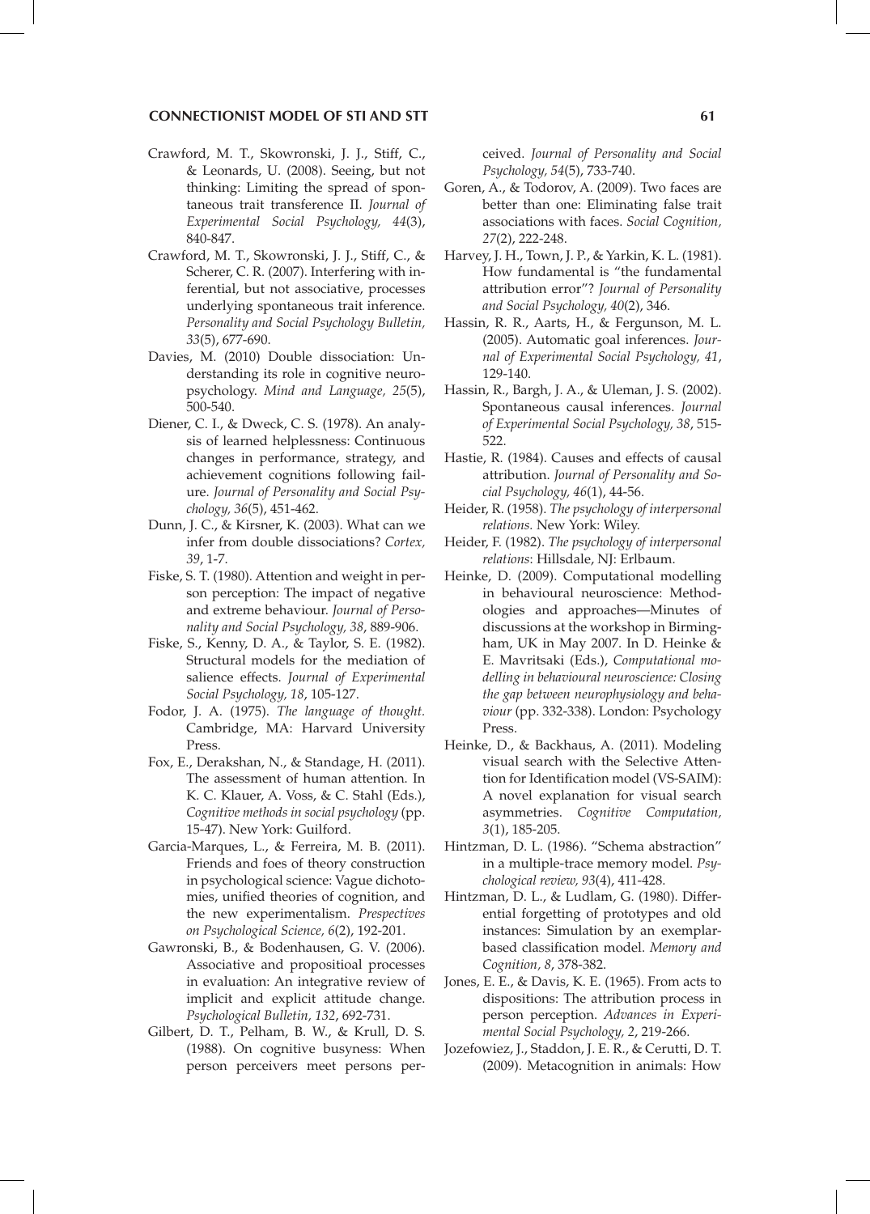Crawford, M. T., Skowronski, J. J., Stiff, C., & Leonards, U. (2008). Seeing, but not thinking: Limiting the spread of spontaneous trait transference II. *Journal of Experimental Social Psychology, 44*(3), 840-847.

Crawford, M. T., Skowronski, J. J., Stiff, C., & Scherer, C. R. (2007). Interfering with inferential, but not associative, processes underlying spontaneous trait inference. *Personality and Social Psychology Bulletin, 33*(5), 677-690.

Davies, M. (2010) Double dissociation: Understanding its role in cognitive neuropsychology. *Mind and Language, 25*(5), 500-540.

Diener, C. I., & Dweck, C. S. (1978). An analysis of learned helplessness: Continuous changes in performance, strategy, and achievement cognitions following failure. *Journal of Personality and Social Psychology, 36*(5), 451-462.

Dunn, J. C., & Kirsner, K. (2003). What can we infer from double dissociations? *Cortex, 39*, 1-7.

Fiske, S. T. (1980). Attention and weight in person perception: The impact of negative and extreme behaviour. *Journal of Personality and Social Psychology, 38*, 889-906.

Fiske, S., Kenny, D. A., & Taylor, S. E. (1982). Structural models for the mediation of salience effects. *Journal of Experimental Social Psychology, 18*, 105-127.

Fodor, J. A. (1975). *The language of thought.* Cambridge, MA: Harvard University Press.

Fox, E., Derakshan, N., & Standage, H. (2011). The assessment of human attention. In K. C. Klauer, A. Voss, & C. Stahl (Eds.), *Cognitive methods in social psychology* (pp. 15-47). New York: Guilford.

Garcia-Marques, L., & Ferreira, M. B. (2011). Friends and foes of theory construction in psychological science: Vague dichotomies, unified theories of cognition, and the new experimentalism. *Prespectives on Psychological Science, 6*(2), 192-201.

Gawronski, B., & Bodenhausen, G. V. (2006). Associative and propositioal processes in evaluation: An integrative review of implicit and explicit attitude change. *Psychological Bulletin, 132*, 692-731.

Gilbert, D. T., Pelham, B. W., & Krull, D. S. (1988). On cognitive busyness: When person perceivers meet persons perceived. *Journal of Personality and Social Psychology, 54*(5), 733-740.

Goren, A., & Todorov, A. (2009). Two faces are better than one: Eliminating false trait associations with faces. *Social Cognition, 27*(2), 222-248.

Harvey, J. H., Town, J. P., & Yarkin, K. L. (1981). How fundamental is "the fundamental attribution error"? *Journal of Personality and Social Psychology, 40*(2), 346.

Hassin, R. R., Aarts, H., & Fergunson, M. L. (2005). Automatic goal inferences. *Journal of Experimental Social Psychology, 41*, 129-140.

Hassin, R., Bargh, J. A., & Uleman, J. S. (2002). Spontaneous causal inferences. *Journal of Experimental Social Psychology, 38*, 515-522.

Hastie, R. (1984). Causes and effects of causal attribution. *Journal of Personality and Social Psychology, 46*(1), 44-56.

Heider, R. (1958). *The psychology of interpersonal relations.* New York: Wiley.

Heider, F. (1982). *The psychology of interpersonal relations*: Hillsdale, NJ: Erlbaum.

Heinke, D. (2009). Computational modelling in behavioural neuroscience: Methodologies and approaches—Minutes of discussions at the workshop in Birmingham, UK in May 2007. In D. Heinke & E. Mavritsaki (Eds.), *Computational modelling in behavioural neuroscience: Closing the gap between neurophysiology and behaviour* (pp. 332-338). London: Psychology Press.

Heinke, D., & Backhaus, A. (2011). Modeling visual search with the Selective Attention for Identification model (VS-SAIM): A novel explanation for visual search asymmetries. *Cognitive Computation, 3*(1), 185-205.

Hintzman, D. L. (1986). "Schema abstraction" in a multiple-trace memory model. *Psychological review, 93*(4), 411-428.

Hintzman, D. L., & Ludlam, G. (1980). Differential forgetting of prototypes and old instances: Simulation by an exemplar-based classification model. *Memory and Cognition, 8*, 378-382.

Jones, E. E., & Davis, K. E. (1965). From acts to dispositions: The attribution process in person perception. *Advances in Experimental Social Psychology, 2*, 219-266.

Jozefowiez, J., Staddon, J. E. R., & Cerutti, D. T. (2009). Metacognition in animals: How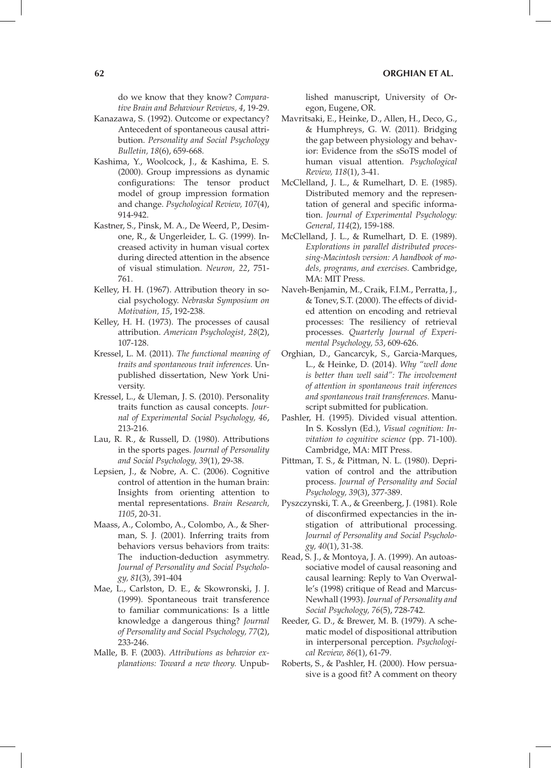do we know that they know? *Comparative Brain and Behaviour Reviews, 4*, 19-29.

Kanazawa, S. (1992). Outcome or expectancy? Antecedent of spontaneous causal attribution. *Personality and Social Psychology Bulletin, 18*(6), 659-668.

Kashima, Y., Woolcock, J., & Kashima, E. S. (2000). Group impressions as dynamic configurations: The tensor product model of group impression formation and change. *Psychological Review, 107*(4), 914-942.

Kastner, S., Pinsk, M. A., De Weerd, P., Desimone, R., & Ungerleider, L. G. (1999). Increased activity in human visual cortex during directed attention in the absence of visual stimulation. *Neuron, 22*, 751-761.

Kelley, H. H. (1967). Attribution theory in social psychology. *Nebraska Symposium on Motivation, 15*, 192-238.

Kelley, H. H. (1973). The processes of causal attribution. *American Psychologist, 28*(2), 107-128.

Kressel, L. M. (2011). *The functional meaning of traits and spontaneous trait inferences.* Unpublished dissertation, New York University.

Kressel, L., & Uleman, J. S. (2010). Personality traits function as causal concepts. *Journal of Experimental Social Psychology, 46*, 213-216.

Lau, R. R., & Russell, D. (1980). Attributions in the sports pages. *Journal of Personality and Social Psychology, 39*(1), 29-38.

Lepsien, J., & Nobre, A. C. (2006). Cognitive control of attention in the human brain: Insights from orienting attention to mental representations. *Brain Research, 1105*, 20-31.

Maass, A., Colombo, A., Colombo, A., & Sherman, S. J. (2001). Inferring traits from behaviors versus behaviors from traits: The induction-deduction asymmetry. *Journal of Personality and Social Psychology, 81*(3), 391-404

Mae, L., Carlston, D. E., & Skowronski, J. J. (1999). Spontaneous trait transference to familiar communications: Is a little knowledge a dangerous thing? *Journal of Personality and Social Psychology, 77*(2), 233-246.

Malle, B. F. (2003). *Attributions as behavior explanations: Toward a new theory.* Unpublished manuscript, University of Oregon, Eugene, OR.

Mavritsaki, E., Heinke, D., Allen, H., Deco, G., & Humphreys, G. W. (2011). Bridging the gap between physiology and behavior: Evidence from the sSoTS model of human visual attention. *Psychological Review, 118*(1), 3-41.

McClelland, J. L., & Rumelhart, D. E. (1985). Distributed memory and the representation of general and specific information. *Journal of Experimental Psychology: General, 114*(2), 159-188.

McClelland, J. L., & Rumelhart, D. E. (1989). *Explorations in parallel distributed processing-Macintosh version: A handbook of models, programs, and exercises.* Cambridge, MA: MIT Press.

Naveh-Benjamin, M., Craik, F.I.M., Perratta, J., & Tonev, S.T. (2000). The effects of divided attention on encoding and retrieval processes: The resiliency of retrieval processes. *Quarterly Journal of Experimental Psychology, 53*, 609-626.

Orghian, D., Gancarcyk, S., Garcia-Marques, L., & Heinke, D. (2014). *Why "well done is better than well said": The involvement of attention in spontaneous trait inferences and spontaneous trait transferences.* Manuscript submitted for publication.

Pashler, H. (1995). Divided visual attention. In S. Kosslyn (Ed.), *Visual cognition: Invitation to cognitive science* (pp. 71-100). Cambridge, MA: MIT Press.

Pittman, T. S., & Pittman, N. L. (1980). Deprivation of control and the attribution process. *Journal of Personality and Social Psychology, 39*(3), 377-389.

Pyszczynski, T. A., & Greenberg, J. (1981). Role of disconfirmed expectancies in the instigation of attributional processing. *Journal of Personality and Social Psychology, 40*(1), 31-38.

Read, S. J., & Montoya, J. A. (1999). An autoassociative model of causal reasoning and causal learning: Reply to Van Overwalle's (1998) critique of Read and Marcus-Newhall (1993). *Journal of Personality and Social Psychology, 76*(5), 728-742.

Reeder, G. D., & Brewer, M. B. (1979). A schematic model of dispositional attribution in interpersonal perception. *Psychological Review, 86*(1), 61-79.

Roberts, S., & Pashler, H. (2000). How persuasive is a good fit? A comment on theory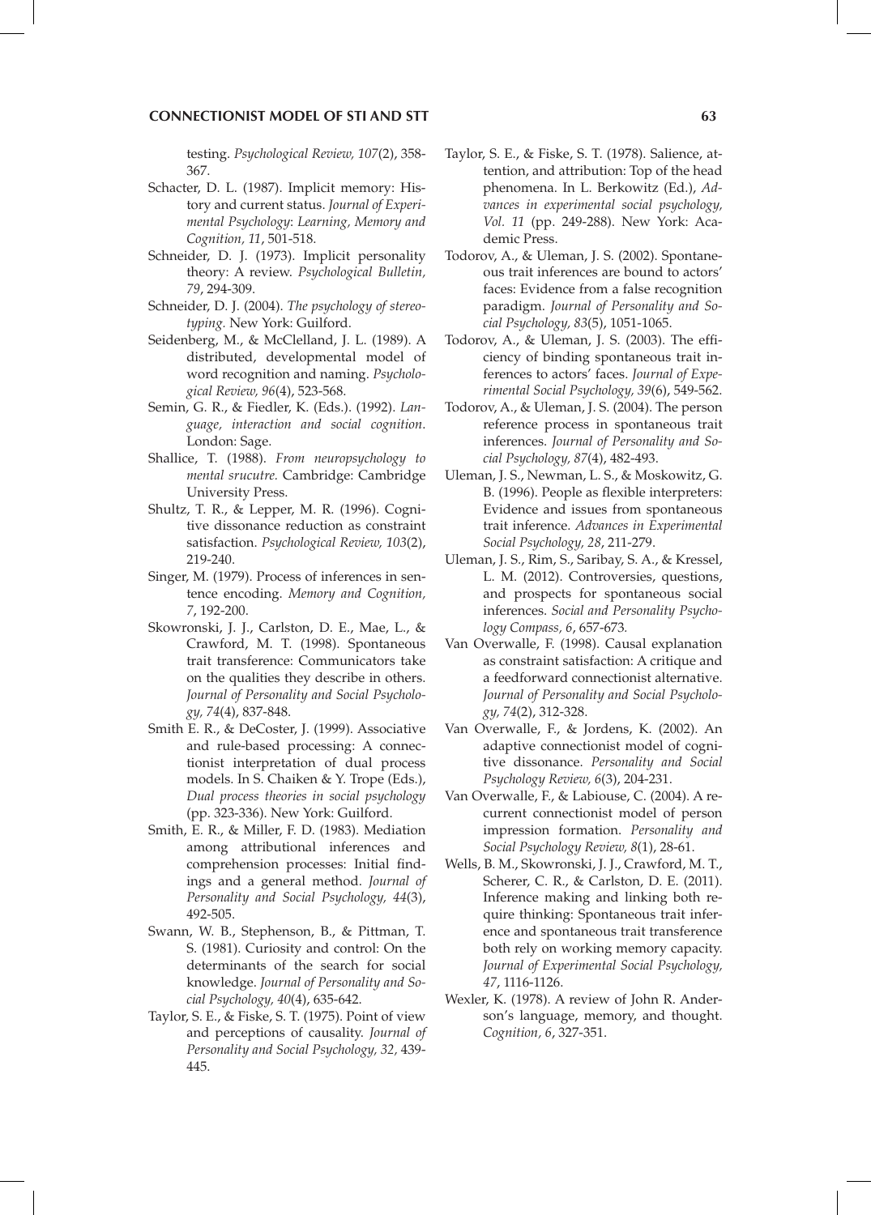testing. *Psychological Review, 107*(2), 358-367.

Schacter, D. L. (1987). Implicit memory: History and current status. *Journal of Experimental Psychology: Learning, Memory and Cognition, 11*, 501-518.

Schneider, D. J. (1973). Implicit personality theory: A review. *Psychological Bulletin, 79*, 294-309.

Schneider, D. J. (2004). *The psychology of stereotyping.* New York: Guilford.

Seidenberg, M., & McClelland, J. L. (1989). A distributed, developmental model of word recognition and naming. *Psychological Review, 96*(4), 523-568.

Semin, G. R., & Fiedler, K. (Eds.). (1992). *Language, interaction and social cognition*. London: Sage.

Shallice, T. (1988). *From neuropsychology to mental srucutre.* Cambridge: Cambridge University Press.

Shultz, T. R., & Lepper, M. R. (1996). Cognitive dissonance reduction as constraint satisfaction. *Psychological Review, 103*(2), 219-240.

Singer, M. (1979). Process of inferences in sentence encoding. *Memory and Cognition, 7*, 192-200.

Skowronski, J. J., Carlston, D. E., Mae, L., & Crawford, M. T. (1998). Spontaneous trait transference: Communicators take on the qualities they describe in others. *Journal of Personality and Social Psychology, 74*(4), 837-848.

Smith E. R., & DeCoster, J. (1999). Associative and rule-based processing: A connectionist interpretation of dual process models. In S. Chaiken & Y. Trope (Eds.), *Dual process theories in social psychology* (pp. 323-336). New York: Guilford.

Smith, E. R., & Miller, F. D. (1983). Mediation among attributional inferences and comprehension processes: Initial findings and a general method. *Journal of Personality and Social Psychology, 44*(3), 492-505.

Swann, W. B., Stephenson, B., & Pittman, T. S. (1981). Curiosity and control: On the determinants of the search for social knowledge. *Journal of Personality and Social Psychology, 40*(4), 635-642.

Taylor, S. E., & Fiske, S. T. (1975). Point of view and perceptions of causality. *Journal of Personality and Social Psychology, 32,* 439-445.

Taylor, S. E., & Fiske, S. T. (1978). Salience, attention, and attribution: Top of the head phenomena. In L. Berkowitz (Ed.), *Advances in experimental social psychology, Vol. 11* (pp. 249-288). New York: Academic Press.

Todorov, A., & Uleman, J. S. (2002). Spontaneous trait inferences are bound to actors' faces: Evidence from a false recognition paradigm. *Journal of Personality and Social Psychology, 83*(5), 1051-1065.

Todorov, A., & Uleman, J. S. (2003). The efficiency of binding spontaneous trait inferences to actors' faces. *Journal of Experimental Social Psychology, 39*(6), 549-562.

Todorov, A., & Uleman, J. S. (2004). The person reference process in spontaneous trait inferences. *Journal of Personality and Social Psychology, 87*(4), 482-493.

Uleman, J. S., Newman, L. S., & Moskowitz, G. B. (1996). People as flexible interpreters: Evidence and issues from spontaneous trait inference. *Advances in Experimental Social Psychology, 28*, 211-279.

Uleman, J. S., Rim, S., Saribay, S. A., & Kressel, L. M. (2012). Controversies, questions, and prospects for spontaneous social inferences. *Social and Personality Psychology Compass, 6*, 657-673.

Van Overwalle, F. (1998). Causal explanation as constraint satisfaction: A critique and a feedforward connectionist alternative. *Journal of Personality and Social Psychology, 74*(2), 312-328.

Van Overwalle, F., & Jordens, K. (2002). An adaptive connectionist model of cognitive dissonance. *Personality and Social Psychology Review, 6*(3), 204-231.

Van Overwalle, F., & Labiouse, C. (2004). A recurrent connectionist model of person impression formation. *Personality and Social Psychology Review, 8*(1), 28-61.

Wells, B. M., Skowronski, J. J., Crawford, M. T., Scherer, C. R., & Carlston, D. E. (2011). Inference making and linking both require thinking: Spontaneous trait inference and spontaneous trait transference both rely on working memory capacity. *Journal of Experimental Social Psychology, 47*, 1116-1126.

Wexler, K. (1978). A review of John R. Anderson's language, memory, and thought. *Cognition, 6*, 327-351.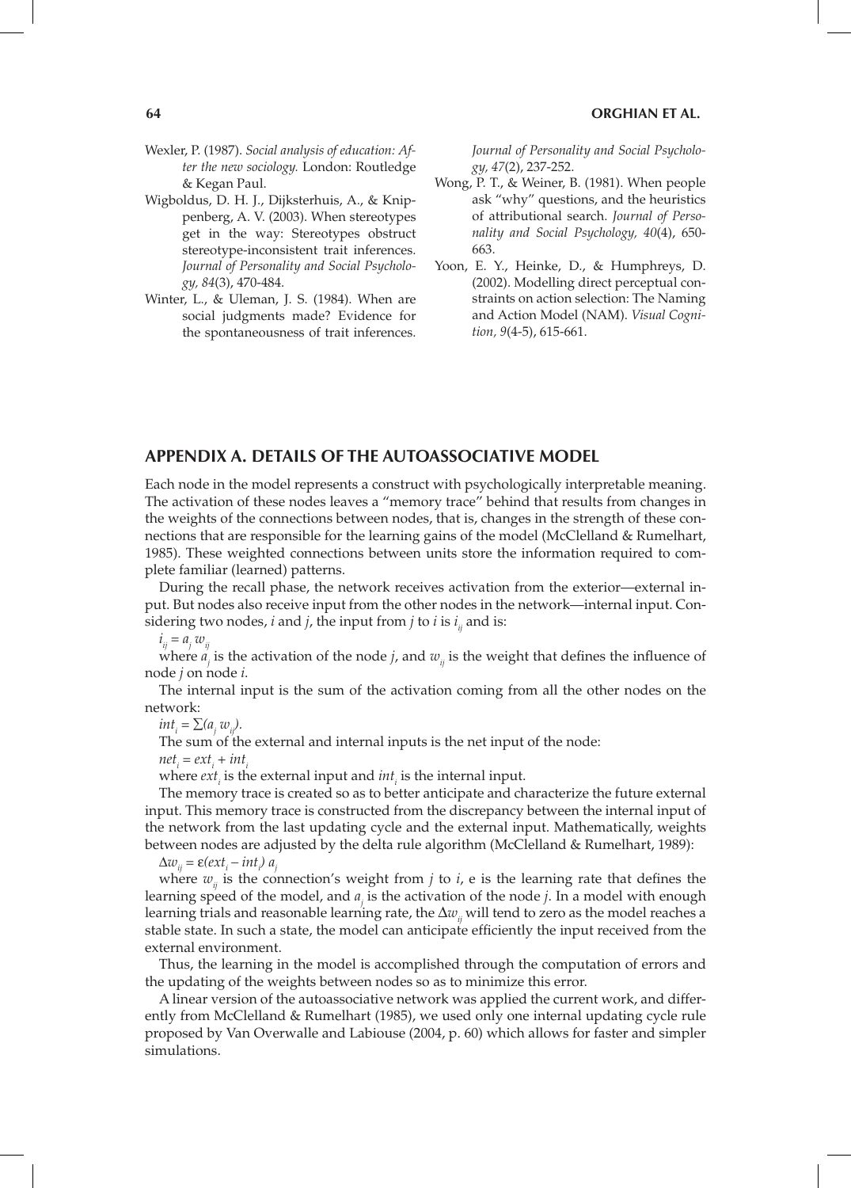Wexler, P. (1987). *Social analysis of education: After the new sociology.* London: Routledge & Kegan Paul.

Wigboldus, D. H. J., Dijksterhuis, A., & Knippenberg, A. V. (2003). When stereotypes get in the way: Stereotypes obstruct stereotype-inconsistent trait inferences. *Journal of Personality and Social Psychology, 84*(3), 470-484.

Winter, L., & Uleman, J. S. (1984). When are social judgments made? Evidence for the spontaneousness of trait inferences. *Journal of Personality and Social Psychology, 47*(2), 237-252.

Wong, P. T., & Weiner, B. (1981). When people ask "why" questions, and the heuristics of attributional search. *Journal of Personality and Social Psychology, 40*(4), 650-663.

Yoon, E. Y., Heinke, D., & Humphreys, D. (2002). Modelling direct perceptual constraints on action selection: The Naming and Action Model (NAM). *Visual Cognition, 9*(4-5), 615-661.

## APPENDIX A. DETAILS OF THE AUTOASSOCIATIVE MODEL

Each node in the model represents a construct with psychologically interpretable meaning. The activation of these nodes leaves a "memory trace" behind that results from changes in the weights of the connections between nodes, that is, changes in the strength of these connections that are responsible for the learning gains of the model (McClelland & Rumelhart, 1985). These weighted connections between units store the information required to complete familiar (learned) patterns.

During the recall phase, the network receives activation from the exterior—external input. But nodes also receive input from the other nodes in the network—internal input. Considering two nodes, *i* and *j*, the input from *j* to *i* is $i_{ij}$ and is:

$i_{ij} = a_j w_{ij}$

where $a_j$ is the activation of the node *j*, and $w_{ij}$ is the weight that defines the influence of node *j* on node *i*.

The internal input is the sum of the activation coming from all the other nodes on the network:

$int_i = \sum(a_j w_{ij})$.

The sum of the external and internal inputs is the net input of the node:

$net_i = ext_i + int_i$

where $ext_i$ is the external input and $int_i$ is the internal input.

The memory trace is created so as to better anticipate and characterize the future external input. This memory trace is constructed from the discrepancy between the internal input of the network from the last updating cycle and the external input. Mathematically, weights between nodes are adjusted by the delta rule algorithm (McClelland & Rumelhart, 1989):

$\Delta w_{ij} = \varepsilon(ext_i - int_i)\, a_j$

where $w_{ij}$ is the connection's weight from *j* to *i*, e is the learning rate that defines the learning speed of the model, and $a_j$ is the activation of the node *j*. In a model with enough learning trials and reasonable learning rate, the $\Delta w_{ij}$ will tend to zero as the model reaches a stable state. In such a state, the model can anticipate efficiently the input received from the external environment.

Thus, the learning in the model is accomplished through the computation of errors and the updating of the weights between nodes so as to minimize this error.

A linear version of the autoassociative network was applied the current work, and differently from McClelland & Rumelhart (1985), we used only one internal updating cycle rule proposed by Van Overwalle and Labiouse (2004, p. 60) which allows for faster and simpler simulations.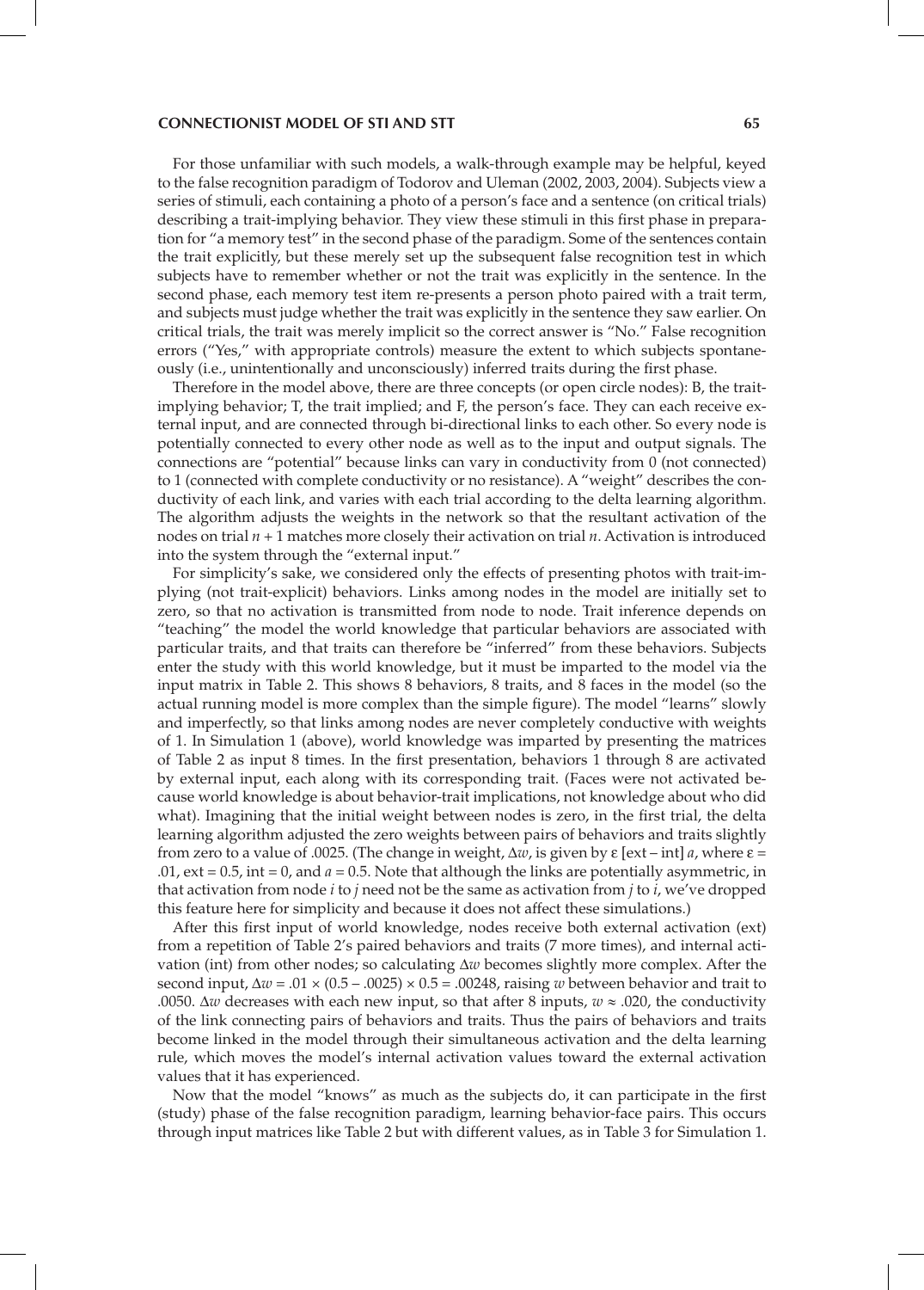For those unfamiliar with such models, a walk-through example may be helpful, keyed to the false recognition paradigm of Todorov and Uleman (2002, 2003, 2004). Subjects view a series of stimuli, each containing a photo of a person's face and a sentence (on critical trials) describing a trait-implying behavior. They view these stimuli in this first phase in preparation for "a memory test" in the second phase of the paradigm. Some of the sentences contain the trait explicitly, but these merely set up the subsequent false recognition test in which subjects have to remember whether or not the trait was explicitly in the sentence. In the second phase, each memory test item re-presents a person photo paired with a trait term, and subjects must judge whether the trait was explicitly in the sentence they saw earlier. On critical trials, the trait was merely implicit so the correct answer is "No." False recognition errors ("Yes," with appropriate controls) measure the extent to which subjects spontaneously (i.e., unintentionally and unconsciously) inferred traits during the first phase.

Therefore in the model above, there are three concepts (or open circle nodes): B, the trait-implying behavior; T, the trait implied; and F, the person's face. They can each receive external input, and are connected through bi-directional links to each other. So every node is potentially connected to every other node as well as to the input and output signals. The connections are "potential" because links can vary in conductivity from 0 (not connected) to 1 (connected with complete conductivity or no resistance). A "weight" describes the conductivity of each link, and varies with each trial according to the delta learning algorithm. The algorithm adjusts the weights in the network so that the resultant activation of the nodes on trial $n + 1$ matches more closely their activation on trial $n$. Activation is introduced into the system through the "external input."

For simplicity's sake, we considered only the effects of presenting photos with trait-implying (not trait-explicit) behaviors. Links among nodes in the model are initially set to zero, so that no activation is transmitted from node to node. Trait inference depends on "teaching" the model the world knowledge that particular behaviors are associated with particular traits, and that traits can therefore be "inferred" from these behaviors. Subjects enter the study with this world knowledge, but it must be imparted to the model via the input matrix in Table 2. This shows 8 behaviors, 8 traits, and 8 faces in the model (so the actual running model is more complex than the simple figure). The model "learns" slowly and imperfectly, so that links among nodes are never completely conductive with weights of 1. In Simulation 1 (above), world knowledge was imparted by presenting the matrices of Table 2 as input 8 times. In the first presentation, behaviors 1 through 8 are activated by external input, each along with its corresponding trait. (Faces were not activated because world knowledge is about behavior-trait implications, not knowledge about who did what). Imagining that the initial weight between nodes is zero, in the first trial, the delta learning algorithm adjusted the zero weights between pairs of behaviors and traits slightly from zero to a value of .0025. (The change in weight, $\Delta w$, is given by $\varepsilon$ [ext – int] $a$, where $\varepsilon$ = .01, ext = 0.5, int = 0, and $a$ = 0.5. Note that although the links are potentially asymmetric, in that activation from node $i$ to $j$ need not be the same as activation from $j$ to $i$, we've dropped this feature here for simplicity and because it does not affect these simulations.)

After this first input of world knowledge, nodes receive both external activation (ext) from a repetition of Table 2's paired behaviors and traits (7 more times), and internal activation (int) from other nodes; so calculating $\Delta w$ becomes slightly more complex. After the second input, $\Delta w = .01 \times (0.5 - .0025) \times 0.5 = .00248$, raising $w$ between behavior and trait to .0050. $\Delta w$ decreases with each new input, so that after 8 inputs, $w \approx .020$, the conductivity of the link connecting pairs of behaviors and traits. Thus the pairs of behaviors and traits become linked in the model through their simultaneous activation and the delta learning rule, which moves the model's internal activation values toward the external activation values that it has experienced.

Now that the model "knows" as much as the subjects do, it can participate in the first (study) phase of the false recognition paradigm, learning behavior-face pairs. This occurs through input matrices like Table 2 but with different values, as in Table 3 for Simulation 1.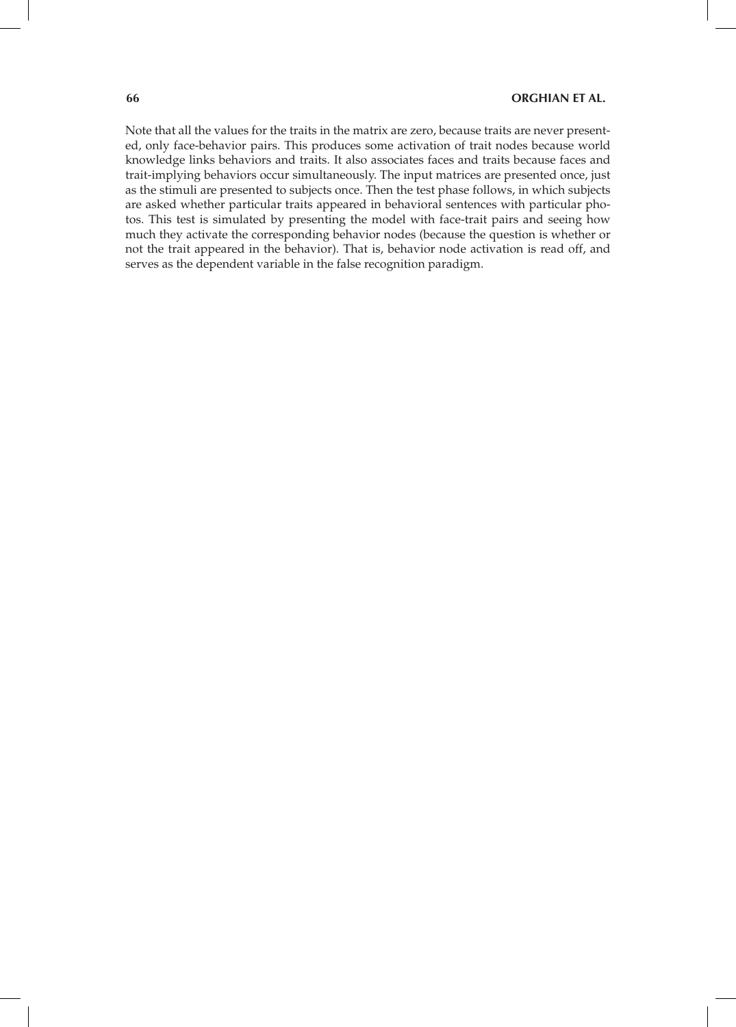Note that all the values for the traits in the matrix are zero, because traits are never presented, only face-behavior pairs. This produces some activation of trait nodes because world knowledge links behaviors and traits. It also associates faces and traits because faces and trait-implying behaviors occur simultaneously. The input matrices are presented once, just as the stimuli are presented to subjects once. Then the test phase follows, in which subjects are asked whether particular traits appeared in behavioral sentences with particular photos. This test is simulated by presenting the model with face-trait pairs and seeing how much they activate the corresponding behavior nodes (because the question is whether or not the trait appeared in the behavior). That is, behavior node activation is read off, and serves as the dependent variable in the false recognition paradigm.